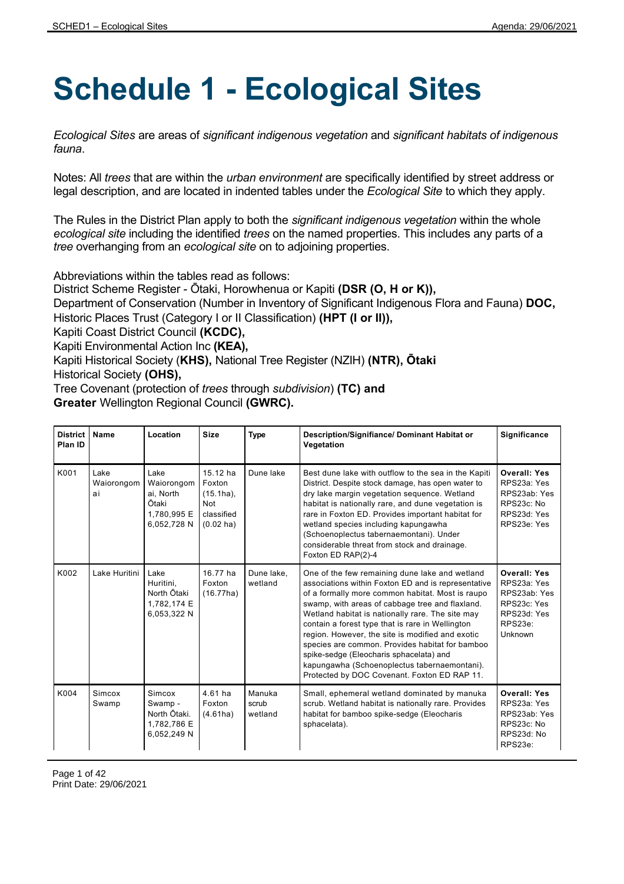# Schedule 1 - Ecological Sites

*Ecological Sites* are areas of *significant indigenous vegetation* and *significant habitats of indigenous fauna*.

Notes: All *trees* that are within the *urban environment* are specifically identified by street address or legal description, and are located in indented tables under the *Ecological Site* to which they apply.

The Rules in the District Plan apply to both the *significant indigenous vegetation* within the whole *ecological site* including the identified *trees* on the named properties. This includes any parts of a *tree* overhanging from an *ecological site* on to adjoining properties.

Abbreviations within the tables read as follows:
District Scheme Register - Ōtaki, Horowhenua or Kapiti **(DSR (O, H or K)),**
Department of Conservation (Number in Inventory of Significant Indigenous Flora and Fauna) **DOC,**
Historic Places Trust (Category I or II Classification) **(HPT (I or II)),**
Kapiti Coast District Council **(KCDC),**
Kapiti Environmental Action Inc **(KEA),**
Kapiti Historical Society (**KHS),** National Tree Register (NZIH) **(NTR), Ōtaki**
Historical Society **(OHS),**
Tree Covenant (protection of *trees* through *subdivision*) **(TC) and**
**Greater** Wellington Regional Council **(GWRC).**

| District Plan ID | Name | Location | Size | Type | Description/Significance/ Dominant Habitat or Vegetation | Significance |
|---|---|---|---|---|---|---|
| K001 | Lake Waiorongomai | Lake Waiorongomai, North Ōtaki 1,780,995 E 6,052,728 N | 15.12 ha Foxton (15.1ha), Not classified (0.02 ha) | Dune lake | Best dune lake with outflow to the sea in the Kapiti District. Despite stock damage, has open water to dry lake margin vegetation sequence. Wetland habitat is nationally rare, and dune vegetation is rare in Foxton ED. Provides important habitat for wetland species including kapungawha (Schoenoplectus tabernaemontani). Under considerable threat from stock and drainage. Foxton ED RAP(2)-4 | **Overall: Yes** RPS23a: Yes RPS23ab: Yes RPS23c: No RPS23d: Yes RPS23e: Yes |
| K002 | Lake Huritini | Lake Huritini, North Ōtaki 1,782,174 E 6,053,322 N | 16.77 ha Foxton (16.77ha) | Dune lake, wetland | One of the few remaining dune lake and wetland associations within Foxton ED and is representative of a formally more common habitat. Most is raupo swamp, with areas of cabbage tree and flaxland. Wetland habitat is nationally rare. The site may contain a forest type that is rare in Wellington region. However, the site is modified and exotic species are common. Provides habitat for bamboo spike-sedge (Eleocharis sphacelata) and kapungawha (Schoenoplectus tabernaemontani). Protected by DOC Covenant. Foxton ED RAP 11. | **Overall: Yes** RPS23a: Yes RPS23ab: Yes RPS23c: Yes RPS23d: Yes RPS23e: Unknown |
| K004 | Simcox Swamp | Simcox Swamp - North Ōtaki. 1,782,786 E 6,052,249 N | 4.61 ha Foxton (4.61ha) | Manuka scrub wetland | Small, ephemeral wetland dominated by manuka scrub. Wetland habitat is nationally rare. Provides habitat for bamboo spike-sedge (Eleocharis sphacelata). | **Overall: Yes** RPS23a: Yes RPS23ab: Yes RPS23c: No RPS23d: No RPS23e: |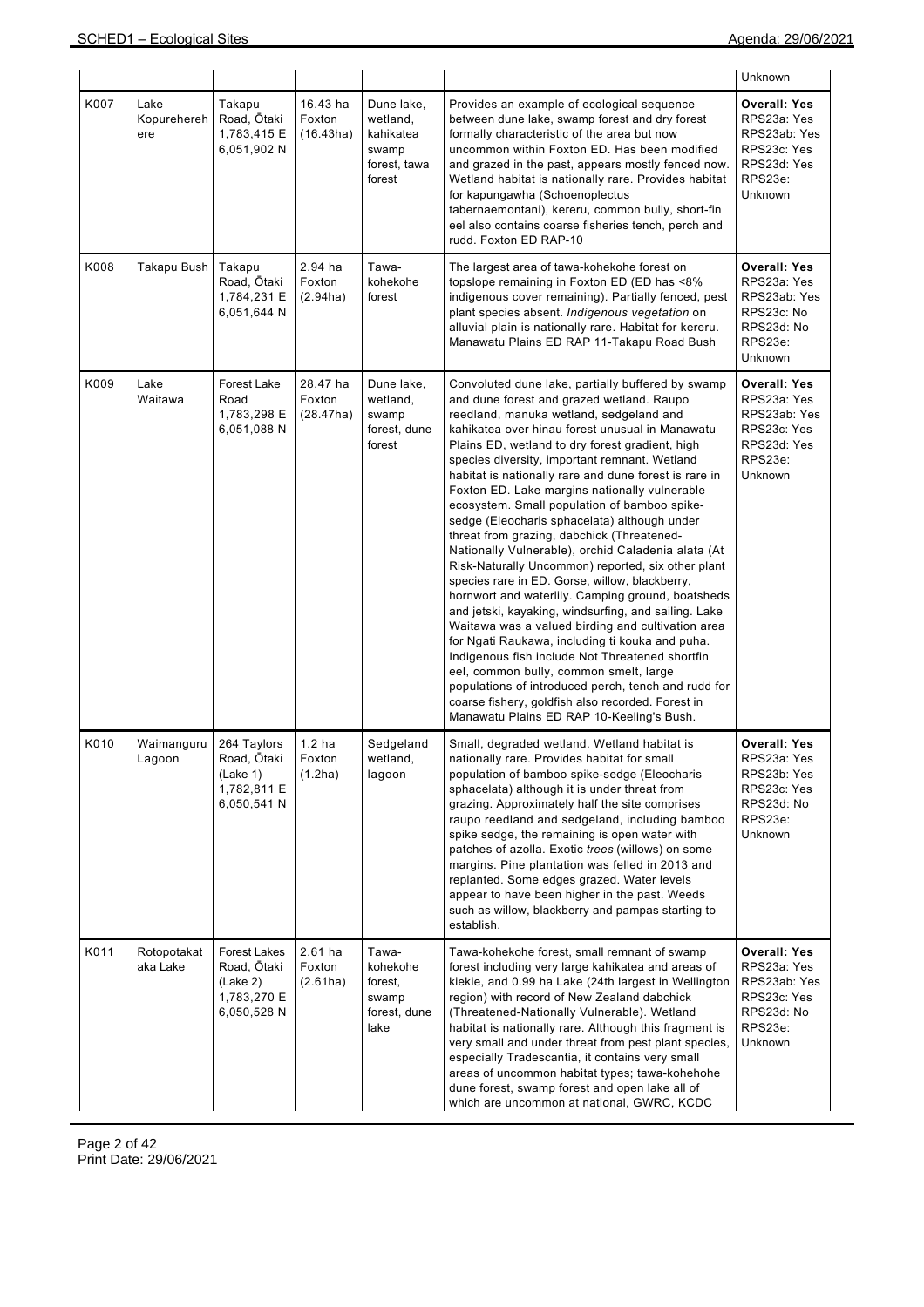| | | | | | | Unknown |
|---|---|---|---|---|---|---|
| K007 | Lake Kopurehereh ere | Takapu Road, Ōtaki 1,783,415 E 6,051,902 N | 16.43 ha Foxton (16.43ha) | Dune lake, wetland, kahikatea swamp forest, tawa forest | Provides an example of ecological sequence between dune lake, swamp forest and dry forest formally characteristic of the area but now uncommon within Foxton ED. Has been modified and grazed in the past, appears mostly fenced now. Wetland habitat is nationally rare. Provides habitat for kapungawha (Schoenoplectus tabernaemontani), kereru, common bully, short-fin eel also contains coarse fisheries tench, perch and rudd. Foxton ED RAP-10 | **Overall: Yes** RPS23a: Yes RPS23ab: Yes RPS23c: Yes RPS23d: Yes RPS23e: Unknown |
| K008 | Takapu Bush | Takapu Road, Ōtaki 1,784,231 E 6,051,644 N | 2.94 ha Foxton (2.94ha) | Tawa-kohekohe forest | The largest area of tawa-kohekohe forest on topslope remaining in Foxton ED (ED has <8% indigenous cover remaining). Partially fenced, pest plant species absent. *Indigenous vegetation* on alluvial plain is nationally rare. Habitat for kereru. Manawatu Plains ED RAP 11-Takapu Road Bush | **Overall: Yes** RPS23a: Yes RPS23ab: Yes RPS23c: No RPS23d: No RPS23e: Unknown |
| K009 | Lake Waitawa | Forest Lake Road 1,783,298 E 6,051,088 N | 28.47 ha Foxton (28.47ha) | Dune lake, wetland, swamp forest, dune forest | Convoluted dune lake, partially buffered by swamp and dune forest and grazed wetland. Raupo reedland, manuka wetland, sedgeland and kahikatea over hinau forest unusual in Manawatu Plains ED, wetland to dry forest gradient, high species diversity, important remnant. Wetland habitat is nationally rare and dune forest is rare in Foxton ED. Lake margins nationally vulnerable ecosystem. Small population of bamboo spike-sedge (Eleocharis sphacelata) although under threat from grazing, dabchick (Threatened-Nationally Vulnerable), orchid Caladenia alata (At Risk-Naturally Uncommon) reported, six other plant species rare in ED. Gorse, willow, blackberry, hornwort and waterlily. Camping ground, boatsheds and jetski, kayaking, windsurfing, and sailing. Lake Waitawa was a valued birding and cultivation area for Ngati Raukawa, including ti kouka and puha. Indigenous fish include Not Threatened shortfin eel, common bully, common smelt, large populations of introduced perch, tench and rudd for coarse fishery, goldfish also recorded. Forest in Manawatu Plains ED RAP 10-Keeling's Bush. | **Overall: Yes** RPS23a: Yes RPS23ab: Yes RPS23c: Yes RPS23d: Yes RPS23e: Unknown |
| K010 | Waimanguru Lagoon | 264 Taylors Road, Ōtaki (Lake 1) 1,782,811 E 6,050,541 N | 1.2 ha Foxton (1.2ha) | Sedgeland wetland, lagoon | Small, degraded wetland. Wetland habitat is nationally rare. Provides habitat for small population of bamboo spike-sedge (Eleocharis sphacelata) although it is under threat from grazing. Approximately half the site comprises raupo reedland and sedgeland, including bamboo spike sedge, the remaining is open water with patches of azolla. Exotic *trees* (willows) on some margins. Pine plantation was felled in 2013 and replanted. Some edges grazed. Water levels appear to have been higher in the past. Weeds such as willow, blackberry and pampas starting to establish. | **Overall: Yes** RPS23a: Yes RPS23b: Yes RPS23c: Yes RPS23d: No RPS23e: Unknown |
| K011 | Rotopotakat aka Lake | Forest Lakes Road, Ōtaki (Lake 2) 1,783,270 E 6,050,528 N | 2.61 ha Foxton (2.61ha) | Tawa-kohekohe forest, swamp forest, dune lake | Tawa-kohekohe forest, small remnant of swamp forest including very large kahikatea and areas of kiekie, and 0.99 ha Lake (24th largest in Wellington region) with record of New Zealand dabchick (Threatened-Nationally Vulnerable). Wetland habitat is nationally rare. Although this fragment is very small and under threat from pest plant species, especially Tradescantia, it contains very small areas of uncommon habitat types; tawa-kohehohe dune forest, swamp forest and open lake all of which are uncommon at national, GWRC, KCDC | **Overall: Yes** RPS23a: Yes RPS23ab: Yes RPS23c: Yes RPS23d: No RPS23e: Unknown |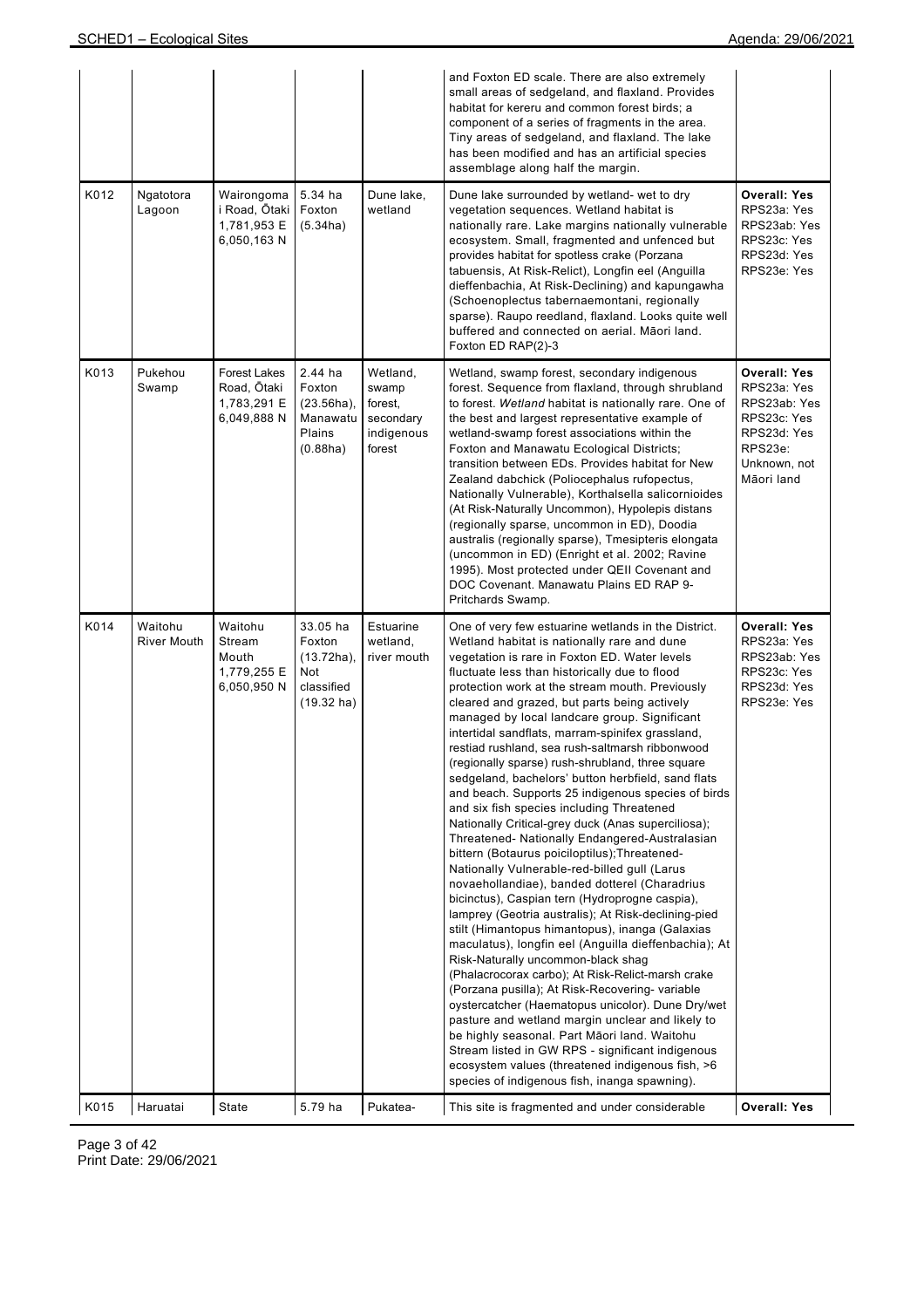| | | | | | | |
|---|---|---|---|---|---|---|
| | | | | | and Foxton ED scale. There are also extremely small areas of sedgeland, and flaxland. Provides habitat for kereru and common forest birds; a component of a series of fragments in the area. Tiny areas of sedgeland, and flaxland. The lake has been modified and has an artificial species assemblage along half the margin. | |
| K012 | Ngatotora Lagoon | Wairongomai Road, Ōtaki 1,781,953 E 6,050,163 N | 5.34 ha Foxton (5.34ha) | Dune lake, wetland | Dune lake surrounded by wetland- wet to dry vegetation sequences. Wetland habitat is nationally rare. Lake margins nationally vulnerable ecosystem. Small, fragmented and unfenced but provides habitat for spotless crake (Porzana tabuensis, At Risk-Relict), Longfin eel (Anguilla dieffenbachia, At Risk-Declining) and kapungawha (Schoenoplectus tabernaemontani, regionally sparse). Raupo reedland, flaxland. Looks quite well buffered and connected on aerial. Māori land. Foxton ED RAP(2)-3 | **Overall: Yes** RPS23a: Yes RPS23ab: Yes RPS23c: Yes RPS23d: Yes RPS23e: Yes |
| K013 | Pukehou Swamp | Forest Lakes Road, Ōtaki 1,783,291 E 6,049,888 N | 2.44 ha Foxton (23.56ha), Manawatu Plains (0.88ha) | Wetland, swamp forest, secondary indigenous forest | Wetland, swamp forest, secondary indigenous forest. Sequence from flaxland, through shrubland to forest. *Wetland* habitat is nationally rare. One of the best and largest representative example of wetland-swamp forest associations within the Foxton and Manawatu Ecological Districts; transition between EDs. Provides habitat for New Zealand dabchick (Poliocephalus rufopectus, Nationally Vulnerable), Korthalsella salicornioides (At Risk-Naturally Uncommon), Hypolepis distans (regionally sparse, uncommon in ED), Doodia australis (regionally sparse), Tmesipteris elongata (uncommon in ED) (Enright et al. 2002; Ravine 1995). Most protected under QEII Covenant and DOC Covenant. Manawatu Plains ED RAP 9-Pritchards Swamp. | **Overall: Yes** RPS23a: Yes RPS23ab: Yes RPS23c: Yes RPS23d: Yes RPS23e: Unknown, not Māori land |
| K014 | Waitohu River Mouth | Waitohu Stream Mouth 1,779,255 E 6,050,950 N | 33.05 ha Foxton (13.72ha), Not classified (19.32 ha) | Estuarine wetland, river mouth | One of very few estuarine wetlands in the District. Wetland habitat is nationally rare and dune vegetation is rare in Foxton ED. Water levels fluctuate less than historically due to flood protection work at the stream mouth. Previously cleared and grazed, but parts being actively managed by local landcare group. Significant intertidal sandflats, marram-spinifex grassland, restiad rushland, sea rush-saltmarsh ribbonwood (regionally sparse) rush-shrubland, three square sedgeland, bachelors' button herbfield, sand flats and beach. Supports 25 indigenous species of birds and six fish species including Threatened Nationally Critical-grey duck (Anas superciliosa); Threatened- Nationally Endangered-Australasian bittern (Botaurus poiciloptilus);Threatened-Nationally Vulnerable-red-billed gull (Larus novaehollandiae), banded dotterel (Charadrius bicinctus), Caspian tern (Hydroprogne caspia), lamprey (Geotria australis); At Risk-declining-pied stilt (Himantopus himantopus), inanga (Galaxias maculatus), longfin eel (Anguilla dieffenbachia); At Risk-Naturally uncommon-black shag (Phalacrocorax carbo); At Risk-Relict-marsh crake (Porzana pusilla); At Risk-Recovering- variable oystercatcher (Haematopus unicolor). Dune Dry/wet pasture and wetland margin unclear and likely to be highly seasonal. Part Māori land. Waitohu Stream listed in GW RPS - significant indigenous ecosystem values (threatened indigenous fish, >6 species of indigenous fish, inanga spawning). | **Overall: Yes** RPS23a: Yes RPS23ab: Yes RPS23c: Yes RPS23d: Yes RPS23e: Yes |
| K015 | Haruatai | State | 5.79 ha | Pukatea- | This site is fragmented and under considerable | **Overall: Yes** |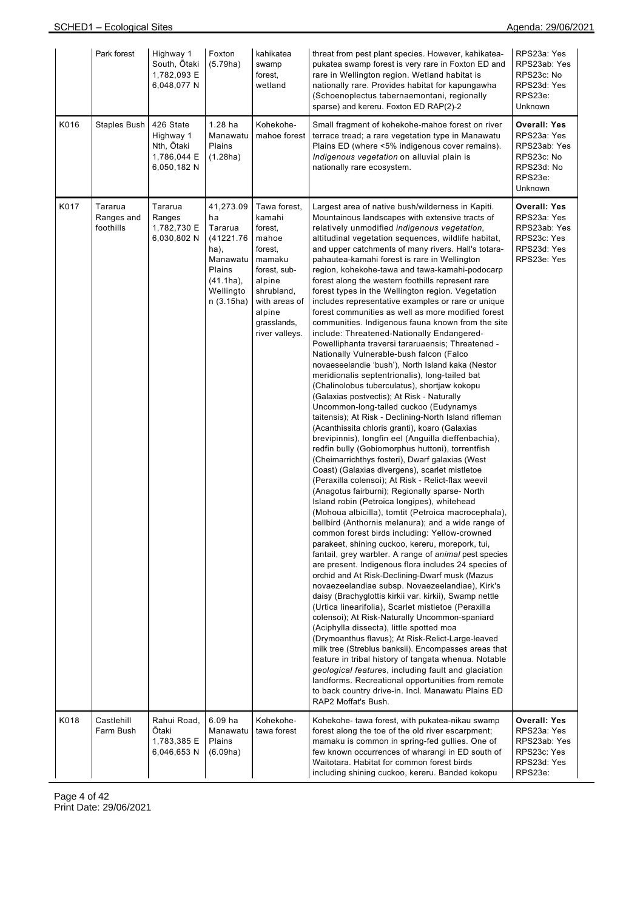| | | | | | | |
|---|---|---|---|---|---|---|
| | Park forest | Highway 1 South, Ōtaki 1,782,093 E 6,048,077 N | Foxton (5.79ha) | kahikatea swamp forest, wetland | threat from pest plant species. However, kahikatea-pukatea swamp forest is very rare in Foxton ED and rare in Wellington region. Wetland habitat is nationally rare. Provides habitat for kapungawha (Schoenoplectus tabernaemontani, regionally sparse) and kereru. Foxton ED RAP(2)-2 | RPS23a: Yes RPS23ab: Yes RPS23c: No RPS23d: Yes RPS23e: Unknown |
| K016 | Staples Bush | 426 State Highway 1 Nth, Ōtaki 1,786,044 E 6,050,182 N | 1.28 ha Manawatu Plains (1.28ha) | Kohekohe-mahoe forest | Small fragment of kohekohe-mahoe forest on river terrace tread; a rare vegetation type in Manawatu Plains ED (where <5% indigenous cover remains). *Indigenous vegetation* on alluvial plain is nationally rare ecosystem. | **Overall: Yes** RPS23a: Yes RPS23ab: Yes RPS23c: No RPS23d: No RPS23e: Unknown |
| K017 | Tararua Ranges and foothills | Tararua Ranges 1,782,730 E 6,030,802 N | 41,273.09 ha Tararua (41221.76 ha), Manawatu Plains (41.1ha), Wellington (3.15ha) | Tawa forest, kamahi forest, mahoe forest, mamaku forest, sub-alpine shrubland, with areas of alpine grasslands, river valleys. | Largest area of native bush/wilderness in Kapiti. Mountainous landscapes with extensive tracts of relatively unmodified *indigenous vegetation*, altitudinal vegetation sequences, wildlife habitat, and upper catchments of many rivers. Hall's totara-pahautea-kamahi forest is rare in Wellington region, kohekohe-tawa and tawa-kamahi-podocarp forest along the western foothills represent rare forest types in the Wellington region. Vegetation includes representative examples or rare or unique forest communities as well as more modified forest communities. Indigenous fauna known from the site include: Threatened-Nationally Endangered-Powelliphanta traversi tararuaensis; Threatened - Nationally Vulnerable-bush falcon (Falco novaeseelandie 'bush'), North Island kaka (Nestor meridionalis septentrionalis), long-tailed bat (Chalinolobus tuberculatus), shortjaw kokopu (Galaxias postvectis); At Risk - Naturally Uncommon-long-tailed cuckoo (Eudynamys taitensis); At Risk - Declining-North Island rifleman (Acanthissita chloris granti), koaro (Galaxias brevipinnis), longfin eel (Anguilla dieffenbachia), redfin bully (Gobiomorphus huttoni), torrentfish (Cheimarrichthys fosteri), Dwarf galaxias (West Coast) (Galaxias divergens), scarlet mistletoe (Peraxilla colensoi); At Risk - Relict-flax weevil (Anagotus fairburni); Regionally sparse- North Island robin (Petroica longipes), whitehead (Mohoua albicilla), tomtit (Petroica macrocephala), bellbird (Anthornis melanura); and a wide range of common forest birds including: Yellow-crowned parakeet, shining cuckoo, kereru, morepork, tui, fantail, grey warbler. A range of *animal* pest species are present. Indigenous flora includes 24 species of orchid and At Risk-Declining-Dwarf musk (Mazus novaezeelandiae subsp. Novaezeelandiae), Kirk's daisy (Brachyglottis kirkii var. kirkii), Swamp nettle (Urtica linearifolia), Scarlet mistletoe (Peraxilla colensoi); At Risk-Naturally Uncommon-spaniard (Aciphylla dissecta), little spotted moa (Drymoanthus flavus); At Risk-Relict-Large-leaved milk tree (Streblus banksii). Encompasses areas that feature in tribal history of tangata whenua. Notable *geological features*, including fault and glaciation landforms. Recreational opportunities from remote to back country drive-in. Incl. Manawatu Plains ED RAP2 Moffat's Bush. | **Overall: Yes** RPS23a: Yes RPS23ab: Yes RPS23c: Yes RPS23d: Yes RPS23e: Yes |
| K018 | Castlehill Farm Bush | Rahui Road, Ōtaki 1,783,385 E 6,046,653 N | 6.09 ha Manawatu Plains (6.09ha) | Kohekohe-tawa forest | Kohekohe- tawa forest, with pukatea-nikau swamp forest along the toe of the old river escarpment; mamaku is common in spring-fed gullies. One of few known occurrences of wharangi in ED south of Waitotara. Habitat for common forest birds including shining cuckoo, kereru. Banded kokopu | **Overall: Yes** RPS23a: Yes RPS23ab: Yes RPS23c: Yes RPS23d: Yes RPS23e: |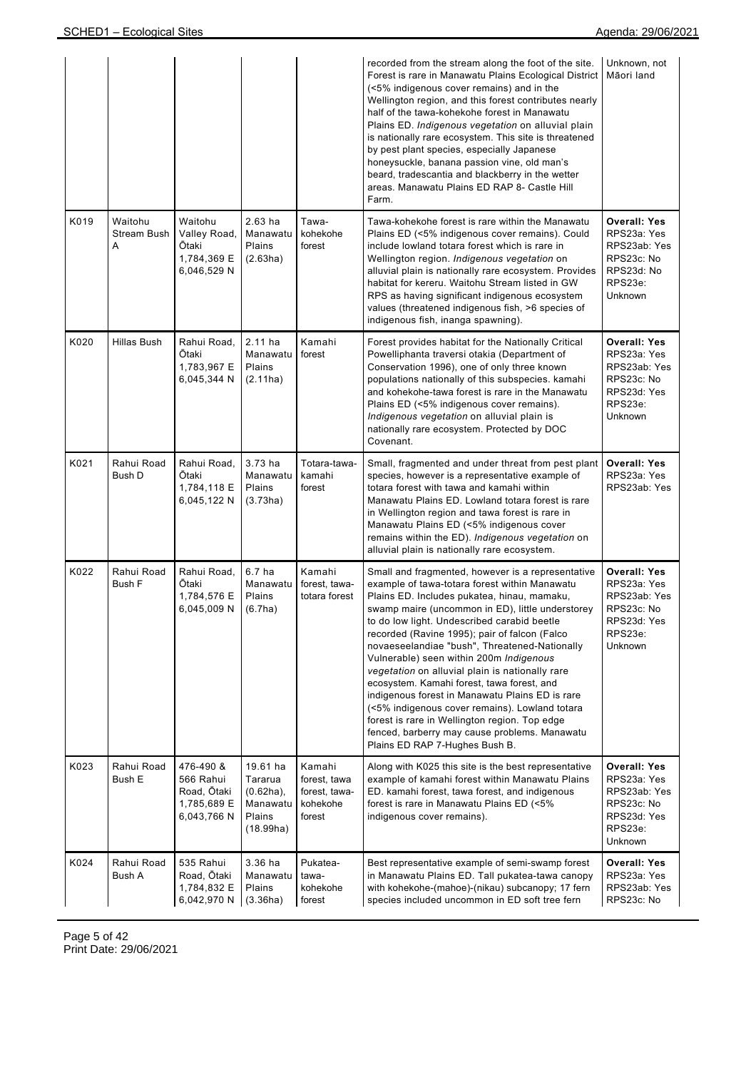| | | | | | recorded from the stream along the foot of the site. Forest is rare in Manawatu Plains Ecological District (<5% indigenous cover remains) and in the Wellington region, and this forest contributes nearly half of the tawa-kohekohe forest in Manawatu Plains ED. *Indigenous vegetation* on alluvial plain is nationally rare ecosystem. This site is threatened by pest plant species, especially Japanese honeysuckle, banana passion vine, old man's beard, tradescantia and blackberry in the wetter areas. Manawatu Plains ED RAP 8- Castle Hill Farm. | Unknown, not Māori land |
|---|---|---|---|---|---|---|
| K019 | Waitohu Stream Bush A | Waitohu Valley Road, Ōtaki 1,784,369 E 6,046,529 N | 2.63 ha Manawatu Plains (2.63ha) | Tawa-kohekohe forest | Tawa-kohekohe forest is rare within the Manawatu Plains ED (<5% indigenous cover remains). Could include lowland totara forest which is rare in Wellington region. *Indigenous vegetation* on alluvial plain is nationally rare ecosystem. Provides habitat for kereru. Waitohu Stream listed in GW RPS as having significant indigenous ecosystem values (threatened indigenous fish, >6 species of indigenous fish, inanga spawning). | **Overall: Yes** RPS23a: Yes RPS23ab: Yes RPS23c: No RPS23d: No RPS23e: Unknown |
| K020 | Hillas Bush | Rahui Road, Ōtaki 1,783,967 E 6,045,344 N | 2.11 ha Manawatu Plains (2.11ha) | Kamahi forest | Forest provides habitat for the Nationally Critical Powelliphanta traversi otakia (Department of Conservation 1996), one of only three known populations nationally of this subspecies. kamahi and kohekohe-tawa forest is rare in the Manawatu Plains ED (<5% indigenous cover remains). *Indigenous vegetation* on alluvial plain is nationally rare ecosystem. Protected by DOC Covenant. | **Overall: Yes** RPS23a: Yes RPS23ab: Yes RPS23c: No RPS23d: Yes RPS23e: Unknown |
| K021 | Rahui Road Bush D | Rahui Road, Ōtaki 1,784,118 E 6,045,122 N | 3.73 ha Manawatu Plains (3.73ha) | Totara-tawa-kamahi forest | Small, fragmented and under threat from pest plant species, however is a representative example of totara forest with tawa and kamahi within Manawatu Plains ED. Lowland totara forest is rare in Wellington region and tawa forest is rare in Manawatu Plains ED (<5% indigenous cover remains within the ED). *Indigenous vegetation* on alluvial plain is nationally rare ecosystem. | **Overall: Yes** RPS23a: Yes RPS23ab: Yes |
| K022 | Rahui Road Bush F | Rahui Road, Ōtaki 1,784,576 E 6,045,009 N | 6.7 ha Manawatu Plains (6.7ha) | Kamahi forest, tawa-totara forest | Small and fragmented, however is a representative example of tawa-totara forest within Manawatu Plains ED. Includes pukatea, hinau, mamaku, swamp maire (uncommon in ED), little understorey to do low light. Undescribed carabid beetle recorded (Ravine 1995); pair of falcon (Falco novaeseelandiae "bush", Threatened-Nationally Vulnerable) seen within 200m *Indigenous vegetation* on alluvial plain is nationally rare ecosystem. Kamahi forest, tawa forest, and indigenous forest in Manawatu Plains ED is rare (<5% indigenous cover remains). Lowland totara forest is rare in Wellington region. Top edge fenced, barberry may cause problems. Manawatu Plains ED RAP 7-Hughes Bush B. | **Overall: Yes** RPS23a: Yes RPS23ab: Yes RPS23c: No RPS23d: Yes RPS23e: Unknown |
| K023 | Rahui Road Bush E | 476-490 & 566 Rahui Road, Ōtaki 1,785,689 E 6,043,766 N | 19.61 ha Tararua (0.62ha), Manawatu Plains (18.99ha) | Kamahi forest, tawa forest, tawa-kohekohe forest | Along with K025 this site is the best representative example of kamahi forest within Manawatu Plains ED. kamahi forest, tawa forest, and indigenous forest is rare in Manawatu Plains ED (<5% indigenous cover remains). | **Overall: Yes** RPS23a: Yes RPS23ab: Yes RPS23c: No RPS23d: Yes RPS23e: Unknown |
| K024 | Rahui Road Bush A | 535 Rahui Road, Ōtaki 1,784,832 E 6,042,970 N | 3.36 ha Manawatu Plains (3.36ha) | Pukatea-tawa-kohekohe forest | Best representative example of semi-swamp forest in Manawatu Plains ED. Tall pukatea-tawa canopy with kohekohe-(mahoe)-(nikau) subcanopy; 17 fern species included uncommon in ED soft tree fern | **Overall: Yes** RPS23a: Yes RPS23ab: Yes RPS23c: No |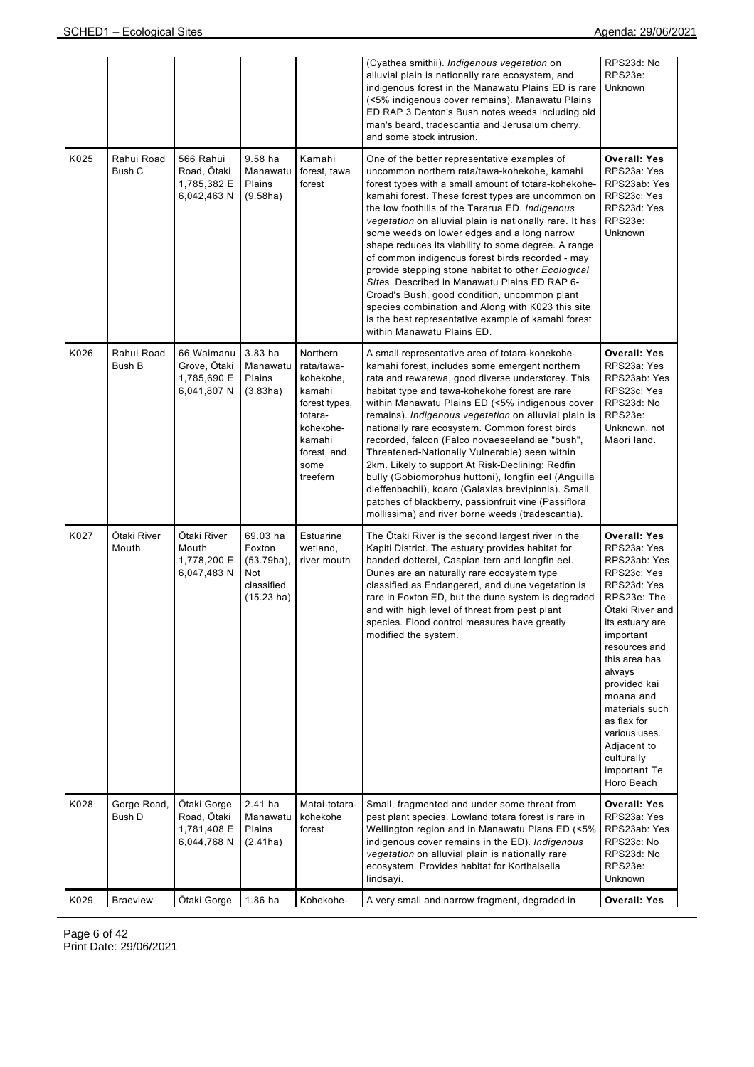| | | | | | | |
|---|---|---|---|---|---|---|
| | | | | (Cyathea smithii). *Indigenous vegetation* on alluvial plain is nationally rare ecosystem, and indigenous forest in the Manawatu Plains ED is rare (<5% indigenous cover remains). Manawatu Plains ED RAP 3 Denton's Bush notes weeds including old man's beard, tradescantia and Jerusalum cherry, and some stock intrusion. | RPS23d: No<br>RPS23e: Unknown |
| K025 | Rahui Road Bush C | 566 Rahui Road, Ōtaki 1,785,382 E 6,042,463 N | 9.58 ha Manawatu Plains (9.58ha) | Kamahi forest, tawa forest | One of the better representative examples of uncommon northern rata/tawa-kohekohe, kamahi forest types with a small amount of totara-kohekohe-kamahi forest. These forest types are uncommon on the low foothills of the Tararua ED. *Indigenous vegetation* on alluvial plain is nationally rare. It has some weeds on lower edges and a long narrow shape reduces its viability to some degree. A range of common indigenous forest birds recorded - may provide stepping stone habitat to other *Ecological Sites*. Described in Manawatu Plains ED RAP 6-Croad's Bush, good condition, uncommon plant species combination and Along with K023 this site is the best representative example of kamahi forest within Manawatu Plains ED. | **Overall: Yes**<br>RPS23a: Yes<br>RPS23ab: Yes<br>RPS23c: Yes<br>RPS23d: Yes<br>RPS23e: Unknown |
| K026 | Rahui Road Bush B | 66 Waimanu Grove, Ōtaki 1,785,690 E 6,041,807 N | 3.83 ha Manawatu Plains (3.83ha) | Northern rata/tawa-kohekohe, kamahi forest types, totara-kohekohe-kamahi forest, and some treefern | A small representative area of totara-kohekohe-kamahi forest, includes some emergent northern rata and rewarewa, good diverse understorey. This habitat type and tawa-kohekohe forest are rare within Manawatu Plains ED (<5% indigenous cover remains). *Indigenous vegetation* on alluvial plain is nationally rare ecosystem. Common forest birds recorded, falcon (Falco novaeseelandiae "bush", Threatened-Nationally Vulnerable) seen within 2km. Likely to support At Risk-Declining: Redfin bully (Gobiomorphus huttoni), longfin eel (Anguilla dieffenbachii), koaro (Galaxias brevipinnis). Small patches of blackberry, passionfruit vine (Passiflora mollissima) and river borne weeds (tradescantia). | **Overall: Yes**<br>RPS23a: Yes<br>RPS23ab: Yes<br>RPS23c: Yes<br>RPS23d: No<br>RPS23e: Unknown, not Māori land. |
| K027 | Ōtaki River Mouth | Ōtaki River Mouth 1,778,200 E 6,047,483 N | 69.03 ha Foxton (53.79ha), Not classified (15.23 ha) | Estuarine wetland, river mouth | The Ōtaki River is the second largest river in the Kapiti District. The estuary provides habitat for banded dotterel, Caspian tern and longfin eel. Dunes are an naturally rare ecosystem type classified as Endangered, and dune vegetation is rare in Foxton ED, but the dune system is degraded and with high level of threat from pest plant species. Flood control measures have greatly modified the system. | **Overall: Yes**<br>RPS23a: Yes<br>RPS23ab: Yes<br>RPS23c: Yes<br>RPS23d: Yes<br>RPS23e: The Ōtaki River and its estuary are important resources and this area has always provided kai moana and materials such as flax for various uses. Adjacent to culturally important Te Horo Beach |
| K028 | Gorge Road, Bush D | Ōtaki Gorge Road, Ōtaki 1,781,408 E 6,044,768 N | 2.41 ha Manawatu Plains (2.41ha) | Matai-totara-kohekohe forest | Small, fragmented and under some threat from pest plant species. Lowland totara forest is rare in Wellington region and in Manawatu Plans ED (<5% indigenous cover remains in the ED). *Indigenous vegetation* on alluvial plain is nationally rare ecosystem. Provides habitat for Korthalsella lindsayi. | **Overall: Yes**<br>RPS23a: Yes<br>RPS23ab: Yes<br>RPS23c: No<br>RPS23d: No<br>RPS23e: Unknown |
| K029 | Braeview | Ōtaki Gorge | 1.86 ha | Kohekohe- | A very small and narrow fragment, degraded in | **Overall: Yes** |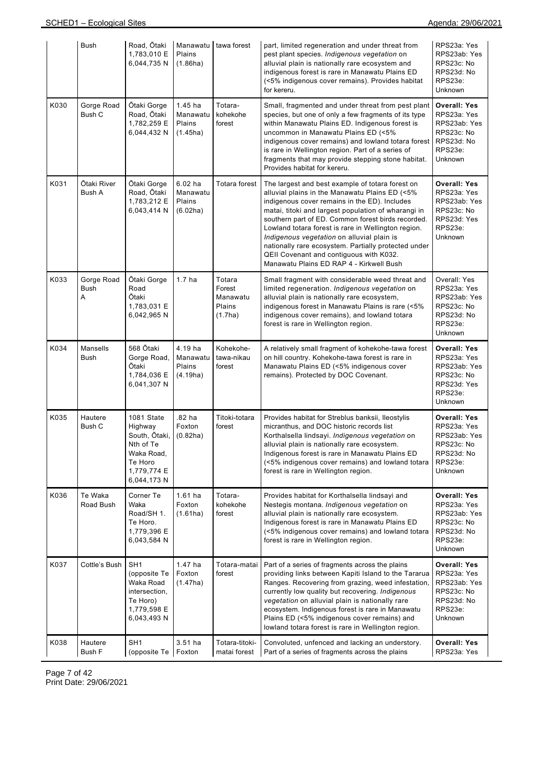| | Bush | Road, Ōtaki 1,783,010 E 6,044,735 N | Manawatu Plains (1.86ha) | tawa forest | part, limited regeneration and under threat from pest plant species. *Indigenous vegetation* on alluvial plain is nationally rare ecosystem and indigenous forest is rare in Manawatu Plains ED (<5% indigenous cover remains). Provides habitat for kereru. | RPS23a: Yes RPS23ab: Yes RPS23c: No RPS23d: No RPS23e: Unknown |
|---|---|---|---|---|---|---|
| K030 | Gorge Road Bush C | Ōtaki Gorge Road, Ōtaki 1,782,259 E 6,044,432 N | 1.45 ha Manawatu Plains (1.45ha) | Totara-kohekohe forest | Small, fragmented and under threat from pest plant species, but one of only a few fragments of its type within Manawatu Plains ED. Indigenous forest is uncommon in Manawatu Plains ED (<5% indigenous cover remains) and lowland totara forest is rare in Wellington region. Part of a series of fragments that may provide stepping stone habitat. Provides habitat for kereru. | **Overall: Yes** RPS23a: Yes RPS23ab: Yes RPS23c: No RPS23d: No RPS23e: Unknown |
| K031 | Ōtaki River Bush A | Ōtaki Gorge Road, Ōtaki 1,783,212 E 6,043,414 N | 6.02 ha Manawatu Plains (6.02ha) | Totara forest | The largest and best example of totara forest on alluvial plains in the Manawatu Plains ED (<5% indigenous cover remains in the ED). Includes matai, titoki and largest population of wharangi in southern part of ED. Common forest birds recorded. Lowland totara forest is rare in Wellington region. *Indigenous vegetation on alluvial plain is nationally rare ecosystem.* Partially protected under QEII Covenant and contiguous with K032. Manawatu Plains ED RAP 4 - Kirkwell Bush | **Overall: Yes** RPS23a: Yes RPS23ab: Yes RPS23c: No RPS23d: Yes RPS23e: Unknown |
| K033 | Gorge Road Bush A | Ōtaki Gorge Road Ōtaki 1,783,031 E 6,042,965 N | 1.7 ha | Totara Forest Manawatu Plains (1.7ha) | Small fragment with considerable weed threat and limited regeneration. *Indigenous vegetation* on alluvial plain is nationally rare ecosystem, indigenous forest in Manawatu Plains is rare (<5% indigenous cover remains), and lowland totara forest is rare in Wellington region. | Overall: Yes RPS23a: Yes RPS23ab: Yes RPS23c: No RPS23d: No RPS23e: Unknown |
| K034 | Mansells Bush | 568 Ōtaki Gorge Road, Ōtaki 1,784,036 E 6,041,307 N | 4.19 ha Manawatu Plains (4.19ha) | Kohekohe-tawa-nikau forest | A relatively small fragment of kohekohe-tawa forest on hill country. Kohekohe-tawa forest is rare in Manawatu Plains ED (<5% indigenous cover remains). Protected by DOC Covenant. | **Overall: Yes** RPS23a: Yes RPS23ab: Yes RPS23c: No RPS23d: Yes RPS23e: Unknown |
| K035 | Hautere Bush C | 1081 State Highway South, Ōtaki, Nth of Te Waka Road, Te Horo 1,779,774 E 6,044,173 N | .82 ha Foxton (0.82ha) | Titoki-totara forest | Provides habitat for Streblus banksii, Ileostylis micranthus, and DOC historic records list Korthalsella lindsayi. *Indigenous vegetation* on alluvial plain is nationally rare ecosystem. Indigenous forest is rare in Manawatu Plains ED (<5% indigenous cover remains) and lowland totara forest is rare in Wellington region. | **Overall: Yes** RPS23a: Yes RPS23ab: Yes RPS23c: No RPS23d: No RPS23e: Unknown |
| K036 | Te Waka Road Bush | Corner Te Waka Road/SH 1. Te Horo. 1,779,396 E 6,043,584 N | 1.61 ha Foxton (1.61ha) | Totara-kohekohe forest | Provides habitat for Korthalsella lindsayi and Nestegis montana. *Indigenous vegetation* on alluvial plain is nationally rare ecosystem. Indigenous forest is rare in Manawatu Plains ED (<5% indigenous cover remains) and lowland totara forest is rare in Wellington region. | **Overall: Yes** RPS23a: Yes RPS23ab: Yes RPS23c: No RPS23d: No RPS23e: Unknown |
| K037 | Cottle's Bush | SH1 (opposite Te Waka Road intersection, Te Horo) 1,779,598 E 6,043,493 N | 1.47 ha Foxton (1.47ha) | Totara-matai forest | Part of a series of fragments across the plains providing links between Kapiti Island to the Tararua Ranges. Recovering from grazing, weed infestation, currently low quality but recovering. *Indigenous vegetation* on alluvial plain is nationally rare ecosystem. Indigenous forest is rare in Manawatu Plains ED (<5% indigenous cover remains) and lowland totara forest is rare in Wellington region. | **Overall: Yes** RPS23a: Yes RPS23ab: Yes RPS23c: No RPS23d: No RPS23e: Unknown |
| K038 | Hautere Bush F | SH1 (opposite Te | 3.51 ha Foxton | Totara-titoki-matai forest | Convoluted, unfenced and lacking an understory. Part of a series of fragments across the plains | **Overall: Yes** RPS23a: Yes |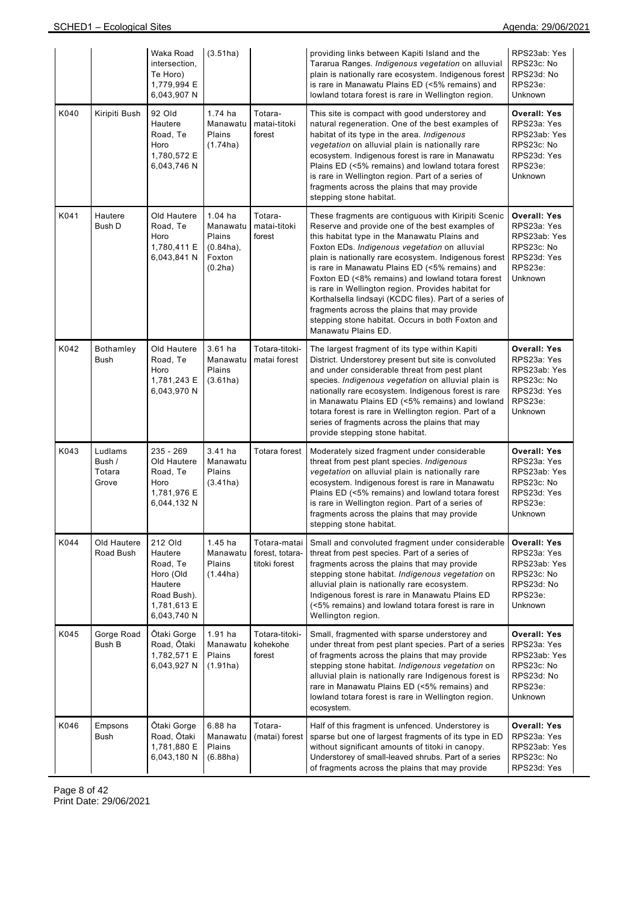| | | Waka Road intersection, Te Horo) 1,779,994 E 6,043,907 N | (3.51ha) | | providing links between Kapiti Island and the Tararua Ranges. *Indigenous vegetation* on alluvial plain is nationally rare ecosystem. Indigenous forest is rare in Manawatu Plains ED (<5% remains) and lowland totara forest is rare in Wellington region. | RPS23ab: Yes RPS23c: No RPS23d: No RPS23e: Unknown |
|---|---|---|---|---|---|---|
| K040 | Kiripiti Bush | 92 Old Hautere Road, Te Horo 1,780,572 E 6,043,746 N | 1.74 ha Manawatu Plains (1.74ha) | Totara-matai-titoki forest | This site is compact with good understorey and natural regeneration. One of the best examples of habitat of its type in the area. *Indigenous vegetation* on alluvial plain is nationally rare ecosystem. Indigenous forest is rare in Manawatu Plains ED (<5% remains) and lowland totara forest is rare in Wellington region. Part of a series of fragments across the plains that may provide stepping stone habitat. | **Overall: Yes** RPS23a: Yes RPS23ab: Yes RPS23c: No RPS23d: Yes RPS23e: Unknown |
| K041 | Hautere Bush D | Old Hautere Road, Te Horo 1,780,411 E 6,043,841 N | 1.04 ha Manawatu Plains (0.84ha), Foxton (0.2ha) | Totara-matai-titoki forest | These fragments are contiguous with Kiripiti Scenic Reserve and provide one of the best examples of this habitat type in the Manawatu Plains and Foxton EDs. *Indigenous vegetation* on alluvial plain is nationally rare ecosystem. Indigenous forest is rare in Manawatu Plains ED (<5% remains) and Foxton ED (<8% remains) and lowland totara forest is rare in Wellington region. Provides habitat for Korthalsella lindsayi (KCDC files). Part of a series of fragments across the plains that may provide stepping stone habitat. Occurs in both Foxton and Manawatu Plains ED. | **Overall: Yes** RPS23a: Yes RPS23ab: Yes RPS23c: No RPS23d: Yes RPS23e: Unknown |
| K042 | Bothamley Bush | Old Hautere Road, Te Horo 1,781,243 E 6,043,970 N | 3.61 ha Manawatu Plains (3.61ha) | Totara-titoki-matai forest | The largest fragment of its type within Kapiti District. Understorey present but site is convoluted and under considerable threat from pest plant species. *Indigenous vegetation* on alluvial plain is nationally rare ecosystem. Indigenous forest is rare in Manawatu Plains ED (<5% remains) and lowland totara forest is rare in Wellington region. Part of a series of fragments across the plains that may provide stepping stone habitat. | **Overall: Yes** RPS23a: Yes RPS23ab: Yes RPS23c: No RPS23d: Yes RPS23e: Unknown |
| K043 | Ludlams Bush / Totara Grove | 235 - 269 Old Hautere Road, Te Horo 1,781,976 E 6,044,132 N | 3.41 ha Manawatu Plains (3.41ha) | Totara forest | Moderately sized fragment under considerable threat from pest plant species. *Indigenous vegetation* on alluvial plain is nationally rare ecosystem. Indigenous forest is rare in Manawatu Plains ED (<5% remains) and lowland totara forest is rare in Wellington region. Part of a series of fragments across the plains that may provide stepping stone habitat. | **Overall: Yes** RPS23a: Yes RPS23ab: Yes RPS23c: No RPS23d: Yes RPS23e: Unknown |
| K044 | Old Hautere Road Bush | 212 Old Hautere Road, Te Horo (Old Hautere Road Bush). 1,781,613 E 6,043,740 N | 1.45 ha Manawatu Plains (1.44ha) | Totara-matai forest, totara-titoki forest | Small and convoluted fragment under considerable threat from pest species. Part of a series of fragments across the plains that may provide stepping stone habitat. *Indigenous vegetation* on alluvial plain is nationally rare ecosystem. Indigenous forest is rare in Manawatu Plains ED (<5% remains) and lowland totara forest is rare in Wellington region. | **Overall: Yes** RPS23a: Yes RPS23ab: Yes RPS23c: No RPS23d: No RPS23e: Unknown |
| K045 | Gorge Road Bush B | Ōtaki Gorge Road, Ōtaki 1,782,571 E 6,043,927 N | 1.91 ha Manawatu Plains (1.91ha) | Totara-titoki-kohekohe forest | Small, fragmented with sparse understorey and under threat from pest plant species. Part of a series of fragments across the plains that may provide stepping stone habitat. *Indigenous vegetation* on alluvial plain is nationally rare Indigenous forest is rare in Manawatu Plains ED (<5% remains) and lowland totara forest is rare in Wellington region. ecosystem. | **Overall: Yes** RPS23a: Yes RPS23ab: Yes RPS23c: No RPS23d: No RPS23e: Unknown |
| K046 | Empsons Bush | Ōtaki Gorge Road, Ōtaki 1,781,880 E 6,043,180 N | 6.88 ha Manawatu Plains (6.88ha) | Totara-(matai) forest | Half of this fragment is unfenced. Understorey is sparse but one of largest fragments of its type in ED without significant amounts of titoki in canopy. Understorey of small-leaved shrubs. Part of a series of fragments across the plains that may provide | **Overall: Yes** RPS23a: Yes RPS23ab: Yes RPS23c: No RPS23d: Yes |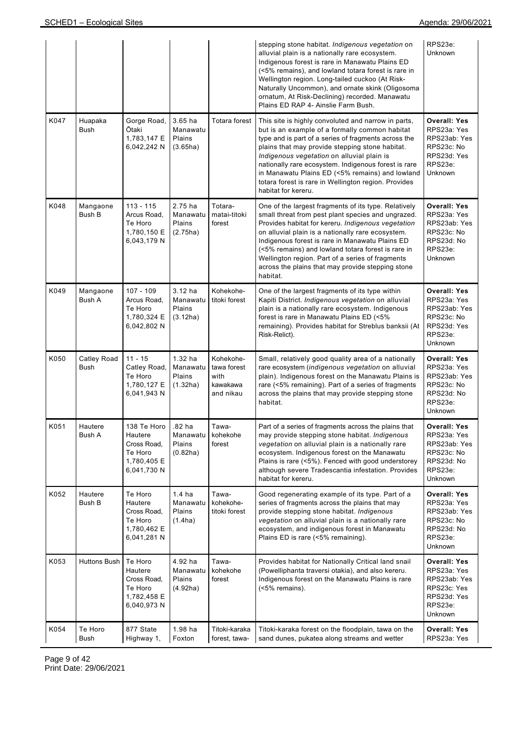| | | | | | | |
|---|---|---|---|---|---|---|
| | | | | | stepping stone habitat. *Indigenous vegetation* on alluvial plain is a nationally rare ecosystem. Indigenous forest is rare in Manawatu Plains ED (<5% remains), and lowland totara forest is rare in Wellington region. Long-tailed cuckoo (At Risk-Naturally Uncommon), and ornate skink (Oligosoma ornatum, At Risk-Declining) recorded. Manawatu Plains ED RAP 4- Ainslie Farm Bush. | RPS23e: Unknown |
| K047 | Huapaka Bush | Gorge Road, Ōtaki 1,783,147 E 6,042,242 N | 3.65 ha Manawatu Plains (3.65ha) | Totara forest | This site is highly convoluted and narrow in parts, but is an example of a formally common habitat type and is part of a series of fragments across the plains that may provide stepping stone habitat. *Indigenous vegetation* on alluvial plain is nationally rare ecosystem. Indigenous forest is rare in Manawatu Plains ED (<5% remains) and lowland totara forest is rare in Wellington region. Provides habitat for kereru. | **Overall: Yes** RPS23a: Yes RPS23ab: Yes RPS23c: No RPS23d: Yes RPS23e: Unknown |
| K048 | Mangaone Bush B | 113 - 115 Arcus Road, Te Horo 1,780,150 E 6,043,179 N | 2.75 ha Manawatu Plains (2.75ha) | Totara-matai-titoki forest | One of the largest fragments of its type. Relatively small threat from pest plant species and ungrazed. Provides habitat for kereru. *Indigenous vegetation* on alluvial plain is a nationally rare ecosystem. Indigenous forest is rare in Manawatu Plains ED (<5% remains) and lowland totara forest is rare in Wellington region. Part of a series of fragments across the plains that may provide stepping stone habitat. | **Overall: Yes** RPS23a: Yes RPS23ab: Yes RPS23c: No RPS23d: No RPS23e: Unknown |
| K049 | Mangaone Bush A | 107 - 109 Arcus Road, Te Horo 1,780,324 E 6,042,802 N | 3.12 ha Manawatu Plains (3.12ha) | Kohekohe-titoki forest | One of the largest fragments of its type within Kapiti District. *Indigenous vegetation* on alluvial plain is a nationally rare ecosystem. Indigenous forest is rare in Manawatu Plains ED (<5% remaining). Provides habitat for Streblus banksii (At Risk-Relict). | **Overall: Yes** RPS23a: Yes RPS23ab: Yes RPS23c: No RPS23d: Yes RPS23e: Unknown |
| K050 | Catley Road Bush | 11 - 15 Catley Road, Te Horo 1,780,127 E 6,041,943 N | 1.32 ha Manawatu Plains (1.32ha) | Kohekohe-tawa forest with kawakawa and nikau | Small, relatively good quality area of a nationally rare ecosystem (*indigenous vegetation* on alluvial plain). Indigenous forest on the Manawatu Plains is rare (<5% remaining). Part of a series of fragments across the plains that may provide stepping stone habitat. | **Overall: Yes** RPS23a: Yes RPS23ab: Yes RPS23c: No RPS23d: No RPS23e: Unknown |
| K051 | Hautere Bush A | 138 Te Horo Hautere Cross Road, Te Horo 1,780,405 E 6,041,730 N | .82 ha Manawatu Plains (0.82ha) | Tawa-kohekohe forest | Part of a series of fragments across the plains that may provide stepping stone habitat. *Indigenous vegetation* on alluvial plain is a nationally rare ecosystem. Indigenous forest on the Manawatu Plains is rare (<5%). Fenced with good understorey although severe Tradescantia infestation. Provides habitat for kereru. | **Overall: Yes** RPS23a: Yes RPS23ab: Yes RPS23c: No RPS23d: No RPS23e: Unknown |
| K052 | Hautere Bush B | Te Horo Hautere Cross Road, Te Horo 1,780,462 E 6,041,281 N | 1.4 ha Manawatu Plains (1.4ha) | Tawa-kohekohe-titoki forest | Good regenerating example of its type. Part of a series of fragments across the plains that may provide stepping stone habitat. *Indigenous vegetation* on alluvial plain is a nationally rare ecosystem, and indigenous forest in Manawatu Plains ED is rare (<5% remaining). | **Overall: Yes** RPS23a: Yes RPS23ab: Yes RPS23c: No RPS23d: No RPS23e: Unknown |
| K053 | Huttons Bush | Te Horo Hautere Cross Road, Te Horo 1,782,458 E 6,040,973 N | 4.92 ha Manawatu Plains (4.92ha) | Tawa-kohekohe forest | Provides habitat for Nationally Critical land snail (Powelliphanta traversi otakia), and also kereru. Indigenous forest on the Manawatu Plains is rare (<5% remains). | **Overall: Yes** RPS23a: Yes RPS23ab: Yes RPS23c: No RPS23d: Yes RPS23e: Unknown |
| K054 | Te Horo Bush | 877 State Highway 1, | 1.98 ha Foxton | Titoki-karaka forest, tawa- | Titoki-karaka forest on the floodplain, tawa on the sand dunes, pukatea along streams and wetter | **Overall: Yes** RPS23a: Yes |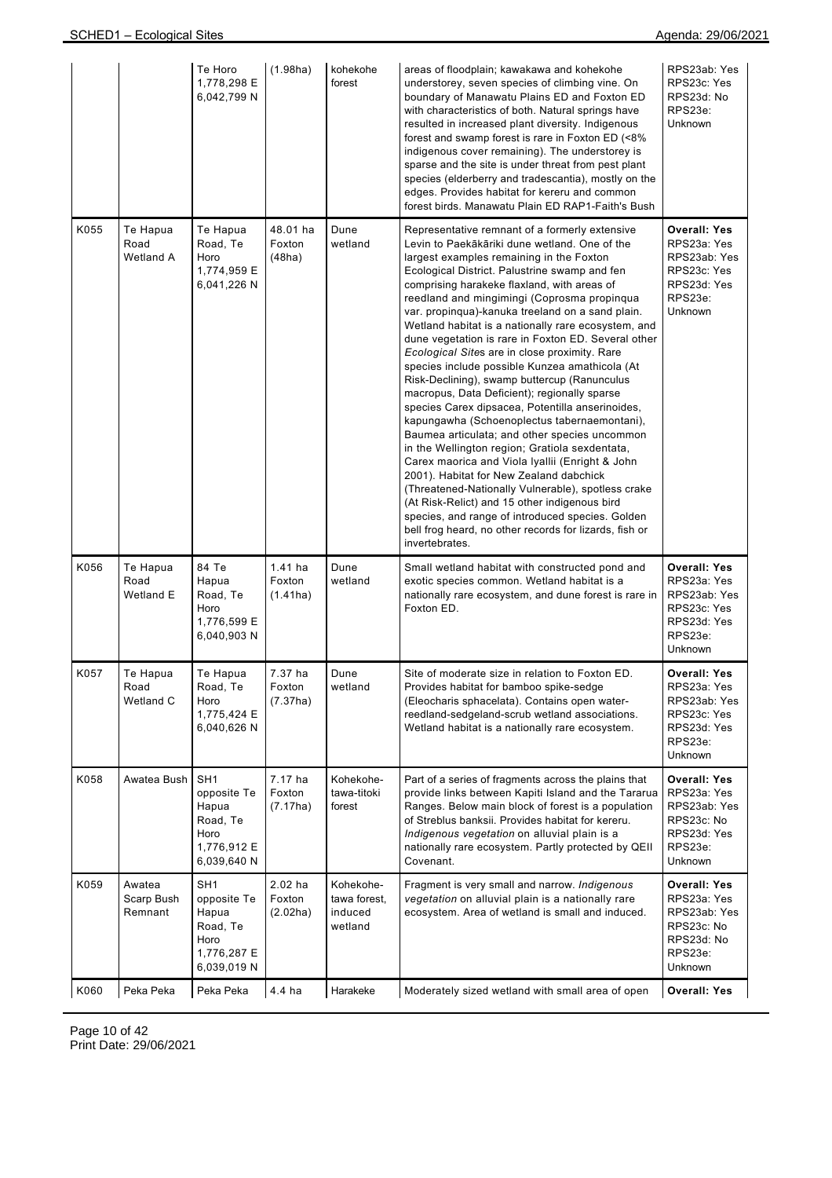| | | Te Horo 1,778,298 E 6,042,799 N | (1.98ha) | kohekohe forest | areas of floodplain; kawakawa and kohekohe understorey, seven species of climbing vine. On boundary of Manawatu Plains ED and Foxton ED with characteristics of both. Natural springs have resulted in increased plant diversity. Indigenous forest and swamp forest is rare in Foxton ED (<8% indigenous cover remaining). The understorey is sparse and the site is under threat from pest plant species (elderberry and tradescantia), mostly on the edges. Provides habitat for kereru and common forest birds. Manawatu Plain ED RAP1-Faith's Bush | RPS23ab: Yes RPS23c: Yes RPS23d: No RPS23e: Unknown |
|---|---|---|---|---|---|---|
| K055 | Te Hapua Road Wetland A | Te Hapua Road, Te Horo 1,774,959 E 6,041,226 N | 48.01 ha Foxton (48ha) | Dune wetland | Representative remnant of a formerly extensive Levin to Paekākāriki dune wetland. One of the largest examples remaining in the Foxton Ecological District. Palustrine swamp and fen comprising harakeke flaxland, with areas of reedland and mingimingi (Coprosma propinqua var. propinqua)-kanuka treeland on a sand plain. Wetland habitat is a nationally rare ecosystem, and dune vegetation is rare in Foxton ED. Several other *Ecological Sites* are in close proximity. Rare species include possible Kunzea amathicola (At Risk-Declining), swamp buttercup (Ranunculus macropus, Data Deficient); regionally sparse species Carex dipsacea, Potentilla anserinoides, kapungawha (Schoenoplectus tabernaemontani), Baumea articulata; and other species uncommon in the Wellington region; Gratiola sexdentata, Carex maorica and Viola lyallii (Enright & John 2001). Habitat for New Zealand dabchick (Threatened-Nationally Vulnerable), spotless crake (At Risk-Relict) and 15 other indigenous bird species, and range of introduced species. Golden bell frog heard, no other records for lizards, fish or invertebrates. | **Overall: Yes** RPS23a: Yes RPS23ab: Yes RPS23c: Yes RPS23d: Yes RPS23e: Unknown |
| K056 | Te Hapua Road Wetland E | 84 Te Hapua Road, Te Horo 1,776,599 E 6,040,903 N | 1.41 ha Foxton (1.41ha) | Dune wetland | Small wetland habitat with constructed pond and exotic species common. Wetland habitat is a nationally rare ecosystem, and dune forest is rare in Foxton ED. | **Overall: Yes** RPS23a: Yes RPS23ab: Yes RPS23c: Yes RPS23d: Yes RPS23e: Unknown |
| K057 | Te Hapua Road Wetland C | Te Hapua Road, Te Horo 1,775,424 E 6,040,626 N | 7.37 ha Foxton (7.37ha) | Dune wetland | Site of moderate size in relation to Foxton ED. Provides habitat for bamboo spike-sedge (Eleocharis sphacelata). Contains open water-reedland-sedgeland-scrub wetland associations. Wetland habitat is a nationally rare ecosystem. | **Overall: Yes** RPS23a: Yes RPS23ab: Yes RPS23c: Yes RPS23d: Yes RPS23e: Unknown |
| K058 | Awatea Bush | SH1 opposite Te Hapua Road, Te Horo 1,776,912 E 6,039,640 N | 7.17 ha Foxton (7.17ha) | Kohekohe-tawa-titoki forest | Part of a series of fragments across the plains that provide links between Kapiti Island and the Tararua Ranges. Below main block of forest is a population of Streblus banksii. Provides habitat for kereru. *Indigenous vegetation* on alluvial plain is a nationally rare ecosystem. Partly protected by QEII Covenant. | **Overall: Yes** RPS23a: Yes RPS23ab: Yes RPS23c: No RPS23d: Yes RPS23e: Unknown |
| K059 | Awatea Scarp Bush Remnant | SH1 opposite Te Hapua Road, Te Horo 1,776,287 E 6,039,019 N | 2.02 ha Foxton (2.02ha) | Kohekohe-tawa forest, induced wetland | Fragment is very small and narrow. *Indigenous vegetation* on alluvial plain is a nationally rare ecosystem. Area of wetland is small and induced. | **Overall: Yes** RPS23a: Yes RPS23ab: Yes RPS23c: No RPS23d: No RPS23e: Unknown |
| K060 | Peka Peka | Peka Peka | 4.4 ha | Harakeke | Moderately sized wetland with small area of open | **Overall: Yes** |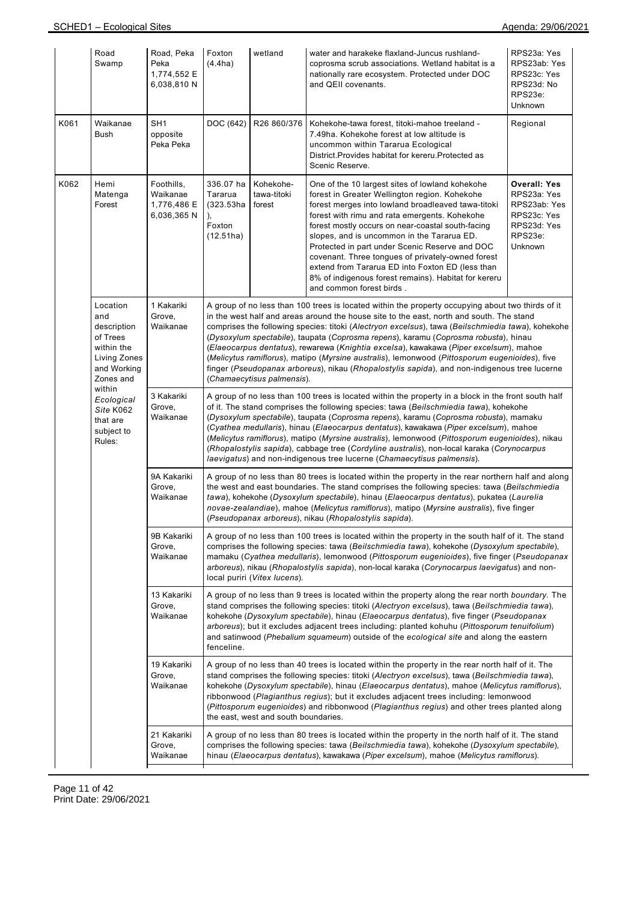| | | | | | | |
|---|---|---|---|---|---|---|
| | Road Swamp | Road, Peka Peka 1,774,552 E 6,038,810 N | Foxton (4.4ha) | wetland | water and harakeke flaxland-Juncus rushland-coprosma scrub associations. Wetland habitat is a nationally rare ecosystem. Protected under DOC and QEII covenants. | RPS23a: Yes RPS23ab: Yes RPS23c: Yes RPS23d: No RPS23e: Unknown |
| K061 | Waikanae Bush | SH1 opposite Peka Peka | DOC (642) | R26 860/376 | Kohekohe-tawa forest, titoki-mahoe treeland - 7.49ha. Kohekohe forest at low altitude is uncommon within Tararua Ecological District.Provides habitat for kereru.Protected as Scenic Reserve. | Regional |
| K062 | Hemi Matenga Forest | Foothills, Waikanae 1,776,486 E 6,036,365 N | 336.07 ha Tararua (323.53ha ), Foxton (12.51ha) | Kohekohe-tawa-titoki forest | One of the 10 largest sites of lowland kohekohe forest in Greater Wellington region. Kohekohe forest merges into lowland broadleaved tawa-titoki forest with rimu and rata emergents. Kohekohe forest mostly occurs on near-coastal south-facing slopes, and is uncommon in the Tararua ED. Protected in part under Scenic Reserve and DOC covenant. Three tongues of privately-owned forest extend from Tararua ED into Foxton ED (less than 8% of indigenous forest remains). Habitat for kereru and common forest birds . | **Overall: Yes** RPS23a: Yes RPS23ab: Yes RPS23c: Yes RPS23d: Yes RPS23e: Unknown |
| | Location and description of Trees within the Living Zones and Working Zones and within *Ecological Site* K062 that are subject to Rules: | 1 Kakariki Grove, Waikanae | A group of no less than 100 trees is located within the property occupying about two thirds of it in the west half and areas around the house site to the east, north and south. The stand comprises the following species: titoki (*Alectryon excelsus*), tawa (*Beilschmiedia tawa*), kohekohe (*Dysoxylum spectabile*), taupata (*Coprosma repens*), karamu (*Coprosma robusta*), hinau (*Elaeocarpus dentatus*), rewarewa (*Knightia excelsa*), kawakawa (*Piper excelsum*), mahoe (*Melicytus ramiflorus*), matipo (*Myrsine australis*), lemonwood (*Pittosporum eugenioides*), five finger (*Pseudopanax arboreus*), nikau (*Rhopalostylis sapida*), and non-indigenous tree lucerne (*Chamaecytisus palmensis*). | | | |
| | | 3 Kakariki Grove, Waikanae | A group of no less than 100 trees is located within the property in a block in the front south half of it. The stand comprises the following species: tawa (*Beilschmiedia tawa*), kohekohe (*Dysoxylum spectabile*), taupata (*Coprosma repens*), karamu (*Coprosma robusta*), mamaku (*Cyathea medullaris*), hinau (*Elaeocarpus dentatus*), kawakawa (*Piper excelsum*), mahoe (*Melicytus ramiflorus*), matipo (*Myrsine australis*), lemonwood (*Pittosporum eugenioides*), nikau (*Rhopalostylis sapida*), cabbage tree (*Cordyline australis*), non-local karaka (*Corynocarpus laevigatus*) and non-indigenous tree lucerne (*Chamaecytisus palmensis*). | | | |
| | | 9A Kakariki Grove, Waikanae | A group of no less than 80 trees is located within the property in the rear northern half and along the west and east boundaries. The stand comprises the following species: tawa (*Beilschmiedia tawa*), kohekohe (*Dysoxylum spectabile*), hinau (*Elaeocarpus dentatus*), pukatea (*Laurelia novae-zealandiae*), mahoe (*Melicytus ramiflorus*), matipo (*Myrsine australis*), five finger (*Pseudopanax arboreus*), nikau (*Rhopalostylis sapida*). | | | |
| | | 9B Kakariki Grove, Waikanae | A group of no less than 100 trees is located within the property in the south half of it. The stand comprises the following species: tawa (*Beilschmiedia tawa*), kohekohe (*Dysoxylum spectabile*), mamaku (*Cyathea medullaris*), lemonwood (*Pittosporum eugenioides*), five finger (*Pseudopanax arboreus*), nikau (*Rhopalostylis sapida*), non-local karaka (*Corynocarpus laevigatus*) and non-local puriri (*Vitex lucens*). | | | |
| | | 13 Kakariki Grove, Waikanae | A group of no less than 9 trees is located within the property along the rear north *boundary.* The stand comprises the following species: titoki (*Alectryon excelsus*), tawa (*Beilschmiedia tawa*), kohekohe (*Dysoxylum spectabile*), hinau (*Elaeocarpus dentatus*), five finger (*Pseudopanax arboreus*); but it excludes adjacent trees including: planted kohuhu (*Pittosporum tenuifolium*) and satinwood (*Phebalium squameum*) outside of the *ecological site* and along the eastern fenceline. | | | |
| | | 19 Kakariki Grove, Waikanae | A group of no less than 40 trees is located within the property in the rear north half of it. The stand comprises the following species: titoki (*Alectryon excelsus*), tawa (*Beilschmiedia tawa*), kohekohe (*Dysoxylum spectabile*), hinau (*Elaeocarpus dentatus*), mahoe (*Melicytus ramiflorus*), ribbonwood (*Plagianthus regius*); but it excludes adjacent trees including: lemonwood (*Pittosporum eugenioides*) and ribbonwood (*Plagianthus regius*) and other trees planted along the east, west and south boundaries. | | | |
| | | 21 Kakariki Grove, Waikanae | A group of no less than 80 trees is located within the property in the north half of it. The stand comprises the following species: tawa (*Beilschmiedia tawa*), kohekohe (*Dysoxylum spectabile*), hinau (*Elaeocarpus dentatus*), kawakawa (*Piper excelsum*), mahoe (*Melicytus ramiflorus*). | | | |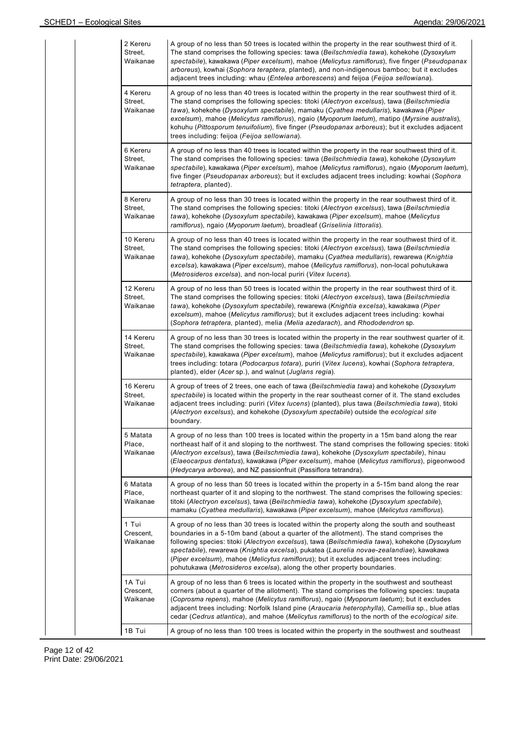| | | | |
|---|---|---|---|
| | | 2 Kereru Street, Waikanae | A group of no less than 50 trees is located within the property in the rear southwest third of it. The stand comprises the following species: tawa (*Beilschmiedia tawa*), kohekohe (*Dysoxylum spectabile*), kawakawa (*Piper excelsum*), mahoe (*Melicytus ramiflorus*), five finger (*Pseudopanax arboreus*), kowhai (*Sophora teraptera*, planted), and non-indigenous bamboo; but it excludes adjacent trees including: whau (*Entelea arborescens*) and feijoa (*Feijoa sellowiana*). |
| | | 4 Kereru Street, Waikanae | A group of no less than 40 trees is located within the property in the rear southwest third of it. The stand comprises the following species: titoki (*Alectryon excelsus*), tawa (*Beilschmiedia tawa*), kohekohe (*Dysoxylum spectabile*), mamaku (*Cyathea medullaris*), kawakawa (*Piper excelsum*), mahoe (*Melicytus ramiflorus*), ngaio (*Myoporum laetum*), matipo (*Myrsine australis*), kohuhu (*Pittosporum tenuifolium*), five finger (*Pseudopanax arboreus*); but it excludes adjacent trees including: feijoa (*Feijoa sellowiana*). |
| | | 6 Kereru Street, Waikanae | A group of no less than 40 trees is located within the property in the rear southwest third of it. The stand comprises the following species: tawa (*Beilschmiedia tawa*), kohekohe (*Dysoxylum spectabile*), kawakawa (*Piper excelsum*), mahoe (*Melicytus ramiflorus*), ngaio (*Myoporum laetum*), five finger (*Pseudopanax arboreus*); but it excludes adjacent trees including: kowhai (*Sophora tetraptera*, planted). |
| | | 8 Kereru Street, Waikanae | A group of no less than 30 trees is located within the property in the rear southwest third of it. The stand comprises the following species: titoki (*Alectryon excelsus*), tawa (*Beilschmiedia tawa*), kohekohe (*Dysoxylum spectabile*), kawakawa (*Piper excelsum*), mahoe (*Melicytus ramiflorus*), ngaio (*Myoporum laetum*), broadleaf (*Griselinia littoralis*). |
| | | 10 Kereru Street, Waikanae | A group of no less than 40 trees is located within the property in the rear southwest third of it. The stand comprises the following species: titoki (*Alectryon excelsus*), tawa (*Beilschmiedia tawa*), kohekohe (*Dysoxylum spectabile*), mamaku (*Cyathea medullaris*), rewarewa (*Knightia excelsa*), kawakawa (*Piper excelsum*), mahoe (*Melicytus ramiflorus*), non-local pohutukawa (*Metrosideros excelsa*), and non-local puriri (*Vitex lucens*). |
| | | 12 Kereru Street, Waikanae | A group of no less than 50 trees is located within the property in the rear southwest third of it. The stand comprises the following species: titoki (*Alectryon excelsus*), tawa (*Beilschmiedia tawa*), kohekohe (*Dysoxylum spectabile*), rewarewa (*Knightia excelsa*), kawakawa (*Piper excelsum*), mahoe (*Melicytus ramiflorus*); but it excludes adjacent trees including: kowhai (*Sophora tetraptera*, planted), melia (*Melia azedarach*), and *Rhododendron* sp. |
| | | 14 Kereru Street, Waikanae | A group of no less than 30 trees is located within the property in the rear southwest quarter of it. The stand comprises the following species: tawa (*Beilschmiedia tawa*), kohekohe (*Dysoxylum spectabile*), kawakawa (*Piper excelsum*), mahoe (*Melicytus ramiflorus*); but it excludes adjacent trees including: totara (*Podocarpus totara*), puriri (*Vitex lucens*), kowhai (*Sophora tetraptera*, planted), elder (*Acer* sp.), and walnut (*Juglans regia*). |
| | | 16 Kereru Street, Waikanae | A group of trees of 2 trees, one each of tawa (*Beilschmiedia tawa*) and kohekohe (*Dysoxylum spectabile*) is located within the property in the rear southeast corner of it. The stand excludes adjacent trees including: puriri (*Vitex lucens*) (planted), plus tawa (*Beilschmiedia tawa*), titoki (*Alectryon excelsus*), and kohekohe (*Dysoxylum spectabile*) outside the *ecological site* boundary. |
| | | 5 Matata Place, Waikanae | A group of no less than 100 trees is located within the property in a 15m band along the rear northeast half of it and sloping to the northwest. The stand comprises the following species: titoki (*Alectryon excelsus*), tawa (*Beilschmiedia tawa*), kohekohe (*Dysoxylum spectabile*), hinau (*Elaeocarpus dentatus*), kawakawa (*Piper excelsum*), mahoe (*Melicytus ramiflorus*), pigeonwood (*Hedycarya arborea*), and NZ passionfruit (Passiflora tetrandra). |
| | | 6 Matata Place, Waikanae | A group of no less than 50 trees is located within the property in a 5-15m band along the rear northeast quarter of it and sloping to the northwest. The stand comprises the following species: titoki (*Alectryon excelsus*), tawa (*Beilschmiedia tawa*), kohekohe (*Dysoxylum spectabile*), mamaku (*Cyathea medullaris*), kawakawa (*Piper excelsum*), mahoe (*Melicytus ramiflorus*). |
| | | 1 Tui Crescent, Waikanae | A group of no less than 30 trees is located within the property along the south and southeast boundaries in a 5-10m band (about a quarter of the allotment). The stand comprises the following species: titoki (*Alectryon excelsus*), tawa (*Beilschmiedia tawa*), kohekohe (*Dysoxylum spectabile*), rewarewa (*Knightia excelsa*), pukatea (*Laurelia novae-zealandiae*), kawakawa (*Piper excelsum*), mahoe (*Melicytus ramiflorus*); but it excludes adjacent trees including: pohutukawa (*Metrosideros excelsa*), along the other property boundaries. |
| | | 1A Tui Crescent, Waikanae | A group of no less than 6 trees is located within the property in the southwest and southeast corners (about a quarter of the allotment). The stand comprises the following species: taupata (*Coprosma repens*), mahoe (*Melicytus ramiflorus*), ngaio (*Myoporum laetum*); but it excludes adjacent trees including: Norfolk Island pine (*Araucaria heterophylla*), *Camellia* sp., blue atlas cedar (*Cedrus atlantica*), and mahoe (*Melicytus ramiflorus*) to the north of the *ecological site*. |
| | | 1B Tui | A group of no less than 100 trees is located within the property in the southwest and southeast |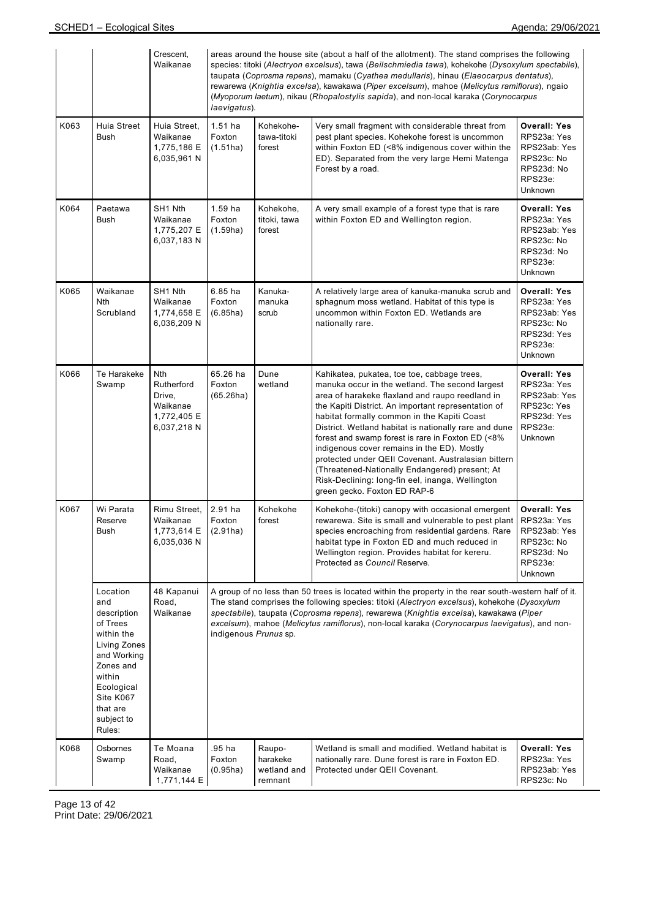| | | Crescent, Waikanae | areas around the house site (about a half of the allotment). The stand comprises the following species: titoki (*Alectryon excelsus*), tawa (*Beilschmiedia tawa*), kohekohe (*Dysoxylum spectabile*), taupata (*Coprosma repens*), mamaku (*Cyathea medullaris*), hinau (*Elaeocarpus dentatus*), rewarewa (*Knightia excelsa*), kawakawa (*Piper excelsum*), mahoe (*Melicytus ramiflorus*), ngaio (*Myoporum laetum*), nikau (*Rhopalostylis sapida*), and non-local karaka (*Corynocarpus laevigatus*). | | | |
|---|---|---|---|---|---|---|
| K063 | Huia Street Bush | Huia Street, Waikanae 1,775,186 E 6,035,961 N | 1.51 ha Foxton (1.51ha) | Kohekohe-tawa-titoki forest | Very small fragment with considerable threat from pest plant species. Kohekohe forest is uncommon within Foxton ED (<8% indigenous cover within the ED). Separated from the very large Hemi Matenga Forest by a road. | **Overall: Yes** RPS23a: Yes RPS23ab: Yes RPS23c: No RPS23d: No RPS23e: Unknown |
| K064 | Paetawa Bush | SH1 Nth Waikanae 1,775,207 E 6,037,183 N | 1.59 ha Foxton (1.59ha) | Kohekohe, titoki, tawa forest | A very small example of a forest type that is rare within Foxton ED and Wellington region. | **Overall: Yes** RPS23a: Yes RPS23ab: Yes RPS23c: No RPS23d: No RPS23e: Unknown |
| K065 | Waikanae Nth Scrubland | SH1 Nth Waikanae 1,774,658 E 6,036,209 N | 6.85 ha Foxton (6.85ha) | Kanuka-manuka scrub | A relatively large area of kanuka-manuka scrub and sphagnum moss wetland. Habitat of this type is uncommon within Foxton ED. Wetlands are nationally rare. | **Overall: Yes** RPS23a: Yes RPS23ab: Yes RPS23c: No RPS23d: Yes RPS23e: Unknown |
| K066 | Te Harakeke Swamp | Nth Rutherford Drive, Waikanae 1,772,405 E 6,037,218 N | 65.26 ha Foxton (65.26ha) | Dune wetland | Kahikatea, pukatea, toe toe, cabbage trees, manuka occur in the wetland. The second largest area of harakeke flaxland and raupo reedland in the Kapiti District. An important representation of habitat formally common in the Kapiti Coast District. Wetland habitat is nationally rare and dune forest and swamp forest is rare in Foxton ED (<8% indigenous cover remains in the ED). Mostly protected under QEII Covenant. Australasian bittern (Threatened-Nationally Endangered) present; At Risk-Declining: long-fin eel, inanga, Wellington green gecko. Foxton ED RAP-6 | **Overall: Yes** RPS23a: Yes RPS23ab: Yes RPS23c: Yes RPS23d: Yes RPS23e: Unknown |
| K067 | Wi Parata Reserve Bush | Rimu Street, Waikanae 1,773,614 E 6,035,036 N | 2.91 ha Foxton (2.91ha) | Kohekohe forest | Kohekohe-(titoki) canopy with occasional emergent rewarewa. Site is small and vulnerable to pest plant species encroaching from residential gardens. Rare habitat type in Foxton ED and much reduced in Wellington region. Provides habitat for kereru. Protected as *Council* Reserve. | **Overall: Yes** RPS23a: Yes RPS23ab: Yes RPS23c: No RPS23d: No RPS23e: Unknown |
| | Location and description of Trees within the Living Zones and Working Zones and within Ecological Site K067 that are subject to Rules: | 48 Kapanui Road, Waikanae | A group of no less than 50 trees is located within the property in the rear south-western half of it. The stand comprises the following species: titoki (*Alectryon excelsus*), kohekohe (*Dysoxylum spectabile*), taupata (*Coprosma repens*), rewarewa (*Knightia excelsa*), kawakawa (*Piper excelsum*), mahoe (*Melicytus ramiflorus*), non-local karaka (*Corynocarpus laevigatus*), and non-indigenous *Prunus* sp. | | | |
| K068 | Osbornes Swamp | Te Moana Road, Waikanae 1,771,144 E | .95 ha Foxton (0.95ha) | Raupo-harakeke wetland and remnant | Wetland is small and modified. Wetland habitat is nationally rare. Dune forest is rare in Foxton ED. Protected under QEII Covenant. | **Overall: Yes** RPS23a: Yes RPS23ab: Yes RPS23c: No |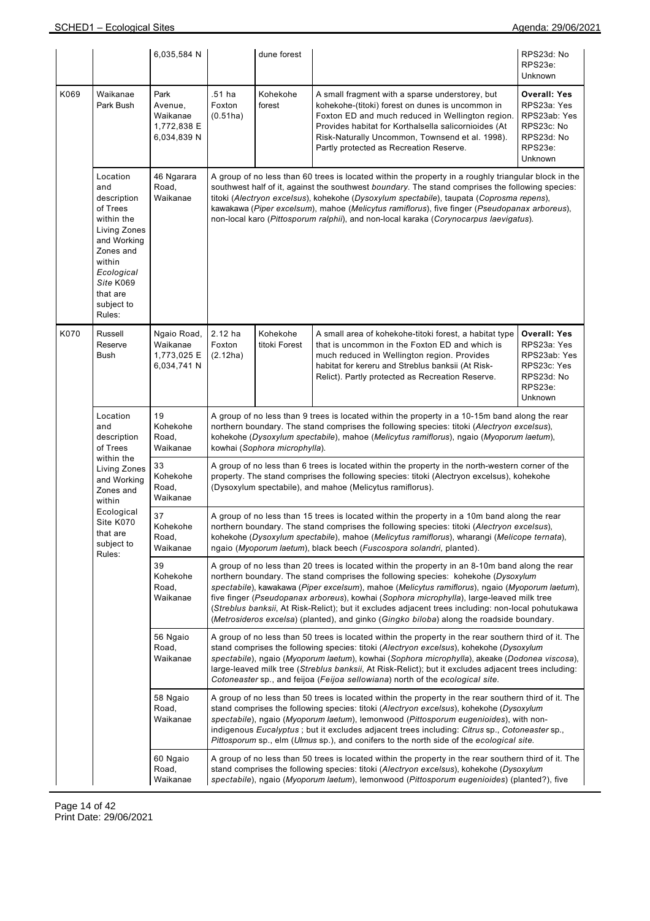| | | | | | | |
|---|---|---|---|---|---|---|
| | | 6,035,584 N | | dune forest | | RPS23d: No RPS23e: Unknown |
| K069 | Waikanae Park Bush | Park Avenue, Waikanae 1,772,838 E 6,034,839 N | .51 ha Foxton (0.51ha) | Kohekohe forest | A small fragment with a sparse understorey, but kohekohe-(titoki) forest on dunes is uncommon in Foxton ED and much reduced in Wellington region. Provides habitat for Korthalsella salicornioides (At Risk-Naturally Uncommon, Townsend et al. 1998). Partly protected as Recreation Reserve. | **Overall: Yes** RPS23a: Yes RPS23ab: Yes RPS23c: No RPS23d: No RPS23e: Unknown |
| | Location and description of Trees within the Living Zones and Working Zones and within *Ecological Site* K069 that are subject to Rules: | 46 Ngarara Road, Waikanae | A group of no less than 60 trees is located within the property in a roughly triangular block in the southwest half of it, against the southwest *boundary*. The stand comprises the following species: titoki (*Alectryon excelsus*), kohekohe (*Dysoxylum spectabile*), taupata (*Coprosma repens*), kawakawa (*Piper excelsum*), mahoe (*Melicytus ramiflorus*), five finger (*Pseudopanax arboreus*), non-local karo (*Pittosporum ralphii*), and non-local karaka (*Corynocarpus laevigatus*). | | | |
| K070 | Russell Reserve Bush | Ngaio Road, Waikanae 1,773,025 E 6,034,741 N | 2.12 ha Foxton (2.12ha) | Kohekohe titoki Forest | A small area of kohekohe-titoki forest, a habitat type that is uncommon in the Foxton ED and which is much reduced in Wellington region. Provides habitat for kereru and Streblus banksii (At Risk-Relict). Partly protected as Recreation Reserve. | **Overall: Yes** RPS23a: Yes RPS23ab: Yes RPS23c: Yes RPS23d: No RPS23e: Unknown |
| | Location and description of Trees within the Living Zones and Working Zones and within Ecological Site K070 that are subject to Rules: | 19 Kohekohe Road, Waikanae | A group of no less than 9 trees is located within the property in a 10-15m band along the rear northern boundary. The stand comprises the following species: titoki (*Alectryon excelsus*), kohekohe (*Dysoxylum spectabile*), mahoe (*Melicytus ramiflorus*), ngaio (*Myoporum laetum*), kowhai (*Sophora microphylla*). | | | |
| | | 33 Kohekohe Road, Waikanae | A group of no less than 6 trees is located within the property in the north-western corner of the property. The stand comprises the following species: titoki (Alectryon excelsus), kohekohe (Dysoxylum spectabile), and mahoe (Melicytus ramiflorus). | | | |
| | | 37 Kohekohe Road, Waikanae | A group of no less than 15 trees is located within the property in a 10m band along the rear northern boundary. The stand comprises the following species: titoki (*Alectryon excelsus*), kohekohe (*Dysoxylum spectabile*), mahoe (*Melicytus ramiflorus*), wharangi (*Melicope ternata*), ngaio (*Myoporum laetum*), black beech (*Fuscospora solandri*, planted). | | | |
| | | 39 Kohekohe Road, Waikanae | A group of no less than 20 trees is located within the property in an 8-10m band along the rear northern boundary. The stand comprises the following species: kohekohe (*Dysoxylum spectabile*), kawakawa (*Piper excelsum*), mahoe (*Melicytus ramiflorus*), ngaio (*Myoporum laetum*), five finger (*Pseudopanax arboreus*), kowhai (*Sophora microphylla*), large-leaved milk tree (*Streblus banksii*, At Risk-Relict); but it excludes adjacent trees including: non-local pohutukawa (*Metrosideros excelsa*) (planted), and ginko (*Gingko biloba*) along the roadside boundary. | | | |
| | | 56 Ngaio Road, Waikanae | A group of no less than 50 trees is located within the property in the rear southern third of it. The stand comprises the following species: titoki (*Alectryon excelsus*), kohekohe (*Dysoxylum spectabile*), ngaio (*Myoporum laetum*), kowhai (*Sophora microphylla*), akeake (*Dodonea viscosa*), large-leaved milk tree (*Streblus banksii*, At Risk-Relict); but it excludes adjacent trees including: *Cotoneaster* sp., and feijoa (*Feijoa sellowiana*) north of the *ecological site*. | | | |
| | | 58 Ngaio Road, Waikanae | A group of no less than 50 trees is located within the property in the rear southern third of it. The stand comprises the following species: titoki (*Alectryon excelsus*), kohekohe (*Dysoxylum spectabile*), ngaio (*Myoporum laetum*), lemonwood (*Pittosporum eugenioides*), with non-indigenous *Eucalyptus* ; but it excludes adjacent trees including: *Citrus* sp., *Cotoneaster* sp., *Pittosporum* sp., elm (*Ulmus* sp.), and conifers to the north side of the *ecological site*. | | | |
| | | 60 Ngaio Road, Waikanae | A group of no less than 50 trees is located within the property in the rear southern third of it. The stand comprises the following species: titoki (*Alectryon excelsus*), kohekohe (*Dysoxylum spectabile*), ngaio (*Myoporum laetum*), lemonwood (*Pittosporum eugenioides*) (planted?), five | | | |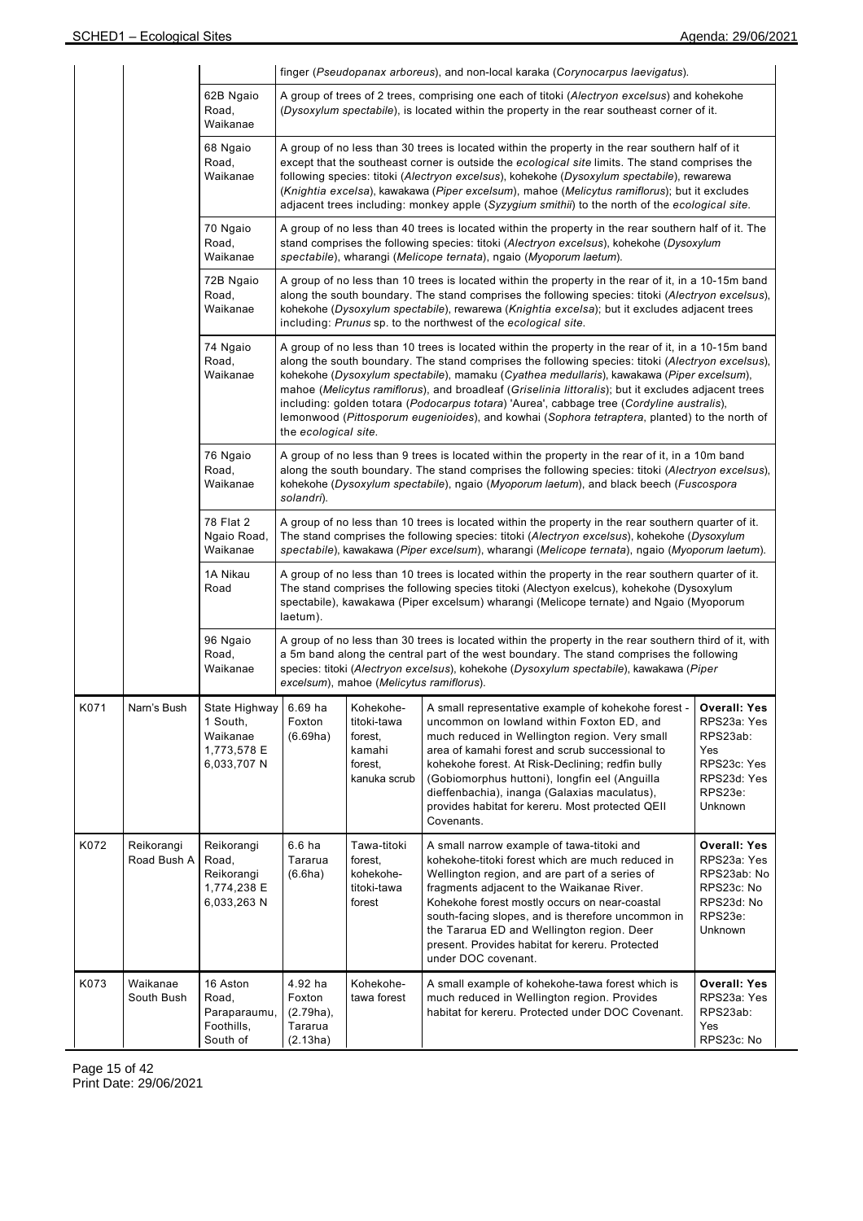| | | | | | | |
|---|---|---|---|---|---|---|
| | | | finger (*Pseudopanax arboreus*), and non-local karaka (*Corynocarpus laevigatus*). | | | |
| | | 62B Ngaio Road, Waikanae | A group of trees of 2 trees, comprising one each of titoki (*Alectryon excelsus*) and kohekohe (*Dysoxylum spectabile*), is located within the property in the rear southeast corner of it. | | | |
| | | 68 Ngaio Road, Waikanae | A group of no less than 30 trees is located within the property in the rear southern half of it except that the southeast corner is outside the *ecological site* limits. The stand comprises the following species: titoki (*Alectryon excelsus*), kohekohe (*Dysoxylum spectabile*), rewarewa (*Knightia excelsa*), kawakawa (*Piper excelsum*), mahoe (*Melicytus ramiflorus*); but it excludes adjacent trees including: monkey apple (*Syzygium smithii*) to the north of the *ecological site*. | | | |
| | | 70 Ngaio Road, Waikanae | A group of no less than 40 trees is located within the property in the rear southern half of it. The stand comprises the following species: titoki (*Alectryon excelsus*), kohekohe (*Dysoxylum spectabile*), wharangi (*Melicope ternata*), ngaio (*Myoporum laetum*). | | | |
| | | 72B Ngaio Road, Waikanae | A group of no less than 10 trees is located within the property in the rear of it, in a 10-15m band along the south boundary. The stand comprises the following species: titoki (*Alectryon excelsus*), kohekohe (*Dysoxylum spectabile*), rewarewa (*Knightia excelsa*); but it excludes adjacent trees including: *Prunus* sp. to the northwest of the *ecological site*. | | | |
| | | 74 Ngaio Road, Waikanae | A group of no less than 10 trees is located within the property in the rear of it, in a 10-15m band along the south boundary. The stand comprises the following species: titoki (*Alectryon excelsus*), kohekohe (*Dysoxylum spectabile*), mamaku (*Cyathea medullaris*), kawakawa (*Piper excelsum*), mahoe (*Melicytus ramiflorus*), and broadleaf (*Griselinia littoralis*); but it excludes adjacent trees including: golden totara (*Podocarpus totara*) 'Aurea', cabbage tree (*Cordyline australis*), lemonwood (*Pittosporum eugenioides*), and kowhai (*Sophora tetraptera*, planted) to the north of the *ecological site*. | | | |
| | | 76 Ngaio Road, Waikanae | A group of no less than 9 trees is located within the property in the rear of it, in a 10m band along the south boundary. The stand comprises the following species: titoki (*Alectryon excelsus*), kohekohe (*Dysoxylum spectabile*), ngaio (*Myoporum laetum*), and black beech (*Fuscospora solandri*). | | | |
| | | 78 Flat 2 Ngaio Road, Waikanae | A group of no less than 10 trees is located within the property in the rear southern quarter of it. The stand comprises the following species: titoki (*Alectryon excelsus*), kohekohe (*Dysoxylum spectabile*), kawakawa (*Piper excelsum*), wharangi (*Melicope ternata*), ngaio (*Myoporum laetum*). | | | |
| | | 1A Nikau Road | A group of no less than 10 trees is located within the property in the rear southern quarter of it. The stand comprises the following species titoki (Alectyon exelcus), kohekohe (Dysoxylum spectabile), kawakawa (Piper excelsum) wharangi (Melicope ternate) and Ngaio (Myoporum laetum). | | | |
| | | 96 Ngaio Road, Waikanae | A group of no less than 30 trees is located within the property in the rear southern third of it, with a 5m band along the central part of the west boundary. The stand comprises the following species: titoki (*Alectryon excelsus*), kohekohe (*Dysoxylum spectabile*), kawakawa (*Piper excelsum*), mahoe (*Melicytus ramiflorus*). | | | |
| K071 | Narn's Bush | State Highway 1 South, Waikanae 1,773,578 E 6,033,707 N | 6.69 ha Foxton (6.69ha) | Kohekohe-titoki-tawa forest, kamahi forest, kanuka scrub | A small representative example of kohekohe forest - uncommon on lowland within Foxton ED, and much reduced in Wellington region. Very small area of kamahi forest and scrub successional to kohekohe forest. At Risk-Declining; redfin bully (Gobiomorphus huttoni), longfin eel (Anguilla dieffenbachia), inanga (Galaxias maculatus), provides habitat for kereru. Most protected QEII Covenants. | **Overall: Yes** RPS23a: Yes RPS23ab: Yes RPS23c: Yes RPS23d: Yes RPS23e: Unknown |
| K072 | Reikorangi Road Bush A | Reikorangi Road, Reikorangi 1,774,238 E 6,033,263 N | 6.6 ha Tararua (6.6ha) | Tawa-titoki forest, kohekohe-titoki-tawa forest | A small narrow example of tawa-titoki and kohekohe-titoki forest which are much reduced in Wellington region, and are part of a series of fragments adjacent to the Waikanae River. Kohekohe forest mostly occurs on near-coastal south-facing slopes, and is therefore uncommon in the Tararua ED and Wellington region. Deer present. Provides habitat for kereru. Protected under DOC covenant. | **Overall: Yes** RPS23a: Yes RPS23ab: No RPS23c: No RPS23d: No RPS23e: Unknown |
| K073 | Waikanae South Bush | 16 Aston Road, Paraparaumu, Foothills, South of | 4.92 ha Foxton (2.79ha), Tararua (2.13ha) | Kohekohe-tawa forest | A small example of kohekohe-tawa forest which is much reduced in Wellington region. Provides habitat for kereru. Protected under DOC Covenant. | **Overall: Yes** RPS23a: Yes RPS23ab: Yes RPS23c: No |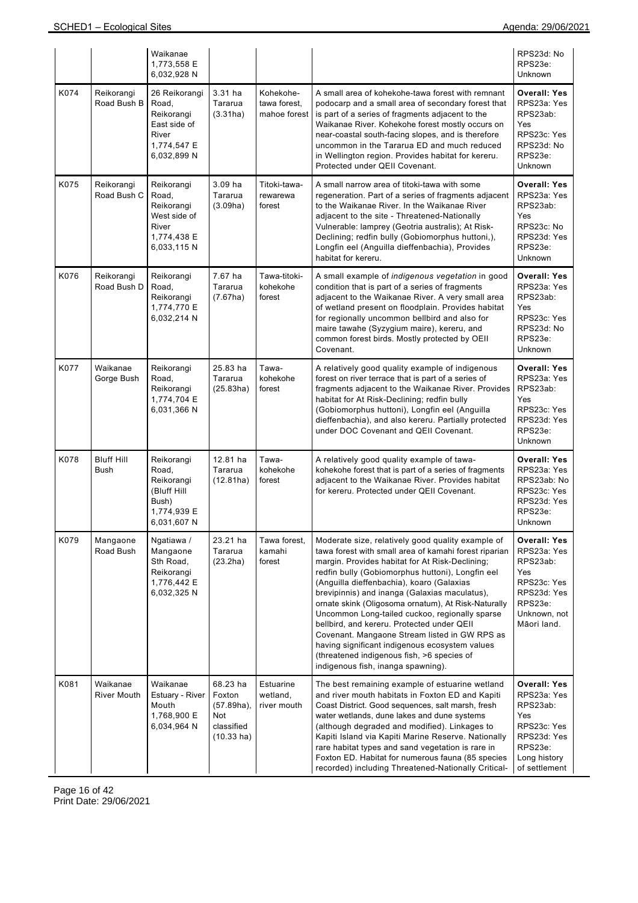| | | Waikanae 1,773,558 E 6,032,928 N | | | | RPS23d: No RPS23e: Unknown |
|---|---|---|---|---|---|---|
| K074 | Reikorangi Road Bush B | 26 Reikorangi Road, Reikorangi East side of River 1,774,547 E 6,032,899 N | 3.31 ha Tararua (3.31ha) | Kohekohe-tawa forest, mahoe forest | A small area of kohekohe-tawa forest with remnant podocarp and a small area of secondary forest that is part of a series of fragments adjacent to the Waikanae River. Kohekohe forest mostly occurs on near-coastal south-facing slopes, and is therefore uncommon in the Tararua ED and much reduced in Wellington region. Provides habitat for kereru. Protected under QEII Covenant. | **Overall: Yes** RPS23a: Yes RPS23ab: Yes RPS23c: Yes RPS23d: No RPS23e: Unknown |
| K075 | Reikorangi Road Bush C | Reikorangi Road, Reikorangi West side of River 1,774,438 E 6,033,115 N | 3.09 ha Tararua (3.09ha) | Titoki-tawa-rewarewa forest | A small narrow area of titoki-tawa with some regeneration. Part of a series of fragments adjacent to the Waikanae River. In the Waikanae River adjacent to the site - Threatened-Nationally Vulnerable: lamprey (Geotria australis); At Risk-Declining; redfin bully (Gobiomorphus huttoni,), Longfin eel (Anguilla dieffenbachia), Provides habitat for kereru. | **Overall: Yes** RPS23a: Yes RPS23ab: Yes RPS23c: No RPS23d: Yes RPS23e: Unknown |
| K076 | Reikorangi Road Bush D | Reikorangi Road, Reikorangi 1,774,770 E 6,032,214 N | 7.67 ha Tararua (7.67ha) | Tawa-titoki-kohekohe forest | A small example of *indigenous vegetation* in good condition that is part of a series of fragments adjacent to the Waikanae River. A very small area of wetland present on floodplain. Provides habitat for regionally uncommon bellbird and also for maire tawahe (Syzygium maire), kereru, and common forest birds. Mostly protected by OEII Covenant. | **Overall: Yes** RPS23a: Yes RPS23ab: Yes RPS23c: Yes RPS23d: No RPS23e: Unknown |
| K077 | Waikanae Gorge Bush | Reikorangi Road, Reikorangi 1,774,704 E 6,031,366 N | 25.83 ha Tararua (25.83ha) | Tawa-kohekohe forest | A relatively good quality example of indigenous forest on river terrace that is part of a series of fragments adjacent to the Waikanae River. Provides habitat for At Risk-Declining; redfin bully (Gobiomorphus huttoni), Longfin eel (Anguilla dieffenbachia), and also kereru. Partially protected under DOC Covenant and QEII Covenant. | **Overall: Yes** RPS23a: Yes RPS23ab: Yes RPS23c: Yes RPS23d: Yes RPS23e: Unknown |
| K078 | Bluff Hill Bush | Reikorangi Road, Reikorangi (Bluff Hill Bush) 1,774,939 E 6,031,607 N | 12.81 ha Tararua (12.81ha) | Tawa-kohekohe forest | A relatively good quality example of tawa-kohekohe forest that is part of a series of fragments adjacent to the Waikanae River. Provides habitat for kereru. Protected under QEII Covenant. | **Overall: Yes** RPS23a: Yes RPS23ab: No RPS23c: Yes RPS23d: Yes RPS23e: Unknown |
| K079 | Mangaone Road Bush | Ngatiawa / Mangaone Sth Road, Reikorangi 1,776,442 E 6,032,325 N | 23.21 ha Tararua (23.2ha) | Tawa forest, kamahi forest | Moderate size, relatively good quality example of tawa forest with small area of kamahi forest riparian margin. Provides habitat for At Risk-Declining; redfin bully (Gobiomorphus huttoni), Longfin eel (Anguilla dieffenbachia), koaro (Galaxias brevipinnis) and inanga (Galaxias maculatus), ornate skink (Oligosoma ornatum), At Risk-Naturally Uncommon Long-tailed cuckoo, regionally sparse bellbird, and kereru. Protected under QEII Covenant. Mangaone Stream listed in GW RPS as having significant indigenous ecosystem values (threatened indigenous fish, >6 species of indigenous fish, inanga spawning). | **Overall: Yes** RPS23a: Yes RPS23ab: Yes RPS23c: Yes RPS23d: Yes RPS23e: Unknown, not Māori land. |
| K081 | Waikanae River Mouth | Waikanae Estuary - River Mouth 1,768,900 E 6,034,964 N | 68.23 ha Foxton (57.89ha), Not classified (10.33 ha) | Estuarine wetland, river mouth | The best remaining example of estuarine wetland and river mouth habitats in Foxton ED and Kapiti Coast District. Good sequences, salt marsh, fresh water wetlands, dune lakes and dune systems (although degraded and modified). Linkages to Kapiti Island via Kapiti Marine Reserve. Nationally rare habitat types and sand vegetation is rare in Foxton ED. Habitat for numerous fauna (85 species recorded) including Threatened-Nationally Critical- | **Overall: Yes** RPS23a: Yes RPS23ab: Yes RPS23c: Yes RPS23d: Yes RPS23e: Long history of settlement |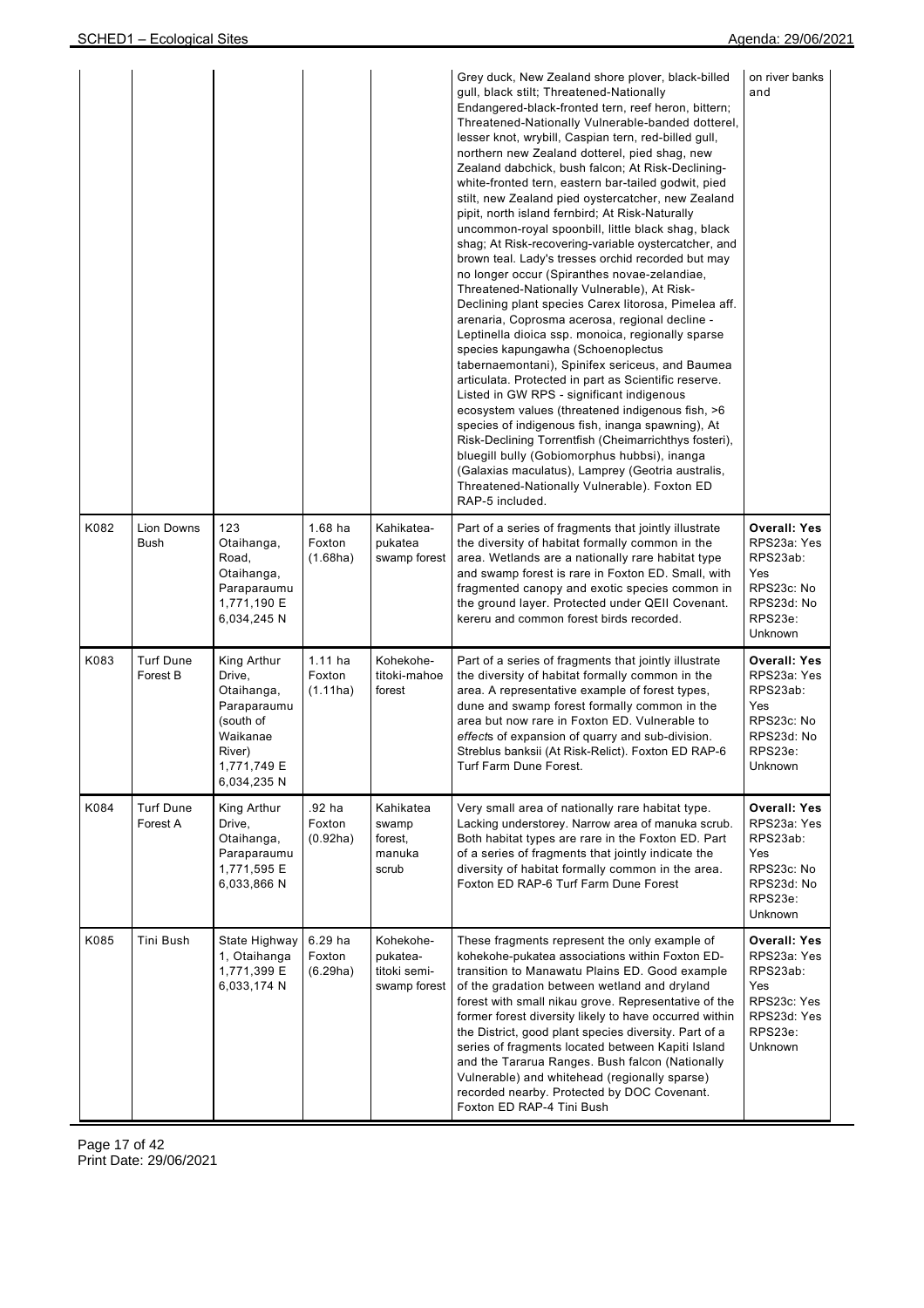| | | | | | | |
|---|---|---|---|---|---|---|
| | | | | | Grey duck, New Zealand shore plover, black-billed gull, black stilt; Threatened-Nationally Endangered-black-fronted tern, reef heron, bittern; Threatened-Nationally Vulnerable-banded dotterel, lesser knot, wrybill, Caspian tern, red-billed gull, northern new Zealand dotterel, pied shag, new Zealand dabchick, bush falcon; At Risk-Declining-white-fronted tern, eastern bar-tailed godwit, pied stilt, new Zealand pied oystercatcher, new Zealand pipit, north island fernbird; At Risk-Naturally uncommon-royal spoonbill, little black shag, black shag; At Risk-recovering-variable oystercatcher, and brown teal. Lady's tresses orchid recorded but may no longer occur (Spiranthes novae-zelandiae, Threatened-Nationally Vulnerable), At Risk-Declining plant species Carex litorosa, Pimelea aff. arenaria, Coprosma acerosa, regional decline - Leptinella dioica ssp. monoica, regionally sparse species kapungawha (Schoenoplectus tabernaemontani), Spinifex sericeus, and Baumea articulata. Protected in part as Scientific reserve. Listed in GW RPS - significant indigenous ecosystem values (threatened indigenous fish, >6 species of indigenous fish, inanga spawning), At Risk-Declining Torrentfish (Cheimarrichthys fosteri), bluegill bully (Gobiomorphus hubbsi), inanga (Galaxias maculatus), Lamprey (Geotria australis, Threatened-Nationally Vulnerable). Foxton ED RAP-5 included. | on river banks and |
| K082 | Lion Downs Bush | 123 Otaihanga, Road, Otaihanga, Paraparaumu 1,771,190 E 6,034,245 N | 1.68 ha Foxton (1.68ha) | Kahikatea-pukatea swamp forest | Part of a series of fragments that jointly illustrate the diversity of habitat formally common in the area. Wetlands are a nationally rare habitat type and swamp forest is rare in Foxton ED. Small, with fragmented canopy and exotic species common in the ground layer. Protected under QEII Covenant. kereru and common forest birds recorded. | **Overall: Yes** RPS23a: Yes RPS23ab: Yes RPS23c: No RPS23d: No RPS23e: Unknown |
| K083 | Turf Dune Forest B | King Arthur Drive, Otaihanga, Paraparaumu (south of Waikanae River) 1,771,749 E 6,034,235 N | 1.11 ha Foxton (1.11ha) | Kohekohe-titoki-mahoe forest | Part of a series of fragments that jointly illustrate the diversity of habitat formally common in the area. A representative example of forest types, dune and swamp forest formally common in the area but now rare in Foxton ED. Vulnerable to *effects* of expansion of quarry and sub-division. Streblus banksii (At Risk-Relict). Foxton ED RAP-6 Turf Farm Dune Forest. | **Overall: Yes** RPS23a: Yes RPS23ab: Yes RPS23c: No RPS23d: No RPS23e: Unknown |
| K084 | Turf Dune Forest A | King Arthur Drive, Otaihanga, Paraparaumu 1,771,595 E 6,033,866 N | .92 ha Foxton (0.92ha) | Kahikatea swamp forest, manuka scrub | Very small area of nationally rare habitat type. Lacking understorey. Narrow area of manuka scrub. Both habitat types are rare in the Foxton ED. Part of a series of fragments that jointly indicate the diversity of habitat formally common in the area. Foxton ED RAP-6 Turf Farm Dune Forest | **Overall: Yes** RPS23a: Yes RPS23ab: Yes RPS23c: No RPS23d: No RPS23e: Unknown |
| K085 | Tini Bush | State Highway 1, Otaihanga 1,771,399 E 6,033,174 N | 6.29 ha Foxton (6.29ha) | Kohekohe-pukatea-titoki semi-swamp forest | These fragments represent the only example of kohekohe-pukatea associations within Foxton ED-transition to Manawatu Plains ED. Good example of the gradation between wetland and dryland forest with small nikau grove. Representative of the former forest diversity likely to have occurred within the District, good plant species diversity. Part of a series of fragments located between Kapiti Island and the Tararua Ranges. Bush falcon (Nationally Vulnerable) and whitehead (regionally sparse) recorded nearby. Protected by DOC Covenant. Foxton ED RAP-4 Tini Bush | **Overall: Yes** RPS23a: Yes RPS23ab: Yes RPS23c: Yes RPS23d: Yes RPS23e: Unknown |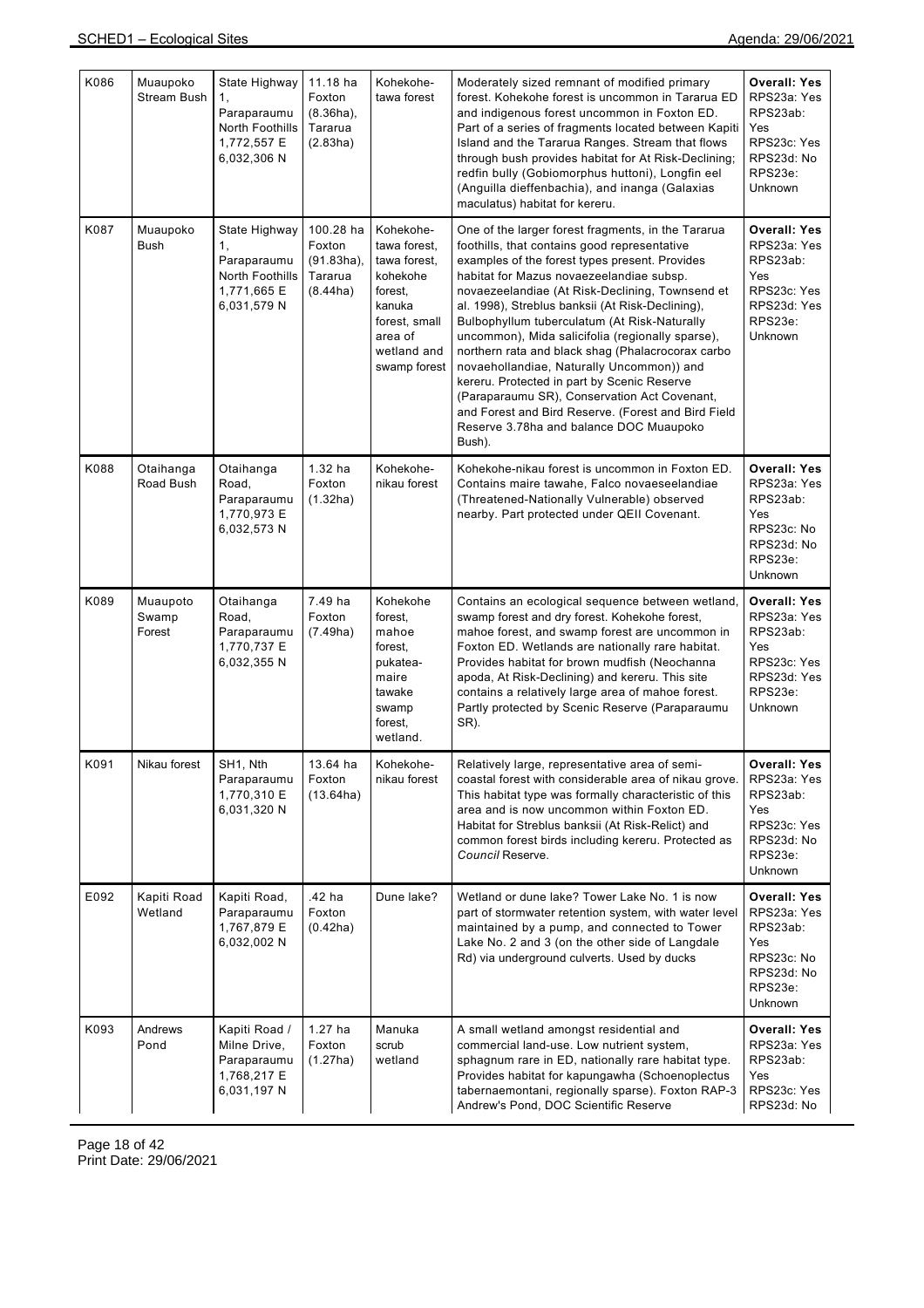| K086 | Muaupoko Stream Bush | State Highway 1, Paraparaumu North Foothills 1,772,557 E 6,032,306 N | 11.18 ha Foxton (8.36ha), Tararua (2.83ha) | Kohekohe-tawa forest | Moderately sized remnant of modified primary forest. Kohekohe forest is uncommon in Tararua ED and indigenous forest uncommon in Foxton ED. Part of a series of fragments located between Kapiti Island and the Tararua Ranges. Stream that flows through bush provides habitat for At Risk-Declining; redfin bully (Gobiomorphus huttoni), Longfin eel (Anguilla dieffenbachia), and inanga (Galaxias maculatus) habitat for kereru. | **Overall: Yes** RPS23a: Yes RPS23ab: Yes RPS23c: Yes RPS23d: No RPS23e: Unknown |
|---|---|---|---|---|---|---|
| K087 | Muaupoko Bush | State Highway 1, Paraparaumu North Foothills 1,771,665 E 6,031,579 N | 100.28 ha Foxton (91.83ha), Tararua (8.44ha) | Kohekohe-tawa forest, tawa forest, kohekohe forest, kanuka forest, small area of wetland and swamp forest | One of the larger forest fragments, in the Tararua foothills, that contains good representative examples of the forest types present. Provides habitat for Mazus novaezeelandiae subsp. novaezeelandiae (At Risk-Declining, Townsend et al. 1998), Streblus banksii (At Risk-Declining), Bulbophyllum tuberculatum (At Risk-Naturally uncommon), Mida salicifolia (regionally sparse), northern rata and black shag (Phalacrocorax carbo novaehollandiae, Naturally Uncommon)) and kereru. Protected in part by Scenic Reserve (Paraparaumu SR), Conservation Act Covenant, and Forest and Bird Reserve. (Forest and Bird Field Reserve 3.78ha and balance DOC Muaupoko Bush). | **Overall: Yes** RPS23a: Yes RPS23ab: Yes RPS23c: Yes RPS23d: Yes RPS23e: Unknown |
| K088 | Otaihanga Road Bush | Otaihanga Road, Paraparaumu 1,770,973 E 6,032,573 N | 1.32 ha Foxton (1.32ha) | Kohekohe-nikau forest | Kohekohe-nikau forest is uncommon in Foxton ED. Contains maire tawahe, Falco novaeseelandiae (Threatened-Nationally Vulnerable) observed nearby. Part protected under QEII Covenant. | **Overall: Yes** RPS23a: Yes RPS23ab: Yes RPS23c: No RPS23d: No RPS23e: Unknown |
| K089 | Muaupoto Swamp Forest | Otaihanga Road, Paraparaumu 1,770,737 E 6,032,355 N | 7.49 ha Foxton (7.49ha) | Kohekohe forest, mahoe forest, pukatea-maire tawake swamp forest, wetland. | Contains an ecological sequence between wetland, swamp forest and dry forest. Kohekohe forest, mahoe forest, and swamp forest are uncommon in Foxton ED. Wetlands are nationally rare habitat. Provides habitat for brown mudfish (Neochanna apoda, At Risk-Declining) and kereru. This site contains a relatively large area of mahoe forest. Partly protected by Scenic Reserve (Paraparaumu SR). | **Overall: Yes** RPS23a: Yes RPS23ab: Yes RPS23c: Yes RPS23d: Yes RPS23e: Unknown |
| K091 | Nikau forest | SH1, Nth Paraparaumu 1,770,310 E 6,031,320 N | 13.64 ha Foxton (13.64ha) | Kohekohe-nikau forest | Relatively large, representative area of semi-coastal forest with considerable area of nikau grove. This habitat type was formally characteristic of this area and is now uncommon within Foxton ED. Habitat for Streblus banksii (At Risk-Relict) and common forest birds including kereru. Protected as *Council* Reserve. | **Overall: Yes** RPS23a: Yes RPS23ab: Yes RPS23c: Yes RPS23d: No RPS23e: Unknown |
| E092 | Kapiti Road Wetland | Kapiti Road, Paraparaumu 1,767,879 E 6,032,002 N | .42 ha Foxton (0.42ha) | Dune lake? | Wetland or dune lake? Tower Lake No. 1 is now part of stormwater retention system, with water level maintained by a pump, and connected to Tower Lake No. 2 and 3 (on the other side of Langdale Rd) via underground culverts. Used by ducks | **Overall: Yes** RPS23a: Yes RPS23ab: Yes RPS23c: No RPS23d: No RPS23e: Unknown |
| K093 | Andrews Pond | Kapiti Road / Milne Drive, Paraparaumu 1,768,217 E 6,031,197 N | 1.27 ha Foxton (1.27ha) | Manuka scrub wetland | A small wetland amongst residential and commercial land-use. Low nutrient system, sphagnum rare in ED, nationally rare habitat type. Provides habitat for kapungawha (Schoenoplectus tabernaemontani, regionally sparse). Foxton RAP-3 Andrew's Pond, DOC Scientific Reserve | **Overall: Yes** RPS23a: Yes RPS23ab: Yes RPS23c: Yes RPS23d: No |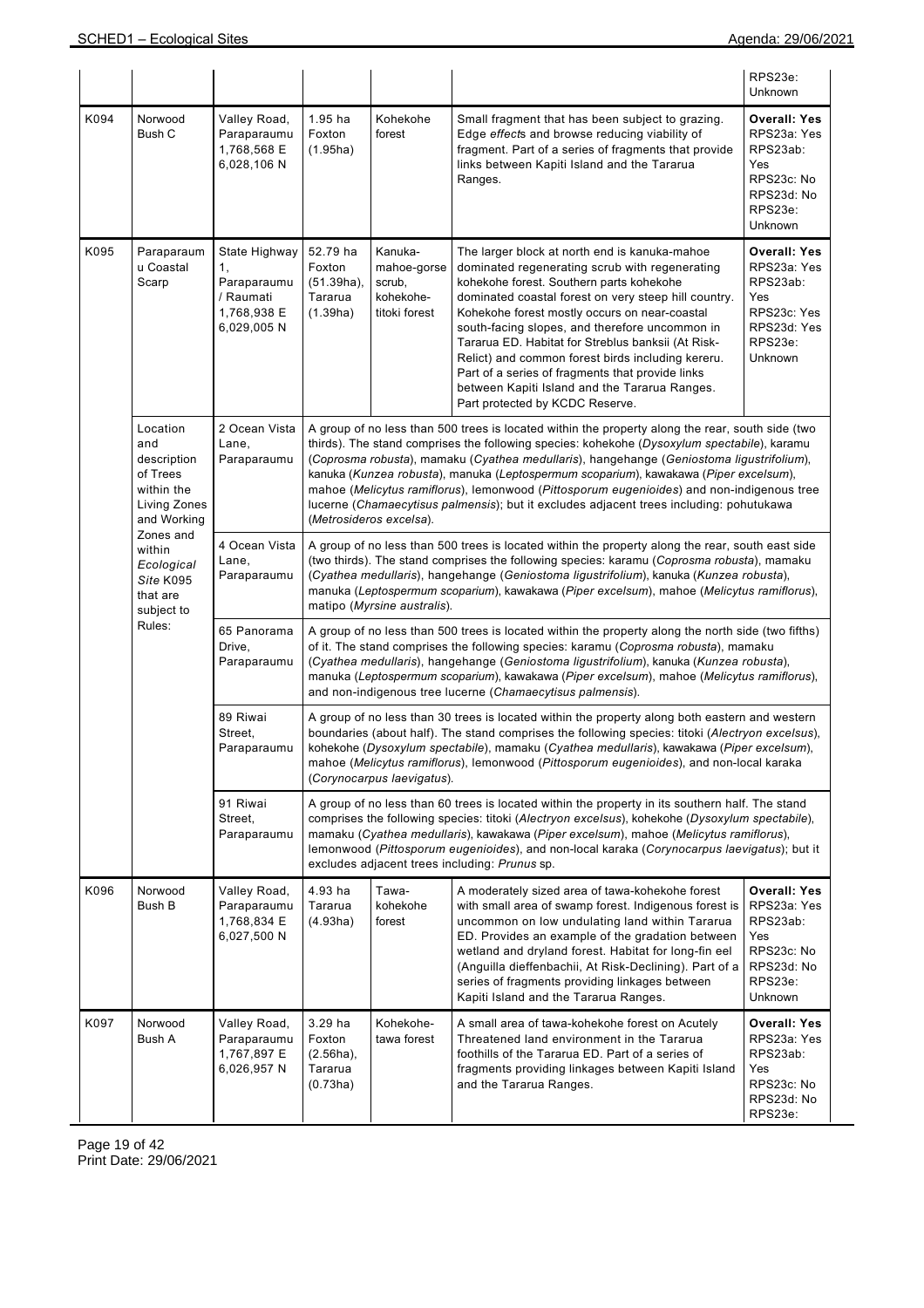| | | | | | | |
|---|---|---|---|---|---|---|
| | | | | | | RPS23e: Unknown |
| K094 | Norwood Bush C | Valley Road, Paraparaumu 1,768,568 E 6,028,106 N | 1.95 ha Foxton (1.95ha) | Kohekohe forest | Small fragment that has been subject to grazing. Edge *effects* and browse reducing viability of fragment. Part of a series of fragments that provide links between Kapiti Island and the Tararua Ranges. | **Overall: Yes** RPS23a: Yes RPS23ab: Yes RPS23c: No RPS23d: No RPS23e: Unknown |
| K095 | Paraparaumu Coastal Scarp | State Highway 1, Paraparaumu / Raumati 1,768,938 E 6,029,005 N | 52.79 ha Foxton (51.39ha), Tararua (1.39ha) | Kanuka-mahoe-gorse scrub, kohekohe-titoki forest | The larger block at north end is kanuka-mahoe dominated regenerating scrub with regenerating kohekohe forest. Southern parts kohekohe dominated coastal forest on very steep hill country. Kohekohe forest mostly occurs on near-coastal south-facing slopes, and therefore uncommon in Tararua ED. Habitat for Streblus banksii (At Risk-Relict) and common forest birds including kereru. Part of a series of fragments that provide links between Kapiti Island and the Tararua Ranges. Part protected by KCDC Reserve. | **Overall: Yes** RPS23a: Yes RPS23ab: Yes RPS23c: Yes RPS23d: Yes RPS23e: Unknown |
| | Location and description of Trees within the Living Zones and Working Zones and within *Ecological Site* K095 that are subject to Rules: | 2 Ocean Vista Lane, Paraparaumu | A group of no less than 500 trees is located within the property along the rear, south side (two thirds). The stand comprises the following species: kohekohe (*Dysoxylum spectabile*), karamu (*Coprosma robusta*), mamaku (*Cyathea medullaris*), hangehange (*Geniostoma ligustrifolium*), kanuka (*Kunzea robusta*), manuka (*Leptospermum scoparium*), kawakawa (*Piper excelsum*), mahoe (*Melicytus ramiflorus*), lemonwood (*Pittosporum eugenioides*) and non-indigenous tree lucerne (*Chamaecytisus palmensis*); but it excludes adjacent trees including: pohutukawa (*Metrosideros excelsa*). | | | |
| | | 4 Ocean Vista Lane, Paraparaumu | A group of no less than 500 trees is located within the property along the rear, south east side (two thirds). The stand comprises the following species: karamu (*Coprosma robusta*), mamaku (*Cyathea medullaris*), hangehange (*Geniostoma ligustrifolium*), kanuka (*Kunzea robusta*), manuka (*Leptospermum scoparium*), kawakawa (*Piper excelsum*), mahoe (*Melicytus ramiflorus*), matipo (*Myrsine australis*). | | | |
| | | 65 Panorama Drive, Paraparaumu | A group of no less than 500 trees is located within the property along the north side (two fifths) of it. The stand comprises the following species: karamu (*Coprosma robusta*), mamaku (*Cyathea medullaris*), hangehange (*Geniostoma ligustrifolium*), kanuka (*Kunzea robusta*), manuka (*Leptospermum scoparium*), kawakawa (*Piper excelsum*), mahoe (*Melicytus ramiflorus*), and non-indigenous tree lucerne (*Chamaecytisus palmensis*). | | | |
| | | 89 Riwai Street, Paraparaumu | A group of no less than 30 trees is located within the property along both eastern and western boundaries (about half). The stand comprises the following species: titoki (*Alectryon excelsus*), kohekohe (*Dysoxylum spectabile*), mamaku (*Cyathea medullaris*), kawakawa (*Piper excelsum*), mahoe (*Melicytus ramiflorus*), lemonwood (*Pittosporum eugenioides*), and non-local karaka (*Corynocarpus laevigatus*). | | | |
| | | 91 Riwai Street, Paraparaumu | A group of no less than 60 trees is located within the property in its southern half. The stand comprises the following species: titoki (*Alectryon excelsus*), kohekohe (*Dysoxylum spectabile*), mamaku (*Cyathea medullaris*), kawakawa (*Piper excelsum*), mahoe (*Melicytus ramiflorus*), lemonwood (*Pittosporum eugenioides*), and non-local karaka (*Corynocarpus laevigatus*); but it excludes adjacent trees including: *Prunus* sp. | | | |
| K096 | Norwood Bush B | Valley Road, Paraparaumu 1,768,834 E 6,027,500 N | 4.93 ha Tararua (4.93ha) | Tawa-kohekohe forest | A moderately sized area of tawa-kohekohe forest with small area of swamp forest. Indigenous forest is uncommon on low undulating land within Tararua ED. Provides an example of the gradation between wetland and dryland forest. Habitat for long-fin eel (Anguilla dieffenbachii, At Risk-Declining). Part of a series of fragments providing linkages between Kapiti Island and the Tararua Ranges. | **Overall: Yes** RPS23a: Yes RPS23ab: Yes RPS23c: No RPS23d: No RPS23e: Unknown |
| K097 | Norwood Bush A | Valley Road, Paraparaumu 1,767,897 E 6,026,957 N | 3.29 ha Foxton (2.56ha), Tararua (0.73ha) | Kohekohe-tawa forest | A small area of tawa-kohekohe forest on Acutely Threatened land environment in the Tararua foothills of the Tararua ED. Part of a series of fragments providing linkages between Kapiti Island and the Tararua Ranges. | **Overall: Yes** RPS23a: Yes RPS23ab: Yes RPS23c: No RPS23d: No RPS23e: |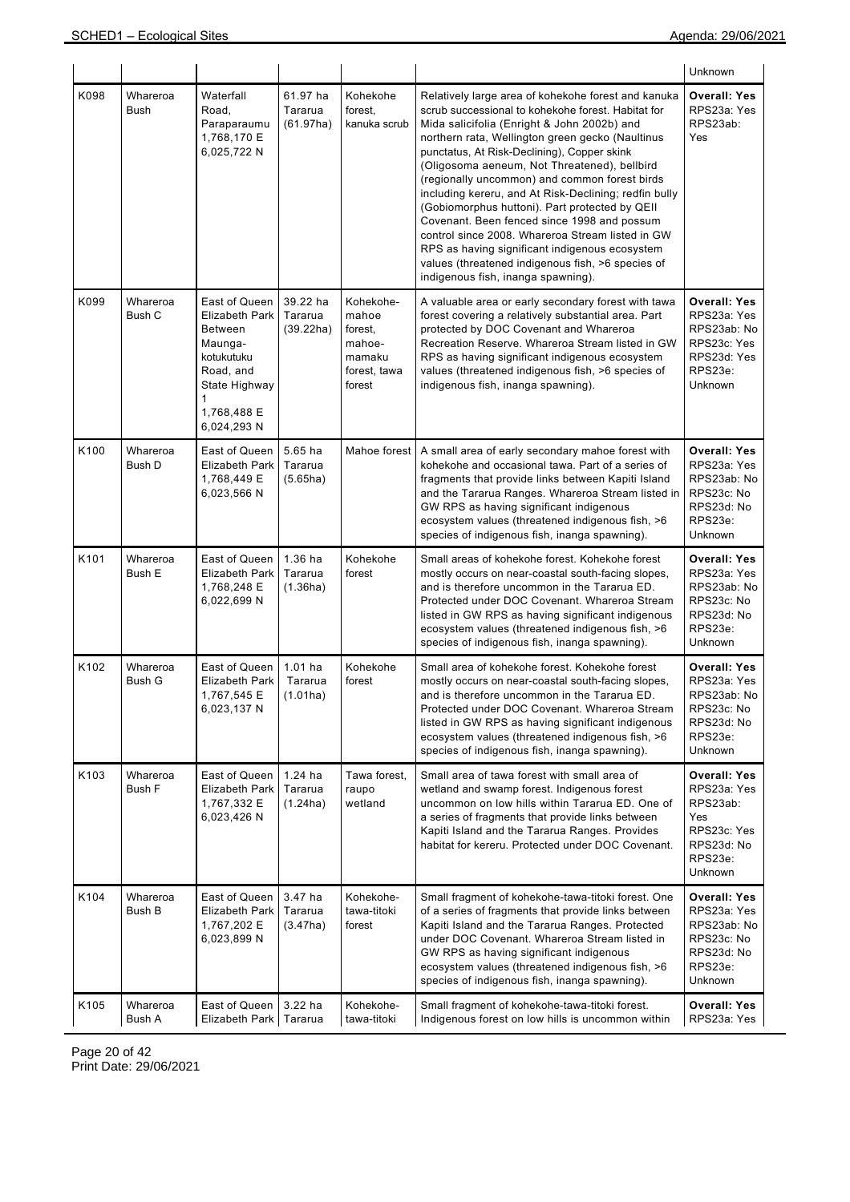| | | | | | | Unknown |
|---|---|---|---|---|---|---|
| K098 | Whareroa Bush | Waterfall Road, Paraparaumu 1,768,170 E 6,025,722 N | 61.97 ha Tararua (61.97ha) | Kohekohe forest, kanuka scrub | Relatively large area of kohekohe forest and kanuka scrub successional to kohekohe forest. Habitat for Mida salicifolia (Enright & John 2002b) and northern rata, Wellington green gecko (Naultinus punctatus, At Risk-Declining), Copper skink (Oligosoma aeneum, Not Threatened), bellbird (regionally uncommon) and common forest birds including kereru, and At Risk-Declining; redfin bully (Gobiomorphus huttoni). Part protected by QEII Covenant. Been fenced since 1998 and possum control since 2008. Whareroa Stream listed in GW RPS as having significant indigenous ecosystem values (threatened indigenous fish, >6 species of indigenous fish, inanga spawning). | **Overall: Yes** RPS23a: Yes RPS23ab: Yes |
| K099 | Whareroa Bush C | East of Queen Elizabeth Park Between Maunga-kotukutuku Road, and State Highway 1 1,768,488 E 6,024,293 N | 39.22 ha Tararua (39.22ha) | Kohekohe-mahoe forest, mahoe-mamaku forest, tawa forest | A valuable area or early secondary forest with tawa forest covering a relatively substantial area. Part protected by DOC Covenant and Whareroa Recreation Reserve. Whareroa Stream listed in GW RPS as having significant indigenous ecosystem values (threatened indigenous fish, >6 species of indigenous fish, inanga spawning). | **Overall: Yes** RPS23a: Yes RPS23ab: No RPS23c: Yes RPS23d: Yes RPS23e: Unknown |
| K100 | Whareroa Bush D | East of Queen Elizabeth Park 1,768,449 E 6,023,566 N | 5.65 ha Tararua (5.65ha) | Mahoe forest | A small area of early secondary mahoe forest with kohekohe and occasional tawa. Part of a series of fragments that provide links between Kapiti Island and the Tararua Ranges. Whareroa Stream listed in GW RPS as having significant indigenous ecosystem values (threatened indigenous fish, >6 species of indigenous fish, inanga spawning). | **Overall: Yes** RPS23a: Yes RPS23ab: No RPS23c: No RPS23d: No RPS23e: Unknown |
| K101 | Whareroa Bush E | East of Queen Elizabeth Park 1,768,248 E 6,022,699 N | 1.36 ha Tararua (1.36ha) | Kohekohe forest | Small areas of kohekohe forest. Kohekohe forest mostly occurs on near-coastal south-facing slopes, and is therefore uncommon in the Tararua ED. Protected under DOC Covenant. Whareroa Stream listed in GW RPS as having significant indigenous ecosystem values (threatened indigenous fish, >6 species of indigenous fish, inanga spawning). | **Overall: Yes** RPS23a: Yes RPS23ab: No RPS23c: No RPS23d: No RPS23e: Unknown |
| K102 | Whareroa Bush G | East of Queen Elizabeth Park 1,767,545 E 6,023,137 N | 1.01 ha Tararua (1.01ha) | Kohekohe forest | Small area of kohekohe forest. Kohekohe forest mostly occurs on near-coastal south-facing slopes, and is therefore uncommon in the Tararua ED. Protected under DOC Covenant. Whareroa Stream listed in GW RPS as having significant indigenous ecosystem values (threatened indigenous fish, >6 species of indigenous fish, inanga spawning). | **Overall: Yes** RPS23a: Yes RPS23ab: No RPS23c: No RPS23d: No RPS23e: Unknown |
| K103 | Whareroa Bush F | East of Queen Elizabeth Park 1,767,332 E 6,023,426 N | 1.24 ha Tararua (1.24ha) | Tawa forest, raupo wetland | Small area of tawa forest with small area of wetland and swamp forest. Indigenous forest uncommon on low hills within Tararua ED. One of a series of fragments that provide links between Kapiti Island and the Tararua Ranges. Provides habitat for kereru. Protected under DOC Covenant. | **Overall: Yes** RPS23a: Yes RPS23ab: Yes RPS23c: Yes RPS23d: No RPS23e: Unknown |
| K104 | Whareroa Bush B | East of Queen Elizabeth Park 1,767,202 E 6,023,899 N | 3.47 ha Tararua (3.47ha) | Kohekohe-tawa-titoki forest | Small fragment of kohekohe-tawa-titoki forest. One of a series of fragments that provide links between Kapiti Island and the Tararua Ranges. Protected under DOC Covenant. Whareroa Stream listed in GW RPS as having significant indigenous ecosystem values (threatened indigenous fish, >6 species of indigenous fish, inanga spawning). | **Overall: Yes** RPS23a: Yes RPS23ab: No RPS23c: No RPS23d: No RPS23e: Unknown |
| K105 | Whareroa Bush A | East of Queen Elizabeth Park | 3.22 ha Tararua | Kohekohe-tawa-titoki | Small fragment of kohekohe-tawa-titoki forest. Indigenous forest on low hills is uncommon within | **Overall: Yes** RPS23a: Yes |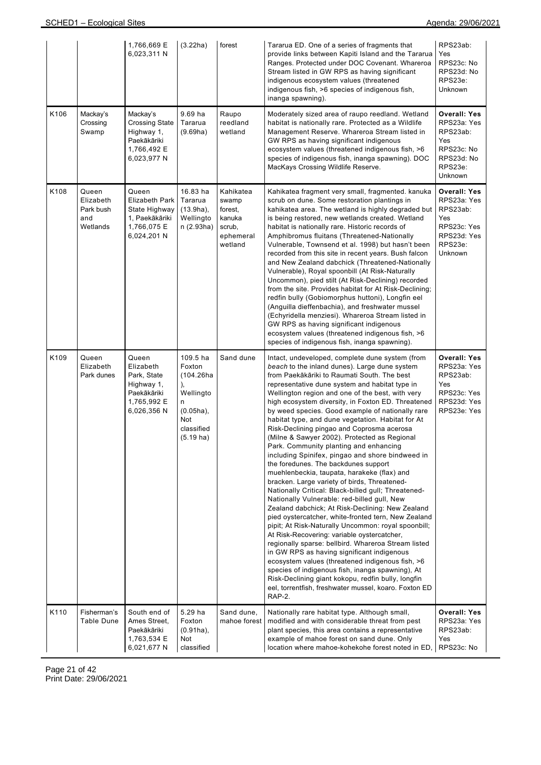| | | | | | | |
|---|---|---|---|---|---|---|
| | | 1,766,669 E 6,023,311 N | (3.22ha) | forest | Tararua ED. One of a series of fragments that provide links between Kapiti Island and the Tararua Ranges. Protected under DOC Covenant. Whareroa Stream listed in GW RPS as having significant indigenous ecosystem values (threatened indigenous fish, >6 species of indigenous fish, inanga spawning). | RPS23ab: Yes RPS23c: No RPS23d: No RPS23e: Unknown |
| K106 | Mackay's Crossing Swamp | Mackay's Crossing State Highway 1, Paekākāriki 1,766,492 E 6,023,977 N | 9.69 ha Tararua (9.69ha) | Raupo reedland wetland | Moderately sized area of raupo reedland. Wetland habitat is nationally rare. Protected as a Wildlife Management Reserve. Whareroa Stream listed in GW RPS as having significant indigenous ecosystem values (threatened indigenous fish, >6 species of indigenous fish, inanga spawning). DOC MacKays Crossing Wildlife Reserve. | **Overall: Yes** RPS23a: Yes RPS23ab: Yes RPS23c: No RPS23d: No RPS23e: Unknown |
| K108 | Queen Elizabeth Park bush and Wetlands | Queen Elizabeth Park State Highway 1, Paekākāriki 1,766,075 E 6,024,201 N | 16.83 ha Tararua (13.9ha), Wellington (2.93ha) | Kahikatea swamp forest, kanuka scrub, ephemeral wetland | Kahikatea fragment very small, fragmented. kanuka scrub on dune. Some restoration plantings in kahikatea area. The wetland is highly degraded but is being restored, new wetlands created. Wetland habitat is nationally rare. Historic records of Amphibromus fluitans (Threatened-Nationally Vulnerable, Townsend et al. 1998) but hasn't been recorded from this site in recent years. Bush falcon and New Zealand dabchick (Threatened-Nationally Vulnerable), Royal spoonbill (At Risk-Naturally Uncommon), pied stilt (At Risk-Declining) recorded from the site. Provides habitat for At Risk-Declining; redfin bully (Gobiomorphus huttoni), Longfin eel (Anguilla dieffenbachia), and freshwater mussel (Echyridella menziesi). Whareroa Stream listed in GW RPS as having significant indigenous ecosystem values (threatened indigenous fish, >6 species of indigenous fish, inanga spawning). | **Overall: Yes** RPS23a: Yes RPS23ab: Yes RPS23c: Yes RPS23d: Yes RPS23e: Unknown |
| K109 | Queen Elizabeth Park dunes | Queen Elizabeth Park, State Highway 1, Paekākāriki 1,765,992 E 6,026,356 N | 109.5 ha Foxton (104.26ha), Wellington (0.05ha), Not classified (5.19 ha) | Sand dune | Intact, undeveloped, complete dune system (from *beach* to the inland dunes). Large dune system from Paekākāriki to Raumati South. The best representative dune system and habitat type in Wellington region and one of the best, with very high ecosystem diversity, in Foxton ED. Threatened by weed species. Good example of nationally rare habitat type, and dune vegetation. Habitat for At Risk-Declining pingao and Coprosma acerosa (Milne & Sawyer 2002). Protected as Regional Park. Community planting and enhancing including Spinifex, pingao and shore bindweed in the foredunes. The backdunes support muehlenbeckia, taupata, harakeke (flax) and bracken. Large variety of birds, Threatened-Nationally Critical: Black-billed gull; Threatened-Nationally Vulnerable: red-billed gull, New Zealand dabchick; At Risk-Declining: New Zealand pied oystercatcher, white-fronted tern, New Zealand pipit; At Risk-Naturally Uncommon: royal spoonbill; At Risk-Recovering: variable oystercatcher, regionally sparse: bellbird. Whareroa Stream listed in GW RPS as having significant indigenous ecosystem values (threatened indigenous fish, >6 species of indigenous fish, inanga spawning), At Risk-Declining giant kokopu, redfin bully, longfin eel, torrentfish, freshwater mussel, koaro. Foxton ED RAP-2. | **Overall: Yes** RPS23a: Yes RPS23ab: Yes RPS23c: Yes RPS23d: Yes RPS23e: Yes |
| K110 | Fisherman's Table Dune | South end of Ames Street, Paekākāriki 1,763,534 E 6,021,677 N | 5.29 ha Foxton (0.91ha), Not classified | Sand dune, mahoe forest | Nationally rare habitat type. Although small, modified and with considerable threat from pest plant species, this area contains a representative example of mahoe forest on sand dune. Only location where mahoe-kohekohe forest noted in ED, | **Overall: Yes** RPS23a: Yes RPS23ab: Yes RPS23c: No |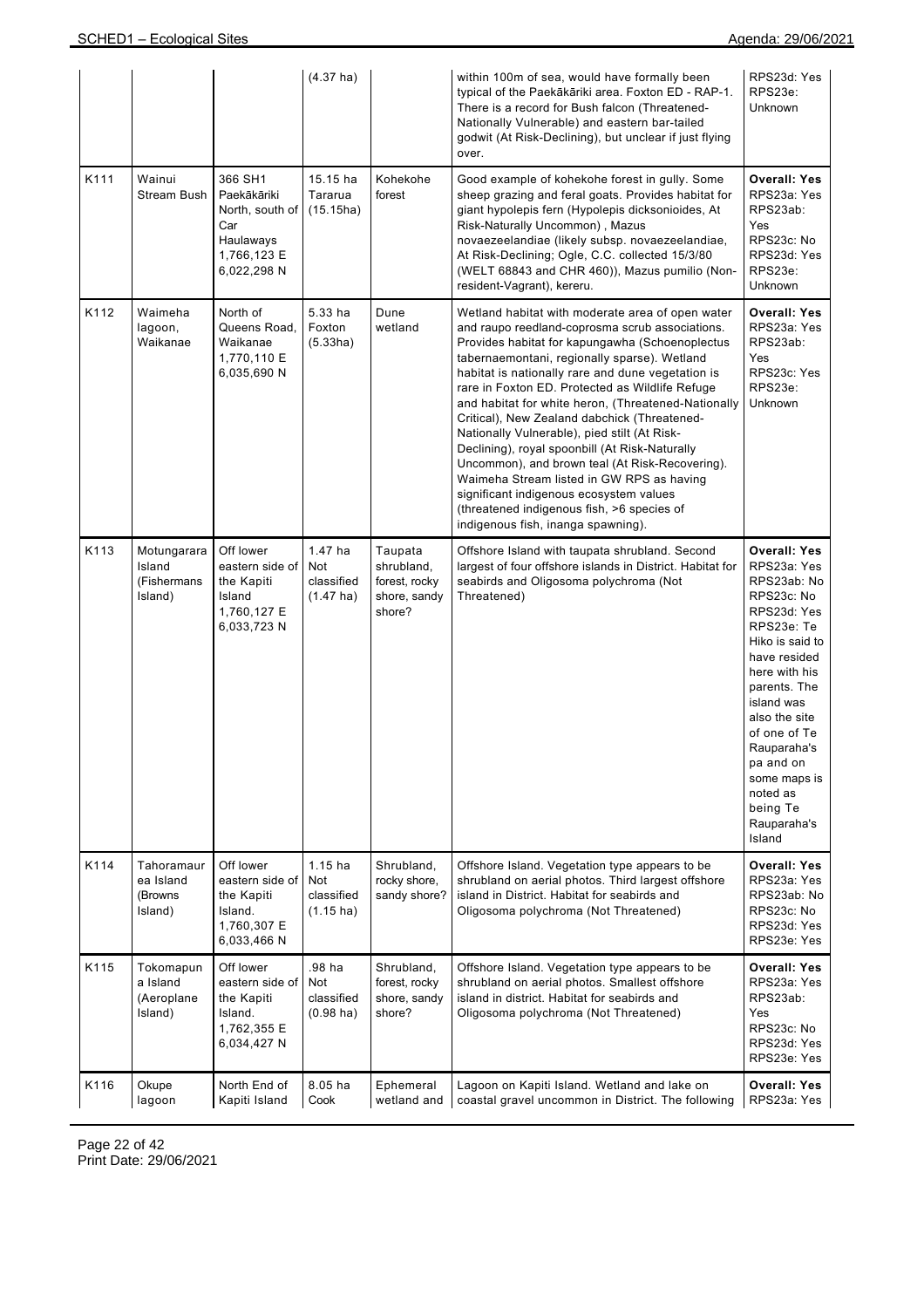| | | | (4.37 ha) | | within 100m of sea, would have formally been typical of the Paekākāriki area. Foxton ED - RAP-1. There is a record for Bush falcon (Threatened-Nationally Vulnerable) and eastern bar-tailed godwit (At Risk-Declining), but unclear if just flying over. | RPS23d: Yes RPS23e: Unknown |
|---|---|---|---|---|---|---|
| K111 | Wainui Stream Bush | 366 SH1 Paekākāriki North, south of Car Haulaways 1,766,123 E 6,022,298 N | 15.15 ha Tararua (15.15ha) | Kohekohe forest | Good example of kohekohe forest in gully. Some sheep grazing and feral goats. Provides habitat for giant hypolepis fern (Hypolepis dicksonioides, At Risk-Naturally Uncommon) , Mazus novaezeelandiae (likely subsp. novaezeelandiae, At Risk-Declining; Ogle, C.C. collected 15/3/80 (WELT 68843 and CHR 460)), Mazus pumilio (Non-resident-Vagrant), kereru. | **Overall: Yes** RPS23a: Yes RPS23ab: Yes RPS23c: No RPS23d: Yes RPS23e: Unknown |
| K112 | Waimeha lagoon, Waikanae | North of Queens Road, Waikanae 1,770,110 E 6,035,690 N | 5.33 ha Foxton (5.33ha) | Dune wetland | Wetland habitat with moderate area of open water and raupo reedland-coprosma scrub associations. Provides habitat for kapungawha (Schoenoplectus tabernaemontani, regionally sparse). Wetland habitat is nationally rare and dune vegetation is rare in Foxton ED. Protected as Wildlife Refuge and habitat for white heron, (Threatened-Nationally Critical), New Zealand dabchick (Threatened-Nationally Vulnerable), pied stilt (At Risk-Declining), royal spoonbill (At Risk-Naturally Uncommon), and brown teal (At Risk-Recovering). Waimeha Stream listed in GW RPS as having significant indigenous ecosystem values (threatened indigenous fish, >6 species of indigenous fish, inanga spawning). | **Overall: Yes** RPS23a: Yes RPS23ab: Yes RPS23c: Yes RPS23e: Unknown |
| K113 | Motungarara Island (Fishermans Island) | Off lower eastern side of the Kapiti Island 1,760,127 E 6,033,723 N | 1.47 ha Not classified (1.47 ha) | Taupata shrubland, forest, rocky shore, sandy shore? | Offshore Island with taupata shrubland. Second largest of four offshore islands in District. Habitat for seabirds and Oligosoma polychroma (Not Threatened) | **Overall: Yes** RPS23a: Yes RPS23ab: No RPS23c: No RPS23d: Yes RPS23e: Te Hiko is said to have resided here with his parents. The island was also the site of one of Te Rauparaha's pa and on some maps is noted as being Te Rauparaha's Island |
| K114 | Tahoramaurea Island (Browns Island) | Off lower eastern side of the Kapiti Island. 1,760,307 E 6,033,466 N | 1.15 ha Not classified (1.15 ha) | Shrubland, rocky shore, sandy shore? | Offshore Island. Vegetation type appears to be shrubland on aerial photos. Third largest offshore island in District. Habitat for seabirds and Oligosoma polychroma (Not Threatened) | **Overall: Yes** RPS23a: Yes RPS23ab: No RPS23c: No RPS23d: Yes RPS23e: Yes |
| K115 | Tokomapuna Island (Aeroplane Island) | Off lower eastern side of the Kapiti Island. 1,762,355 E 6,034,427 N | .98 ha Not classified (0.98 ha) | Shrubland, forest, rocky shore, sandy shore? | Offshore Island. Vegetation type appears to be shrubland on aerial photos. Smallest offshore island in district. Habitat for seabirds and Oligosoma polychroma (Not Threatened) | **Overall: Yes** RPS23a: Yes RPS23ab: Yes RPS23c: No RPS23d: Yes RPS23e: Yes |
| K116 | Okupe lagoon | North End of Kapiti Island | 8.05 ha Cook | Ephemeral wetland and | Lagoon on Kapiti Island. Wetland and lake on coastal gravel uncommon in District. The following | **Overall: Yes** RPS23a: Yes |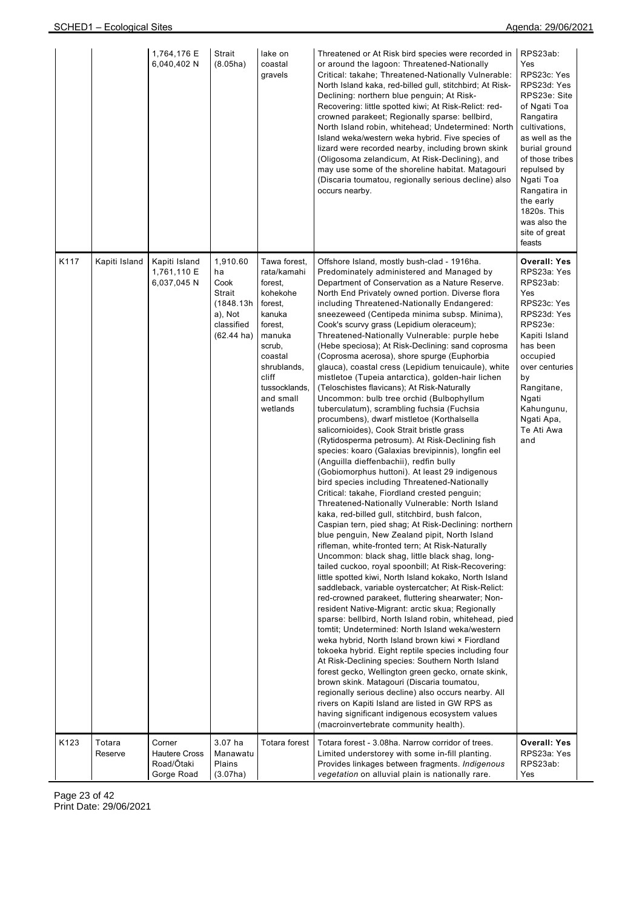| | | | | | | |
|---|---|---|---|---|---|---|
| | | 1,764,176 E 6,040,402 N | Strait (8.05ha) | lake on coastal gravels | Threatened or At Risk bird species were recorded in or around the lagoon: Threatened-Nationally Critical: takahe; Threatened-Nationally Vulnerable: North Island kaka, red-billed gull, stitchbird; At Risk-Declining: northern blue penguin; At Risk-Recovering: little spotted kiwi; At Risk-Relict: red-crowned parakeet; Regionally sparse: bellbird, North Island robin, whitehead; Undetermined: North Island weka/western weka hybrid. Five species of lizard were recorded nearby, including brown skink (Oligosoma zelandicum, At Risk-Declining), and may use some of the shoreline habitat. Matagouri (Discaria toumatou, regionally serious decline) also occurs nearby. | RPS23ab: Yes RPS23c: Yes RPS23d: Yes RPS23e: Site of Ngati Toa Rangatira cultivations, as well as the burial ground of those tribes repulsed by Ngati Toa Rangatira in the early 1820s. This was also the site of great feasts |
| K117 | Kapiti Island | Kapiti Island 1,761,110 E 6,037,045 N | 1,910.60 ha Cook Strait (1848.13ha), Not classified (62.44 ha) | Tawa forest, rata/kamahi forest, kohekohe forest, kanuka forest, manuka scrub, coastal shrublands, cliff tussocklands, and small wetlands | Offshore Island, mostly bush-clad - 1916ha. Predominately administered and Managed by Department of Conservation as a Nature Reserve. North End Privately owned portion. Diverse flora including Threatened-Nationally Endangered: sneezeweed (Centipeda minima subsp. Minima), Cook's scurvy grass (Lepidium oleraceum); Threatened-Nationally Vulnerable: purple hebe (Hebe speciosa); At Risk-Declining: sand coprosma (Coprosma acerosa), shore spurge (Euphorbia glauca), coastal cress (Lepidium tenuicaule), white mistletoe (Tupeia antarctica), golden-hair lichen (Teloschistes flavicans); At Risk-Naturally Uncommon: bulb tree orchid (Bulbophyllum tuberculatum), scrambling fuchsia (Fuchsia procumbens), dwarf mistletoe (Korthalsella salicornioides), Cook Strait bristle grass (Rytidosperma petrosum). At Risk-Declining fish species: koaro (Galaxias brevipinnis), longfin eel (Anguilla dieffenbachii), redfin bully (Gobiomorphus huttoni). At least 29 indigenous bird species including Threatened-Nationally Critical: takahe, Fiordland crested penguin; Threatened-Nationally Vulnerable: North Island kaka, red-billed gull, stitchbird, bush falcon, Caspian tern, pied shag; At Risk-Declining: northern blue penguin, New Zealand pipit, North Island rifleman, white-fronted tern; At Risk-Naturally Uncommon: black shag, little black shag, long-tailed cuckoo, royal spoonbill; At Risk-Recovering: little spotted kiwi, North Island kokako, North Island saddleback, variable oystercatcher; At Risk-Relict: red-crowned parakeet, fluttering shearwater; Non-resident Native-Migrant: arctic skua; Regionally sparse: bellbird, North Island robin, whitehead, pied tomtit; Undetermined: North Island weka/western weka hybrid, North Island brown kiwi × Fiordland tokoeka hybrid. Eight reptile species including four At Risk-Declining species: Southern North Island forest gecko, Wellington green gecko, ornate skink, brown skink. Matagouri (Discaria toumatou, regionally serious decline) also occurs nearby. All rivers on Kapiti Island are listed in GW RPS as having significant indigenous ecosystem values (macroinvertebrate community health). | **Overall: Yes** RPS23a: Yes RPS23ab: Yes RPS23c: Yes RPS23d: Yes RPS23e: Kapiti Island has been occupied over centuries by Rangitane, Ngati Kahungunu, Ngati Apa, Te Ati Awa and |
| K123 | Totara Reserve | Corner Hautere Cross Road/Ōtaki Gorge Road | 3.07 ha Manawatu Plains (3.07ha) | Totara forest | Totara forest - 3.08ha. Narrow corridor of trees. Limited understorey with some in-fill planting. Provides linkages between fragments. *Indigenous vegetation* on alluvial plain is nationally rare. | **Overall: Yes** RPS23a: Yes RPS23ab: Yes |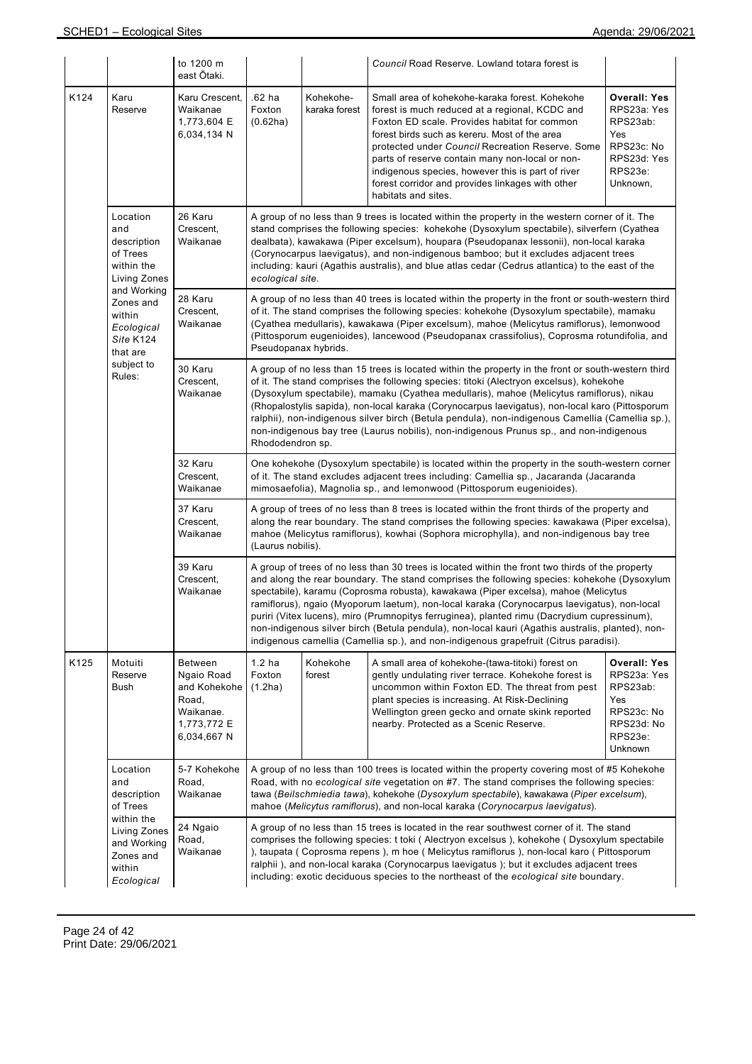| | | to 1200 m east Ōtaki. | | | *Council* Road Reserve. Lowland totara forest is | |
|---|---|---|---|---|---|---|
| K124 | Karu Reserve | Karu Crescent, Waikanae 1,773,604 E 6,034,134 N | .62 ha Foxton (0.62ha) | Kohekohe-karaka forest | Small area of kohekohe-karaka forest. Kohekohe forest is much reduced at a regional, KCDC and Foxton ED scale. Provides habitat for common forest birds such as kereru. Most of the area protected under *Council* Recreation Reserve. Some parts of reserve contain many non-local or non-indigenous species, however this is part of river forest corridor and provides linkages with other habitats and sites. | **Overall: Yes** RPS23a: Yes RPS23ab: Yes RPS23c: No RPS23d: Yes RPS23e: Unknown, |
| | Location and description of Trees within the Living Zones and Working Zones and within *Ecological Site* K124 that are subject to Rules: | 26 Karu Crescent, Waikanae | A group of no less than 9 trees is located within the property in the western corner of it. The stand comprises the following species: kohekohe (Dysoxylum spectabile), silverfern (Cyathea dealbata), kawakawa (Piper excelsum), houpara (Pseudopanax lessonii), non-local karaka (Corynocarpus laevigatus), and non-indigenous bamboo; but it excludes adjacent trees including: kauri (Agathis australis), and blue atlas cedar (Cedrus atlantica) to the east of the *ecological site*. | | | |
| | | 28 Karu Crescent, Waikanae | A group of no less than 40 trees is located within the property in the front or south-western third of it. The stand comprises the following species: kohekohe (Dysoxylum spectabile), mamaku (Cyathea medullaris), kawakawa (Piper excelsum), mahoe (Melicytus ramiflorus), lemonwood (Pittosporum eugenioides), lancewood (Pseudopanax crassifolius), Coprosma rotundifolia, and Pseudopanax hybrids. | | | |
| | | 30 Karu Crescent, Waikanae | A group of no less than 15 trees is located within the property in the front or south-western third of it. The stand comprises the following species: titoki (Alectryon excelsus), kohekohe (Dysoxylum spectabile), mamaku (Cyathea medullaris), mahoe (Melicytus ramiflorus), nikau (Rhopalostylis sapida), non-local karaka (Corynocarpus laevigatus), non-local karo (Pittosporum ralphii), non-indigenous silver birch (Betula pendula), non-indigenous Camellia (Camellia sp.), non-indigenous bay tree (Laurus nobilis), non-indigenous Prunus sp., and non-indigenous Rhododendron sp. | | | |
| | | 32 Karu Crescent, Waikanae | One kohekohe (Dysoxylum spectabile) is located within the property in the south-western corner of it. The stand excludes adjacent trees including: Camellia sp., Jacaranda (Jacaranda mimosaefolia), Magnolia sp., and lemonwood (Pittosporum eugenioides). | | | |
| | | 37 Karu Crescent, Waikanae | A group of trees of no less than 8 trees is located within the front thirds of the property and along the rear boundary. The stand comprises the following species: kawakawa (Piper excelsa), mahoe (Melicytus ramiflorus), kowhai (Sophora microphylla), and non-indigenous bay tree (Laurus nobilis). | | | |
| | | 39 Karu Crescent, Waikanae | A group of trees of no less than 30 trees is located within the front two thirds of the property and along the rear boundary. The stand comprises the following species: kohekohe (Dysoxylum spectabile), karamu (Coprosma robusta), kawakawa (Piper excelsa), mahoe (Melicytus ramiflorus), ngaio (Myoporum laetum), non-local karaka (Corynocarpus laevigatus), non-local puriri (Vitex lucens), miro (Prumnopitys ferruginea), planted rimu (Dacrydium cupressinum), non-indigenous silver birch (Betula pendula), non-local kauri (Agathis australis, planted), non-indigenous camellia (Camellia sp.), and non-indigenous grapefruit (Citrus paradisi). | | | |
| K125 | Motuiti Reserve Bush | Between Ngaio Road and Kohekohe Road, Waikanae. 1,773,772 E 6,034,667 N | 1.2 ha Foxton (1.2ha) | Kohekohe forest | A small area of kohekohe-(tawa-titoki) forest on gently undulating river terrace. Kohekohe forest is uncommon within Foxton ED. The threat from pest plant species is increasing. At Risk-Declining Wellington green gecko and ornate skink reported nearby. Protected as a Scenic Reserve. | **Overall: Yes** RPS23a: Yes RPS23ab: Yes RPS23c: No RPS23d: No RPS23e: Unknown |
| | Location and description of Trees within the Living Zones and Working Zones and within *Ecological* | 5-7 Kohekohe Road, Waikanae | A group of no less than 100 trees is located within the property covering most of #5 Kohekohe Road, with no *ecological site* vegetation on #7. The stand comprises the following species: tawa (*Beilschmiedia tawa*), kohekohe (*Dysoxylum spectabile*), kawakawa (*Piper excelsum*), mahoe (*Melicytus ramiflorus*), and non-local karaka (*Corynocarpus laevigatus*). | | | |
| | | 24 Ngaio Road, Waikanae | A group of no less than 15 trees is located in the rear southwest corner of it. The stand comprises the following species: t toki ( Alectryon excelsus ), kohekohe ( Dysoxylum spectabile ), taupata ( Coprosma repens ), m hoe ( Melicytus ramiflorus ), non-local karo ( Pittosporum ralphii ), and non-local karaka (Corynocarpus laevigatus ); but it excludes adjacent trees including: exotic deciduous species to the northeast of the *ecological site* boundary. | | | |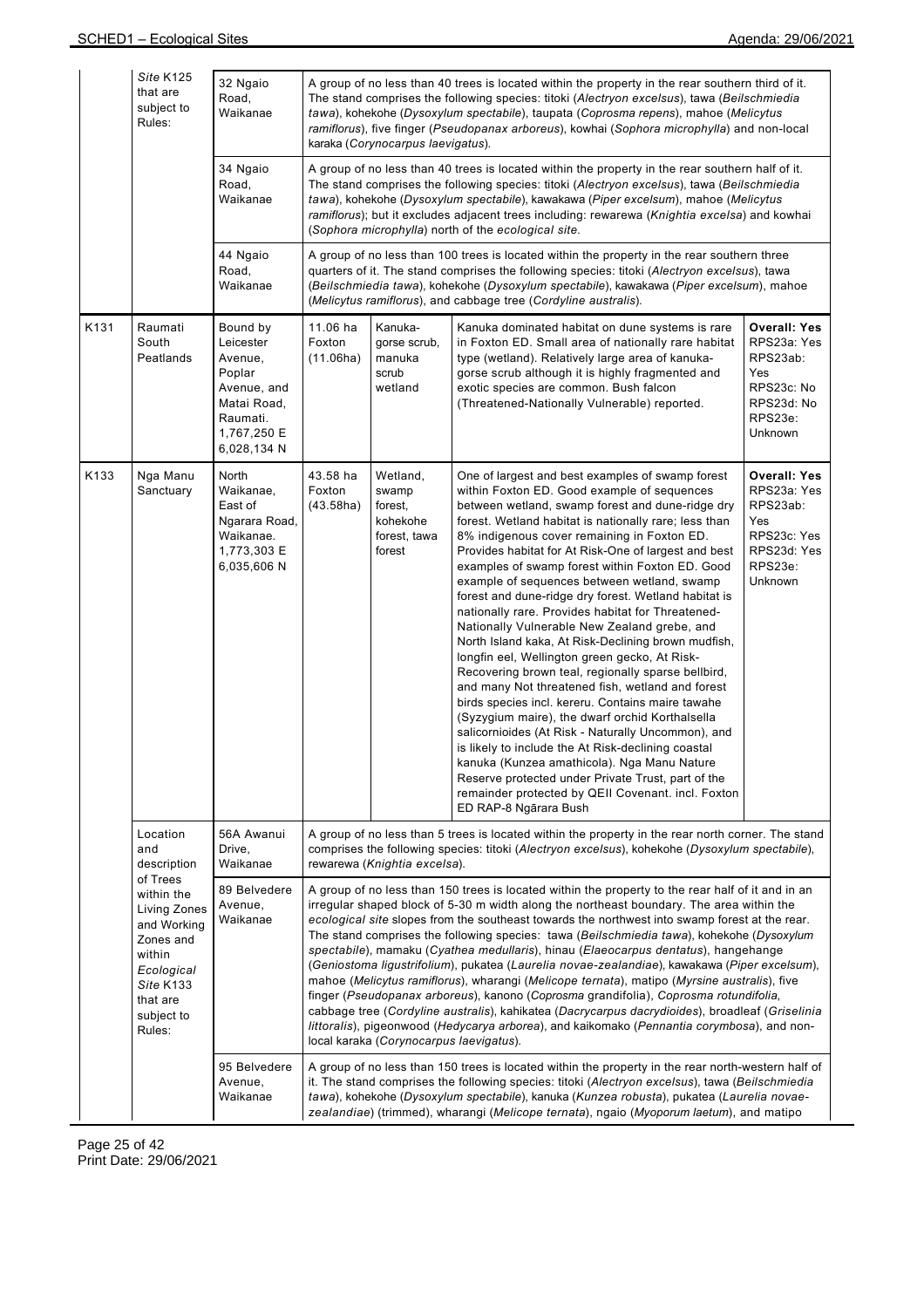| | | | | | | |
|---|---|---|---|---|---|---|
| | *Site* K125 that are subject to Rules: | 32 Ngaio Road, Waikanae | A group of no less than 40 trees is located within the property in the rear southern third of it. The stand comprises the following species: titoki (*Alectryon excelsus*), tawa (*Beilschmiedia tawa*), kohekohe (*Dysoxylum spectabile*), taupata (*Coprosma repens*), mahoe (*Melicytus ramiflorus*), five finger (*Pseudopanax arboreus*), kowhai (*Sophora microphylla*) and non-local karaka (*Corynocarpus laevigatus*). | | | |
| | | 34 Ngaio Road, Waikanae | A group of no less than 40 trees is located within the property in the rear southern half of it. The stand comprises the following species: titoki (*Alectryon excelsus*), tawa (*Beilschmiedia tawa*), kohekohe (*Dysoxylum spectabile*), kawakawa (*Piper excelsum*), mahoe (*Melicytus ramiflorus*); but it excludes adjacent trees including: rewarewa (*Knightia excelsa*) and kowhai (*Sophora microphylla*) north of the *ecological site*. | | | |
| | | 44 Ngaio Road, Waikanae | A group of no less than 100 trees is located within the property in the rear southern three quarters of it. The stand comprises the following species: titoki (*Alectryon excelsus*), tawa (*Beilschmiedia tawa*), kohekohe (*Dysoxylum spectabile*), kawakawa (*Piper excelsum*), mahoe (*Melicytus ramiflorus*), and cabbage tree (*Cordyline australis*). | | | |
| K131 | Raumati South Peatlands | Bound by Leicester Avenue, Poplar Avenue, and Matai Road, Raumati. 1,767,250 E 6,028,134 N | 11.06 ha Foxton (11.06ha) | Kanuka-gorse scrub, manuka scrub wetland | Kanuka dominated habitat on dune systems is rare in Foxton ED. Small area of nationally rare habitat type (wetland). Relatively large area of kanuka-gorse scrub although it is highly fragmented and exotic species are common. Bush falcon (Threatened-Nationally Vulnerable) reported. | **Overall: Yes** RPS23a: Yes RPS23ab: Yes RPS23c: No RPS23d: No RPS23e: Unknown |
| K133 | Nga Manu Sanctuary | North Waikanae, East of Ngarara Road, Waikanae. 1,773,303 E 6,035,606 N | 43.58 ha Foxton (43.58ha) | Wetland, swamp forest, kohekohe forest, tawa forest | One of largest and best examples of swamp forest within Foxton ED. Good example of sequences between wetland, swamp forest and dune-ridge dry forest. Wetland habitat is nationally rare; less than 8% indigenous cover remaining in Foxton ED. Provides habitat for At Risk-One of largest and best examples of swamp forest within Foxton ED. Good example of sequences between wetland, swamp forest and dune-ridge dry forest. Wetland habitat is nationally rare. Provides habitat for Threatened-Nationally Vulnerable New Zealand grebe, and North Island kaka, At Risk-Declining brown mudfish, longfin eel, Wellington green gecko, At Risk-Recovering brown teal, regionally sparse bellbird, and many Not threatened fish, wetland and forest birds species incl. kereru. Contains maire tawahe (Syzygium maire), the dwarf orchid Korthalsella salicornioides (At Risk - Naturally Uncommon), and is likely to include the At Risk-declining coastal kanuka (Kunzea amathicola). Nga Manu Nature Reserve protected under Private Trust, part of the remainder protected by QEII Covenant. incl. Foxton ED RAP-8 Ngārara Bush | **Overall: Yes** RPS23a: Yes RPS23ab: Yes RPS23c: Yes RPS23d: Yes RPS23e: Unknown |
| | Location and description of Trees within the Living Zones and Working Zones and within *Ecological Site* K133 that are subject to Rules: | 56A Awanui Drive, Waikanae | A group of no less than 5 trees is located within the property in the rear north corner. The stand comprises the following species: titoki (*Alectryon excelsus*), kohekohe (*Dysoxylum spectabile*), rewarewa (*Knightia excelsa*). | | | |
| | | 89 Belvedere Avenue, Waikanae | A group of no less than 150 trees is located within the property to the rear half of it and in an irregular shaped block of 5-30 m width along the northeast boundary. The area within the *ecological site* slopes from the southeast towards the northwest into swamp forest at the rear. The stand comprises the following species: tawa (*Beilschmiedia tawa*), kohekohe (*Dysoxylum spectabile*), mamaku (*Cyathea medullaris*), hinau (*Elaeocarpus dentatus*), hangehange (*Geniostoma ligustrifolium*), pukatea (*Laurelia novae-zealandiae*), kawakawa (*Piper excelsum*), mahoe (*Melicytus ramiflorus*), wharangi (*Melicope ternata*), matipo (*Myrsine australis*), five finger (*Pseudopanax arboreus*), kanono (*Coprosma* grandifolia), *Coprosma rotundifolia*, cabbage tree (*Cordyline australis*), kahikatea (*Dacrycarpus dacrydioides*), broadleaf (*Griselinia littoralis*), pigeonwood (*Hedycarya arborea*), and kaikomako (*Pennantia corymbosa*), and non-local karaka (*Corynocarpus laevigatus*). | | | |
| | | 95 Belvedere Avenue, Waikanae | A group of no less than 150 trees is located within the property in the rear north-western half of it. The stand comprises the following species: titoki (*Alectryon excelsus*), tawa (*Beilschmiedia tawa*), kohekohe (*Dysoxylum spectabile*), kanuka (*Kunzea robusta*), pukatea (*Laurelia novae-zealandiae*) (trimmed), wharangi (*Melicope ternata*), ngaio (*Myoporum laetum*), and matipo | | | |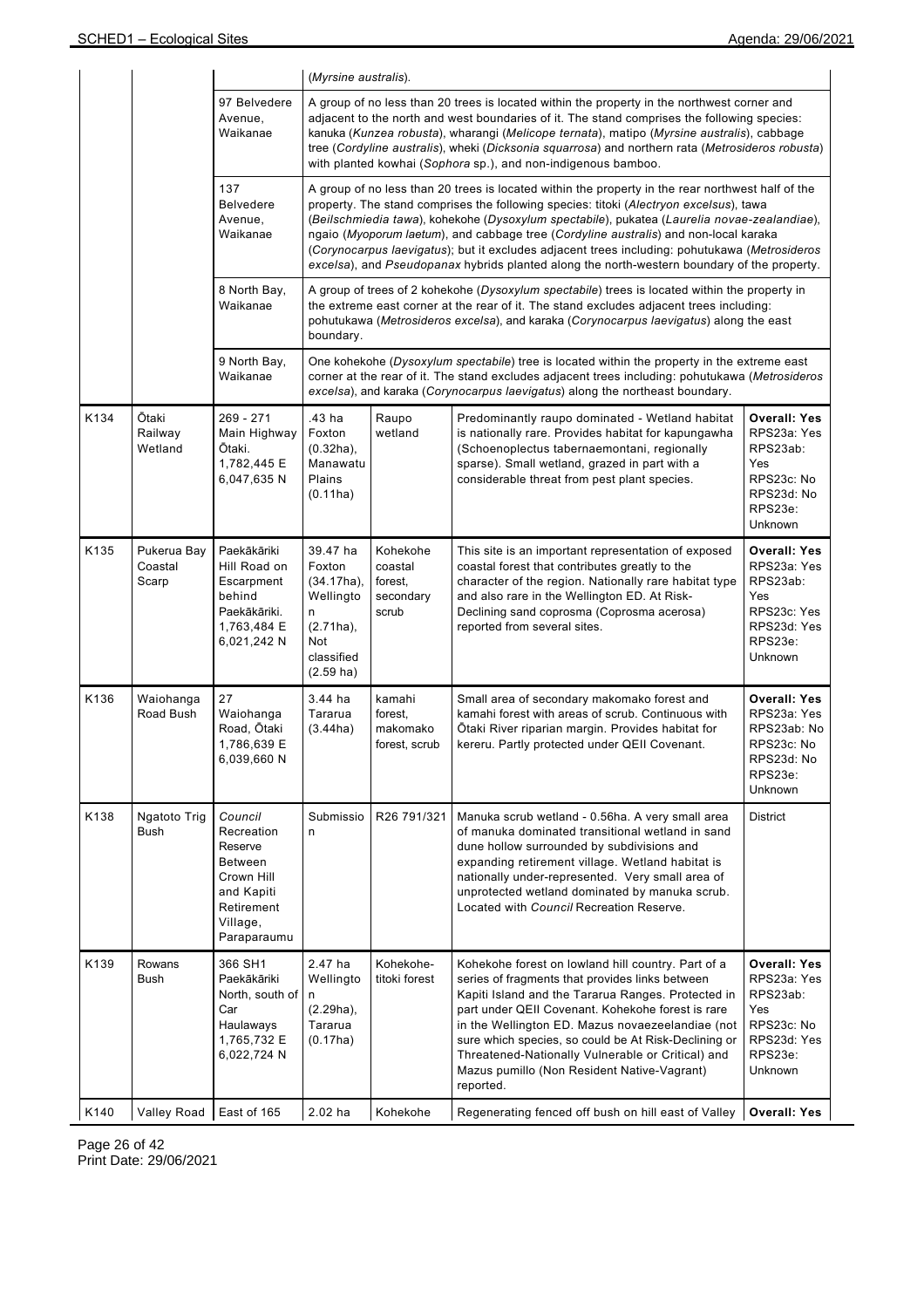| | | | | | | |
|---|---|---|---|---|---|---|
| | | | (*Myrsine australis*). | | | |
| | | 97 Belvedere Avenue, Waikanae | A group of no less than 20 trees is located within the property in the northwest corner and adjacent to the north and west boundaries of it. The stand comprises the following species: kanuka (*Kunzea robusta*), wharangi (*Melicope ternata*), matipo (*Myrsine australis*), cabbage tree (*Cordyline australis*), wheki (*Dicksonia squarrosa*) and northern rata (*Metrosideros robusta*) with planted kowhai (*Sophora* sp.), and non-indigenous bamboo. | | | |
| | | 137 Belvedere Avenue, Waikanae | A group of no less than 20 trees is located within the property in the rear northwest half of the property. The stand comprises the following species: titoki (*Alectryon excelsus*), tawa (*Beilschmiedia tawa*), kohekohe (*Dysoxylum spectabile*), pukatea (*Laurelia novae-zealandiae*), ngaio (*Myoporum laetum*), and cabbage tree (*Cordyline australis*) and non-local karaka (*Corynocarpus laevigatus*); but it excludes adjacent trees including: pohutukawa (*Metrosideros excelsa*), and *Pseudopanax* hybrids planted along the north-western boundary of the property. | | | |
| | | 8 North Bay, Waikanae | A group of trees of 2 kohekohe (*Dysoxylum spectabile*) trees is located within the property in the extreme east corner at the rear of it. The stand excludes adjacent trees including: pohutukawa (*Metrosideros excelsa*), and karaka (*Corynocarpus laevigatus*) along the east boundary. | | | |
| | | 9 North Bay, Waikanae | One kohekohe (*Dysoxylum spectabile*) tree is located within the property in the extreme east corner at the rear of it. The stand excludes adjacent trees including: pohutukawa (*Metrosideros excelsa*), and karaka (*Corynocarpus laevigatus*) along the northeast boundary. | | | |
| K134 | Ōtaki Railway Wetland | 269 - 271 Main Highway Ōtaki. 1,782,445 E 6,047,635 N | .43 ha Foxton (0.32ha), Manawatu Plains (0.11ha) | Raupo wetland | Predominantly raupo dominated - Wetland habitat is nationally rare. Provides habitat for kapungawha (Schoenoplectus tabernaemontani, regionally sparse). Small wetland, grazed in part with a considerable threat from pest plant species. | **Overall: Yes** RPS23a: Yes RPS23ab: Yes RPS23c: No RPS23d: No RPS23e: Unknown |
| K135 | Pukerua Bay Coastal Scarp | Paekākāriki Hill Road on Escarpment behind Paekākāriki. 1,763,484 E 6,021,242 N | 39.47 ha Foxton (34.17ha), Wellington (2.71ha), Not classified (2.59 ha) | Kohekohe coastal forest, secondary scrub | This site is an important representation of exposed coastal forest that contributes greatly to the character of the region. Nationally rare habitat type and also rare in the Wellington ED. At Risk-Declining sand coprosma (Coprosma acerosa) reported from several sites. | **Overall: Yes** RPS23a: Yes RPS23ab: Yes RPS23c: Yes RPS23d: Yes RPS23e: Unknown |
| K136 | Waiohanga Road Bush | 27 Waiohanga Road, Ōtaki 1,786,639 E 6,039,660 N | 3.44 ha Tararua (3.44ha) | kamahi forest, makomako forest, scrub | Small area of secondary makomako forest and kamahi forest with areas of scrub. Continuous with Ōtaki River riparian margin. Provides habitat for kereru. Partly protected under QEII Covenant. | **Overall: Yes** RPS23a: Yes RPS23ab: No RPS23c: No RPS23d: No RPS23e: Unknown |
| K138 | Ngatoto Trig Bush | *Council* Recreation Reserve Between Crown Hill and Kapiti Retirement Village, Paraparaumu | Submission | R26 791/321 | Manuka scrub wetland - 0.56ha. A very small area of manuka dominated transitional wetland in sand dune hollow surrounded by subdivisions and expanding retirement village. Wetland habitat is nationally under-represented. Very small area of unprotected wetland dominated by manuka scrub. Located with *Council* Recreation Reserve. | District |
| K139 | Rowans Bush | 366 SH1 Paekākāriki North, south of Car Haulaways 1,765,732 E 6,022,724 N | 2.47 ha Wellington (2.29ha), Tararua (0.17ha) | Kohekohe-titoki forest | Kohekohe forest on lowland hill country. Part of a series of fragments that provides links between Kapiti Island and the Tararua Ranges. Protected in part under QEII Covenant. Kohekohe forest is rare in the Wellington ED. Mazus novaezeelandiae (not sure which species, so could be At Risk-Declining or Threatened-Nationally Vulnerable or Critical) and Mazus pumillo (Non Resident Native-Vagrant) reported. | **Overall: Yes** RPS23a: Yes RPS23ab: Yes RPS23c: No RPS23d: Yes RPS23e: Unknown |
| K140 | Valley Road | East of 165 | 2.02 ha | Kohekohe | Regenerating fenced off bush on hill east of Valley | **Overall: Yes** |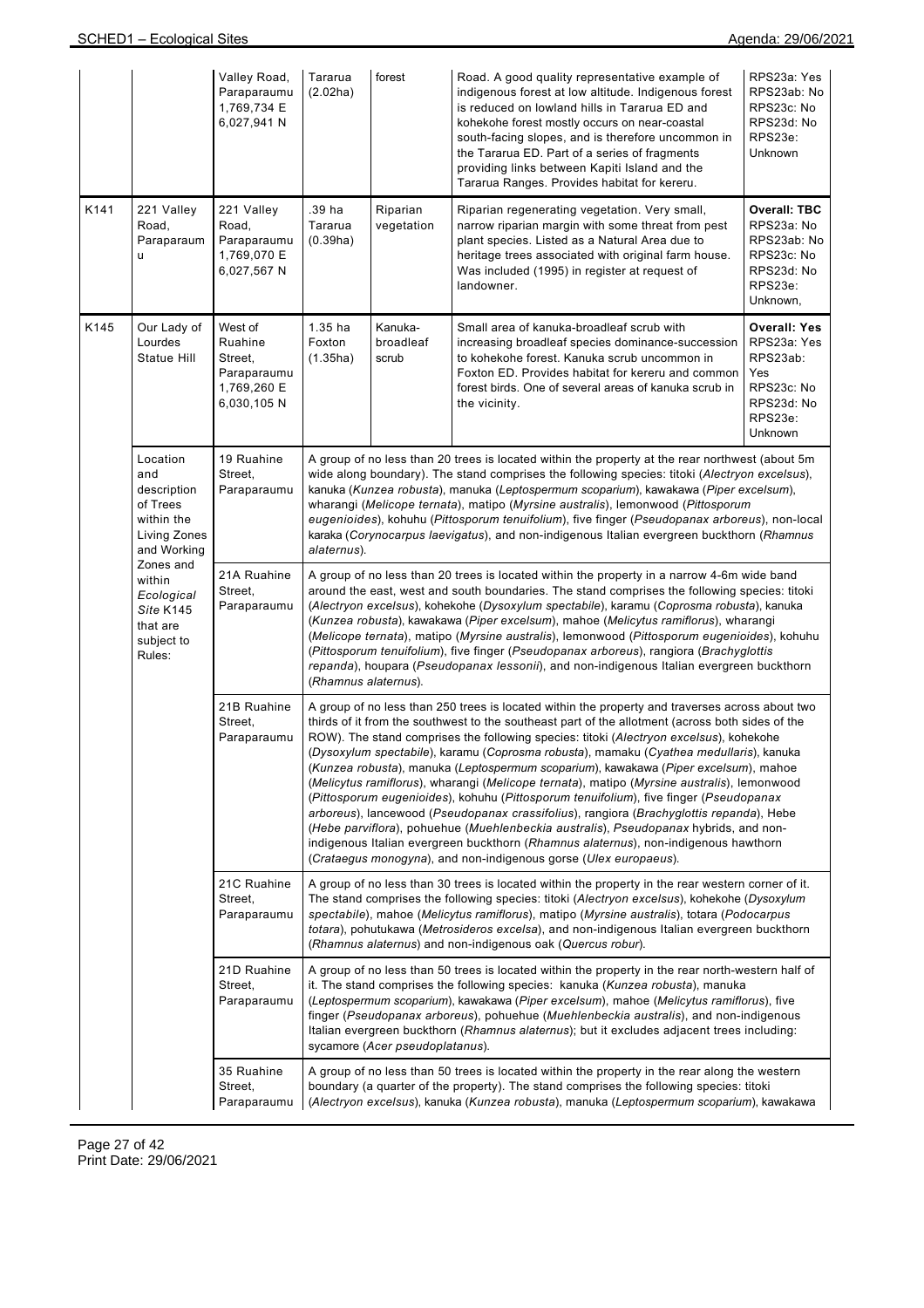| | | Valley Road, Paraparaumu 1,769,734 E 6,027,941 N | Tararua (2.02ha) | forest | Road. A good quality representative example of indigenous forest at low altitude. Indigenous forest is reduced on lowland hills in Tararua ED and kohekohe forest mostly occurs on near-coastal south-facing slopes, and is therefore uncommon in the Tararua ED. Part of a series of fragments providing links between Kapiti Island and the Tararua Ranges. Provides habitat for kereru. | RPS23a: Yes RPS23ab: No RPS23c: No RPS23d: No RPS23e: Unknown |
|---|---|---|---|---|---|---|
| K141 | 221 Valley Road, Paraparaum u | 221 Valley Road, Paraparaumu 1,769,070 E 6,027,567 N | .39 ha Tararua (0.39ha) | Riparian vegetation | Riparian regenerating vegetation. Very small, narrow riparian margin with some threat from pest plant species. Listed as a Natural Area due to heritage trees associated with original farm house. Was included (1995) in register at request of landowner. | **Overall: TBC** RPS23a: No RPS23ab: No RPS23c: No RPS23d: No RPS23e: Unknown, |
| K145 | Our Lady of Lourdes Statue Hill | West of Ruahine Street, Paraparaumu 1,769,260 E 6,030,105 N | 1.35 ha Foxton (1.35ha) | Kanuka-broadleaf scrub | Small area of kanuka-broadleaf scrub with increasing broadleaf species dominance-succession to kohekohe forest. Kanuka scrub uncommon in Foxton ED. Provides habitat for kereru and common forest birds. One of several areas of kanuka scrub in the vicinity. | **Overall: Yes** RPS23a: Yes RPS23ab: Yes RPS23c: No RPS23d: No RPS23e: Unknown |
| | Location and description of Trees within the Living Zones and Working Zones and within *Ecological Site* K145 that are subject to Rules: | 19 Ruahine Street, Paraparaumu | A group of no less than 20 trees is located within the property at the rear northwest (about 5m wide along boundary). The stand comprises the following species: titoki (*Alectryon excelsus*), kanuka (*Kunzea robusta*), manuka (*Leptospermum scoparium*), kawakawa (*Piper excelsum*), wharangi (*Melicope ternata*), matipo (*Myrsine australis*), lemonwood (*Pittosporum eugenioides*), kohuhu (*Pittosporum tenuifolium*), five finger (*Pseudopanax arboreus*), non-local karaka (*Corynocarpus laevigatus*), and non-indigenous Italian evergreen buckthorn (*Rhamnus alaternus*). | | | |
| | | 21A Ruahine Street, Paraparaumu | A group of no less than 20 trees is located within the property in a narrow 4-6m wide band around the east, west and south boundaries. The stand comprises the following species: titoki (*Alectryon excelsus*), kohekohe (*Dysoxylum spectabile*), karamu (*Coprosma robusta*), kanuka (*Kunzea robusta*), kawakawa (*Piper excelsum*), mahoe (*Melicytus ramiflorus*), wharangi (*Melicope ternata*), matipo (*Myrsine australis*), lemonwood (*Pittosporum eugenioides*), kohuhu (*Pittosporum tenuifolium*), five finger (*Pseudopanax arboreus*), rangiora (*Brachyglottis repanda*), houpara (*Pseudopanax lessonii*), and non-indigenous Italian evergreen buckthorn (*Rhamnus alaternus*). | | | |
| | | 21B Ruahine Street, Paraparaumu | A group of no less than 250 trees is located within the property and traverses across about two thirds of it from the southwest to the southeast part of the allotment (across both sides of the ROW). The stand comprises the following species: titoki (*Alectryon excelsus*), kohekohe (*Dysoxylum spectabile*), karamu (*Coprosma robusta*), mamaku (*Cyathea medullaris*), kanuka (*Kunzea robusta*), manuka (*Leptospermum scoparium*), kawakawa (*Piper excelsum*), mahoe (*Melicytus ramiflorus*), wharangi (*Melicope ternata*), matipo (*Myrsine australis*), lemonwood (*Pittosporum eugenioides*), kohuhu (*Pittosporum tenuifolium*), five finger (*Pseudopanax arboreus*), lancewood (*Pseudopanax crassifolius*), rangiora (*Brachyglottis repanda*), Hebe (*Hebe parviflora*), pohuehue (*Muehlenbeckia australis*), *Pseudopanax* hybrids, and non-indigenous Italian evergreen buckthorn (*Rhamnus alaternus*), non-indigenous hawthorn (*Crataegus monogyna*), and non-indigenous gorse (*Ulex europaeus*). | | | |
| | | 21C Ruahine Street, Paraparaumu | A group of no less than 30 trees is located within the property in the rear western corner of it. The stand comprises the following species: titoki (*Alectryon excelsus*), kohekohe (*Dysoxylum spectabile*), mahoe (*Melicytus ramiflorus*), matipo (*Myrsine australis*), totara (*Podocarpus totara*), pohutukawa (*Metrosideros excelsa*), and non-indigenous Italian evergreen buckthorn (*Rhamnus alaternus*) and non-indigenous oak (*Quercus robur*). | | | |
| | | 21D Ruahine Street, Paraparaumu | A group of no less than 50 trees is located within the property in the rear north-western half of it. The stand comprises the following species: kanuka (*Kunzea robusta*), manuka (*Leptospermum scoparium*), kawakawa (*Piper excelsum*), mahoe (*Melicytus ramiflorus*), five finger (*Pseudopanax arboreus*), pohuehue (*Muehlenbeckia australis*), and non-indigenous Italian evergreen buckthorn (*Rhamnus alaternus*); but it excludes adjacent trees including: sycamore (*Acer pseudoplatanus*). | | | |
| | | 35 Ruahine Street, Paraparaumu | A group of no less than 50 trees is located within the property in the rear along the western boundary (a quarter of the property). The stand comprises the following species: titoki (*Alectryon excelsus*), kanuka (*Kunzea robusta*), manuka (*Leptospermum scoparium*), kawakawa | | | |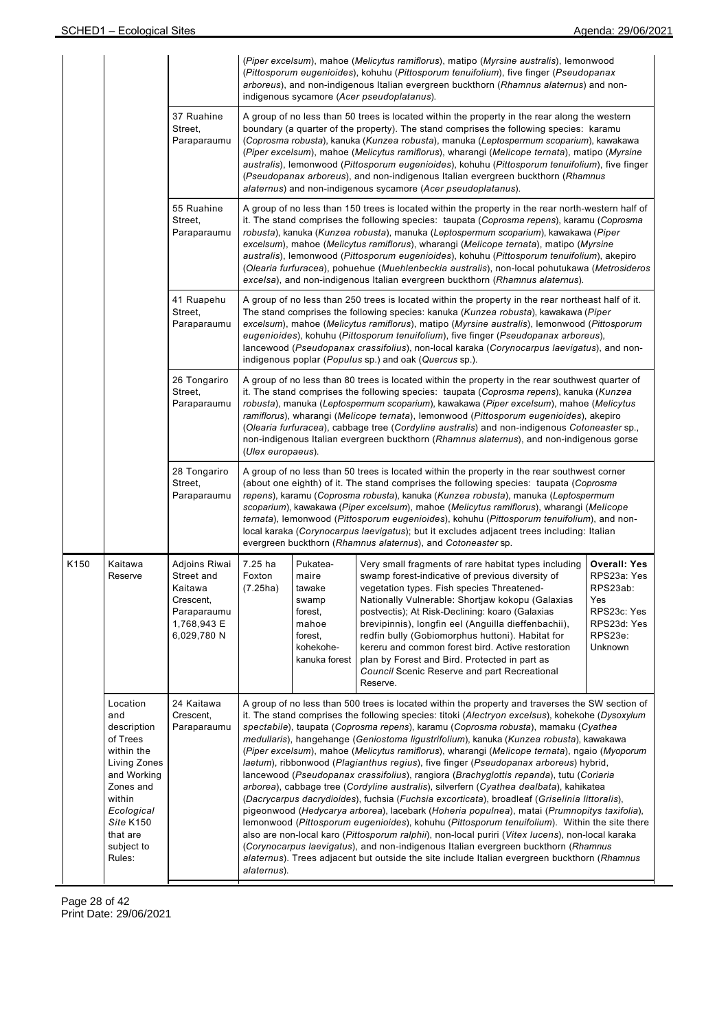| | | | | | | |
|---|---|---|---|---|---|---|
| | | | (*Piper excelsum*), mahoe (*Melicytus ramiflorus*), matipo (*Myrsine australis*), lemonwood (*Pittosporum eugenioides*), kohuhu (*Pittosporum tenuifolium*), five finger (*Pseudopanax arboreus*), and non-indigenous Italian evergreen buckthorn (*Rhamnus alaternus*) and non-indigenous sycamore (*Acer pseudoplatanus*). | | | |
| | | 37 Ruahine Street, Paraparaumu | A group of no less than 50 trees is located within the property in the rear along the western boundary (a quarter of the property). The stand comprises the following species: karamu (*Coprosma robusta*), kanuka (*Kunzea robusta*), manuka (*Leptospermum scoparium*), kawakawa (*Piper excelsum*), mahoe (*Melicytus ramiflorus*), wharangi (*Melicope ternata*), matipo (*Myrsine australis*), lemonwood (*Pittosporum eugenioides*), kohuhu (*Pittosporum tenuifolium*), five finger (*Pseudopanax arboreus*), and non-indigenous Italian evergreen buckthorn (*Rhamnus alaternus*) and non-indigenous sycamore (*Acer pseudoplatanus*). | | | |
| | | 55 Ruahine Street, Paraparaumu | A group of no less than 150 trees is located within the property in the rear north-western half of it. The stand comprises the following species: taupata (*Coprosma repens*), karamu (*Coprosma robusta*), kanuka (*Kunzea robusta*), manuka (*Leptospermum scoparium*), kawakawa (*Piper excelsum*), mahoe (*Melicytus ramiflorus*), wharangi (*Melicope ternata*), matipo (*Myrsine australis*), lemonwood (*Pittosporum eugenioides*), kohuhu (*Pittosporum tenuifolium*), akepiro (*Olearia furfuracea*), pohuehue (*Muehlenbeckia australis*), non-local pohutukawa (*Metrosideros excelsa*), and non-indigenous Italian evergreen buckthorn (*Rhamnus alaternus*). | | | |
| | | 41 Ruapehu Street, Paraparaumu | A group of no less than 250 trees is located within the property in the rear northeast half of it. The stand comprises the following species: kanuka (*Kunzea robusta*), kawakawa (*Piper excelsum*), mahoe (*Melicytus ramiflorus*), matipo (*Myrsine australis*), lemonwood (*Pittosporum eugenioides*), kohuhu (*Pittosporum tenuifolium*), five finger (*Pseudopanax arboreus*), lancewood (*Pseudopanax crassifolius*), non-local karaka (*Corynocarpus laevigatus*), and non-indigenous poplar (*Populus* sp.) and oak (*Quercus* sp.). | | | |
| | | 26 Tongariro Street, Paraparaumu | A group of no less than 80 trees is located within the property in the rear southwest quarter of it. The stand comprises the following species: taupata (*Coprosma repens*), kanuka (*Kunzea robusta*), manuka (*Leptospermum scoparium*), kawakawa (*Piper excelsum*), mahoe (*Melicytus ramiflorus*), wharangi (*Melicope ternata*), lemonwood (*Pittosporum eugenioides*), akepiro (*Olearia furfuracea*), cabbage tree (*Cordyline australis*) and non-indigenous *Cotoneaster* sp., non-indigenous Italian evergreen buckthorn (*Rhamnus alaternus*), and non-indigenous gorse (*Ulex europaeus*). | | | |
| | | 28 Tongariro Street, Paraparaumu | A group of no less than 50 trees is located within the property in the rear southwest corner (about one eighth) of it. The stand comprises the following species: taupata (*Coprosma repens*), karamu (*Coprosma robusta*), kanuka (*Kunzea robusta*), manuka (*Leptospermum scoparium*), kawakawa (*Piper excelsum*), mahoe (*Melicytus ramiflorus*), wharangi (*Melicope ternata*), lemonwood (*Pittosporum eugenioides*), kohuhu (*Pittosporum tenuifolium*), and non-local karaka (*Corynocarpus laevigatus*); but it excludes adjacent trees including: Italian evergreen buckthorn (*Rhamnus alaternus*), and *Cotoneaster* sp. | | | |
| K150 | Kaitawa Reserve | Adjoins Riwai Street and Kaitawa Crescent, Paraparaumu 1,768,943 E 6,029,780 N | 7.25 ha Foxton (7.25ha) | Pukatea-maire tawake swamp forest, mahoe forest, kohekohe-kanuka forest | Very small fragments of rare habitat types including swamp forest-indicative of previous diversity of vegetation types. Fish species Threatened-Nationally Vulnerable: Shortjaw kokopu (Galaxias postvectis); At Risk-Declining: koaro (Galaxias brevipinnis), longfin eel (Anguilla dieffenbachii), redfin bully (Gobiomorphus huttoni). Habitat for kereru and common forest bird. Active restoration plan by Forest and Bird. Protected in part as *Council* Scenic Reserve and part Recreational Reserve. | **Overall: Yes** RPS23a: Yes RPS23ab: Yes RPS23c: Yes RPS23d: Yes RPS23e: Unknown |
| | Location and description of Trees within the Living Zones and Working Zones and within *Ecological Site* K150 that are subject to Rules: | 24 Kaitawa Crescent, Paraparaumu | A group of no less than 500 trees is located within the property and traverses the SW section of it. The stand comprises the following species: titoki (*Alectryon excelsus*), kohekohe (*Dysoxylum spectabile*), taupata (*Coprosma repens*), karamu (*Coprosma robusta*), mamaku (*Cyathea medullaris*), hangehange (*Geniostoma ligustrifolium*), kanuka (*Kunzea robusta*), kawakawa (*Piper excelsum*), mahoe (*Melicytus ramiflorus*), wharangi (*Melicope ternata*), ngaio (*Myoporum laetum*), ribbonwood (*Plagianthus regius*), five finger (*Pseudopanax arboreus*) hybrid, lancewood (*Pseudopanax crassifolius*), rangiora (*Brachyglottis repanda*), tutu (*Coriaria arborea*), cabbage tree (*Cordyline australis*), silverfern (*Cyathea dealbata*), kahikatea (*Dacrycarpus dacrydioides*), fuchsia (*Fuchsia excorticata*), broadleaf (*Griselinia littoralis*), pigeonwood (*Hedycarya arborea*), lacebark (*Hoheria populnea*), matai (*Prumnopitys taxifolia*), lemonwood (*Pittosporum eugenioides*), kohuhu (*Pittosporum tenuifolium*). Within the site there also are non-local karo (*Pittosporum ralphii*), non-local puriri (*Vitex lucens*), non-local karaka (*Corynocarpus laevigatus*), and non-indigenous Italian evergreen buckthorn (*Rhamnus alaternus*). Trees adjacent but outside the site include Italian evergreen buckthorn (*Rhamnus alaternus*). | | | |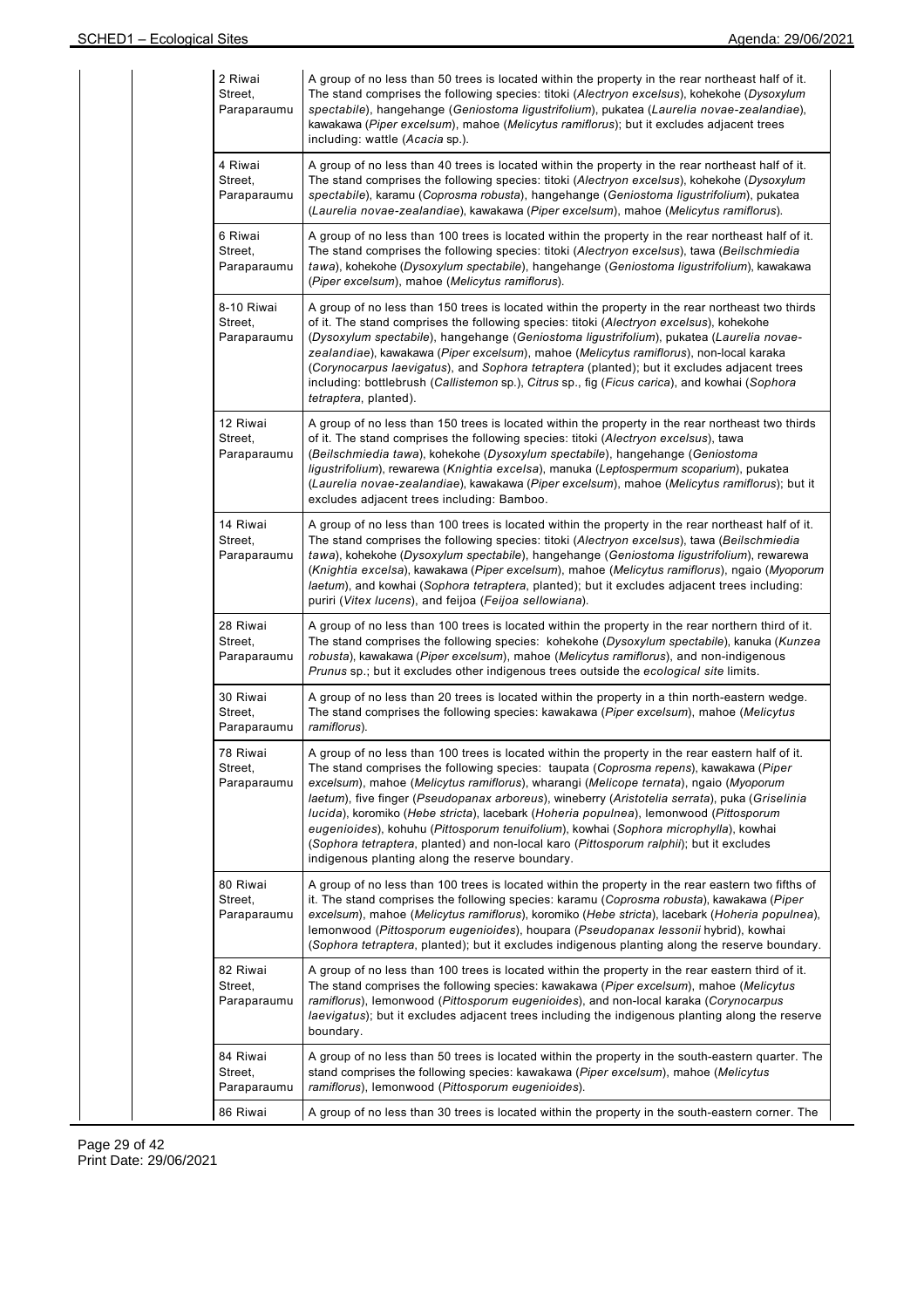| | | | |
|---|---|---|---|
| | | 2 Riwai Street, Paraparaumu | A group of no less than 50 trees is located within the property in the rear northeast half of it. The stand comprises the following species: titoki (*Alectryon excelsus*), kohekohe (*Dysoxylum spectabile*), hangehange (*Geniostoma ligustrifolium*), pukatea (*Laurelia novae-zealandiae*), kawakawa (*Piper excelsum*), mahoe (*Melicytus ramiflorus*); but it excludes adjacent trees including: wattle (*Acacia* sp.). |
| | | 4 Riwai Street, Paraparaumu | A group of no less than 40 trees is located within the property in the rear northeast half of it. The stand comprises the following species: titoki (*Alectryon excelsus*), kohekohe (*Dysoxylum spectabile*), karamu (*Coprosma robusta*), hangehange (*Geniostoma ligustrifolium*), pukatea (*Laurelia novae-zealandiae*), kawakawa (*Piper excelsum*), mahoe (*Melicytus ramiflorus*). |
| | | 6 Riwai Street, Paraparaumu | A group of no less than 100 trees is located within the property in the rear northeast half of it. The stand comprises the following species: titoki (*Alectryon excelsus*), tawa (*Beilschmiedia tawa*), kohekohe (*Dysoxylum spectabile*), hangehange (*Geniostoma ligustrifolium*), kawakawa (*Piper excelsum*), mahoe (*Melicytus ramiflorus*). |
| | | 8-10 Riwai Street, Paraparaumu | A group of no less than 150 trees is located within the property in the rear northeast two thirds of it. The stand comprises the following species: titoki (*Alectryon excelsus*), kohekohe (*Dysoxylum spectabile*), hangehange (*Geniostoma ligustrifolium*), pukatea (*Laurelia novae-zealandiae*), kawakawa (*Piper excelsum*), mahoe (*Melicytus ramiflorus*), non-local karaka (*Corynocarpus laevigatus*), and *Sophora tetraptera* (planted); but it excludes adjacent trees including: bottlebrush (*Callistemon* sp.), *Citrus* sp., fig (*Ficus carica*), and kowhai (*Sophora tetraptera*, planted). |
| | | 12 Riwai Street, Paraparaumu | A group of no less than 150 trees is located within the property in the rear northeast two thirds of it. The stand comprises the following species: titoki (*Alectryon excelsus*), tawa (*Beilschmiedia tawa*), kohekohe (*Dysoxylum spectabile*), hangehange (*Geniostoma ligustrifolium*), rewarewa (*Knightia excelsa*), manuka (*Leptospermum scoparium*), pukatea (*Laurelia novae-zealandiae*), kawakawa (*Piper excelsum*), mahoe (*Melicytus ramiflorus*); but it excludes adjacent trees including: Bamboo. |
| | | 14 Riwai Street, Paraparaumu | A group of no less than 100 trees is located within the property in the rear northeast half of it. The stand comprises the following species: titoki (*Alectryon excelsus*), tawa (*Beilschmiedia tawa*), kohekohe (*Dysoxylum spectabile*), hangehange (*Geniostoma ligustrifolium*), rewarewa (*Knightia excelsa*), kawakawa (*Piper excelsum*), mahoe (*Melicytus ramiflorus*), ngaio (*Myoporum laetum*), and kowhai (*Sophora tetraptera*, planted); but it excludes adjacent trees including: puriri (*Vitex lucens*), and feijoa (*Feijoa sellowiana*). |
| | | 28 Riwai Street, Paraparaumu | A group of no less than 100 trees is located within the property in the rear northern third of it. The stand comprises the following species: kohekohe (*Dysoxylum spectabile*), kanuka (*Kunzea robusta*), kawakawa (*Piper excelsum*), mahoe (*Melicytus ramiflorus*), and non-indigenous *Prunus* sp.; but it excludes other indigenous trees outside the *ecological site* limits. |
| | | 30 Riwai Street, Paraparaumu | A group of no less than 20 trees is located within the property in a thin north-eastern wedge. The stand comprises the following species: kawakawa (*Piper excelsum*), mahoe (*Melicytus ramiflorus*). |
| | | 78 Riwai Street, Paraparaumu | A group of no less than 100 trees is located within the property in the rear eastern half of it. The stand comprises the following species: taupata (*Coprosma repens*), kawakawa (*Piper excelsum*), mahoe (*Melicytus ramiflorus*), wharangi (*Melicope ternata*), ngaio (*Myoporum laetum*), five finger (*Pseudopanax arboreus*), wineberry (*Aristotelia serrata*), puka (*Griselinia lucida*), koromiko (*Hebe stricta*), lacebark (*Hoheria populnea*), lemonwood (*Pittosporum eugenioides*), kohuhu (*Pittosporum tenuifolium*), kowhai (*Sophora microphylla*), kowhai (*Sophora tetraptera*, planted) and non-local karo (*Pittosporum ralphii*); but it excludes indigenous planting along the reserve boundary. |
| | | 80 Riwai Street, Paraparaumu | A group of no less than 100 trees is located within the property in the rear eastern two fifths of it. The stand comprises the following species: karamu (*Coprosma robusta*), kawakawa (*Piper excelsum*), mahoe (*Melicytus ramiflorus*), koromiko (*Hebe stricta*), lacebark (*Hoheria populnea*), lemonwood (*Pittosporum eugenioides*), houpara (*Pseudopanax lessonii* hybrid), kowhai (*Sophora tetraptera*, planted); but it excludes indigenous planting along the reserve boundary. |
| | | 82 Riwai Street, Paraparaumu | A group of no less than 100 trees is located within the property in the rear eastern third of it. The stand comprises the following species: kawakawa (*Piper excelsum*), mahoe (*Melicytus ramiflorus*), lemonwood (*Pittosporum eugenioides*), and non-local karaka (*Corynocarpus laevigatus*); but it excludes adjacent trees including the indigenous planting along the reserve boundary. |
| | | 84 Riwai Street, Paraparaumu | A group of no less than 50 trees is located within the property in the south-eastern quarter. The stand comprises the following species: kawakawa (*Piper excelsum*), mahoe (*Melicytus ramiflorus*), lemonwood (*Pittosporum eugenioides*). |
| | | 86 Riwai | A group of no less than 30 trees is located within the property in the south-eastern corner. The |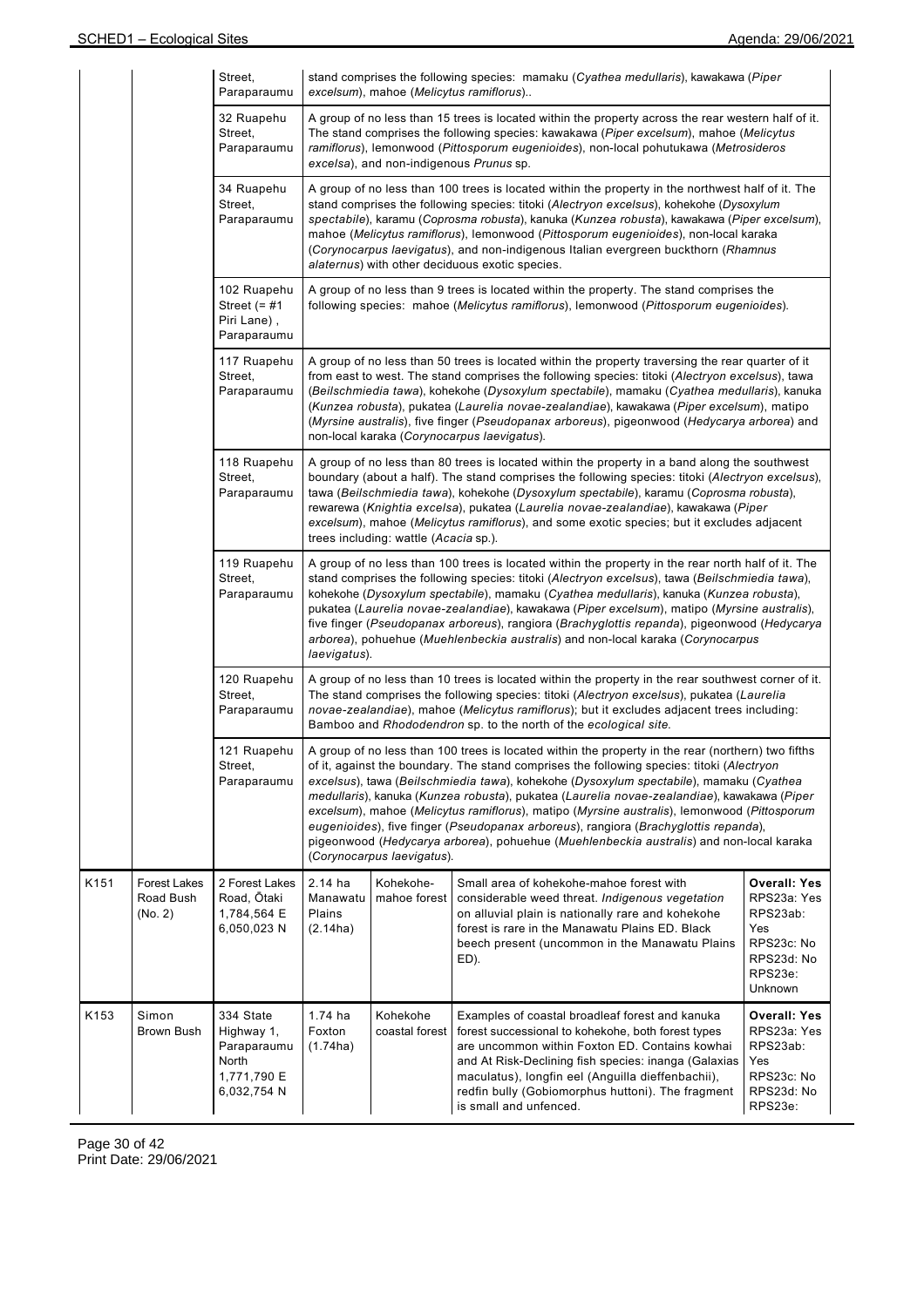| | | | | | | |
|---|---|---|---|---|---|---|
| | | Street, Paraparaumu | stand comprises the following species: mamaku (*Cyathea medullaris*), kawakawa (*Piper excelsum*), mahoe (*Melicytus ramiflorus*).. | | | |
| | | 32 Ruapehu Street, Paraparaumu | A group of no less than 15 trees is located within the property across the rear western half of it. The stand comprises the following species: kawakawa (*Piper excelsum*), mahoe (*Melicytus ramiflorus*), lemonwood (*Pittosporum eugenioides*), non-local pohutukawa (*Metrosideros excelsa*), and non-indigenous *Prunus* sp. | | | |
| | | 34 Ruapehu Street, Paraparaumu | A group of no less than 100 trees is located within the property in the northwest half of it. The stand comprises the following species: titoki (*Alectryon excelsus*), kohekohe (*Dysoxylum spectabile*), karamu (*Coprosma robusta*), kanuka (*Kunzea robusta*), kawakawa (*Piper excelsum*), mahoe (*Melicytus ramiflorus*), lemonwood (*Pittosporum eugenioides*), non-local karaka (*Corynocarpus laevigatus*), and non-indigenous Italian evergreen buckthorn (*Rhamnus alaternus*) with other deciduous exotic species. | | | |
| | | 102 Ruapehu Street (= #1 Piri Lane) , Paraparaumu | A group of no less than 9 trees is located within the property. The stand comprises the following species: mahoe (*Melicytus ramiflorus*), lemonwood (*Pittosporum eugenioides*). | | | |
| | | 117 Ruapehu Street, Paraparaumu | A group of no less than 50 trees is located within the property traversing the rear quarter of it from east to west. The stand comprises the following species: titoki (*Alectryon excelsus*), tawa (*Beilschmiedia tawa*), kohekohe (*Dysoxylum spectabile*), mamaku (*Cyathea medullaris*), kanuka (*Kunzea robusta*), pukatea (*Laurelia novae-zealandiae*), kawakawa (*Piper excelsum*), matipo (*Myrsine australis*), five finger (*Pseudopanax arboreus*), pigeonwood (*Hedycarya arborea*) and non-local karaka (*Corynocarpus laevigatus*). | | | |
| | | 118 Ruapehu Street, Paraparaumu | A group of no less than 80 trees is located within the property in a band along the southwest boundary (about a half). The stand comprises the following species: titoki (*Alectryon excelsus*), tawa (*Beilschmiedia tawa*), kohekohe (*Dysoxylum spectabile*), karamu (*Coprosma robusta*), rewarewa (*Knightia excelsa*), pukatea (*Laurelia novae-zealandiae*), kawakawa (*Piper excelsum*), mahoe (*Melicytus ramiflorus*), and some exotic species; but it excludes adjacent trees including: wattle (*Acacia* sp.). | | | |
| | | 119 Ruapehu Street, Paraparaumu | A group of no less than 100 trees is located within the property in the rear north half of it. The stand comprises the following species: titoki (*Alectryon excelsus*), tawa (*Beilschmiedia tawa*), kohekohe (*Dysoxylum spectabile*), mamaku (*Cyathea medullaris*), kanuka (*Kunzea robusta*), pukatea (*Laurelia novae-zealandiae*), kawakawa (*Piper excelsum*), matipo (*Myrsine australis*), five finger (*Pseudopanax arboreus*), rangiora (*Brachyglottis repanda*), pigeonwood (*Hedycarya arborea*), pohuehue (*Muehlenbeckia australis*) and non-local karaka (*Corynocarpus laevigatus*). | | | |
| | | 120 Ruapehu Street, Paraparaumu | A group of no less than 10 trees is located within the property in the rear southwest corner of it. The stand comprises the following species: titoki (*Alectryon excelsus*), pukatea (*Laurelia novae-zealandiae*), mahoe (*Melicytus ramiflorus*); but it excludes adjacent trees including: Bamboo and *Rhododendron* sp. to the north of the *ecological site*. | | | |
| | | 121 Ruapehu Street, Paraparaumu | A group of no less than 100 trees is located within the property in the rear (northern) two fifths of it, against the boundary. The stand comprises the following species: titoki (*Alectryon excelsus*), tawa (*Beilschmiedia tawa*), kohekohe (*Dysoxylum spectabile*), mamaku (*Cyathea medullaris*), kanuka (*Kunzea robusta*), pukatea (*Laurelia novae-zealandiae*), kawakawa (*Piper excelsum*), mahoe (*Melicytus ramiflorus*), matipo (*Myrsine australis*), lemonwood (*Pittosporum eugenioides*), five finger (*Pseudopanax arboreus*), rangiora (*Brachyglottis repanda*), pigeonwood (*Hedycarya arborea*), pohuehue (*Muehlenbeckia australis*) and non-local karaka (*Corynocarpus laevigatus*). | | | |
| K151 | Forest Lakes Road Bush (No. 2) | 2 Forest Lakes Road, Ōtaki 1,784,564 E 6,050,023 N | 2.14 ha Manawatu Plains (2.14ha) | Kohekohe-mahoe forest | Small area of kohekohe-mahoe forest with considerable weed threat. *Indigenous vegetation* on alluvial plain is nationally rare and kohekohe forest is rare in the Manawatu Plains ED. Black beech present (uncommon in the Manawatu Plains ED). | **Overall: Yes** RPS23a: Yes RPS23ab: Yes RPS23c: No RPS23d: No RPS23e: Unknown |
| K153 | Simon Brown Bush | 334 State Highway 1, Paraparaumu North 1,771,790 E 6,032,754 N | 1.74 ha Foxton (1.74ha) | Kohekohe coastal forest | Examples of coastal broadleaf forest and kanuka forest successional to kohekohe, both forest types are uncommon within Foxton ED. Contains kowhai and At Risk-Declining fish species: inanga (Galaxias maculatus), longfin eel (Anguilla dieffenbachii), redfin bully (Gobiomorphus huttoni). The fragment is small and unfenced. | **Overall: Yes** RPS23a: Yes RPS23ab: Yes RPS23c: No RPS23d: No RPS23e: |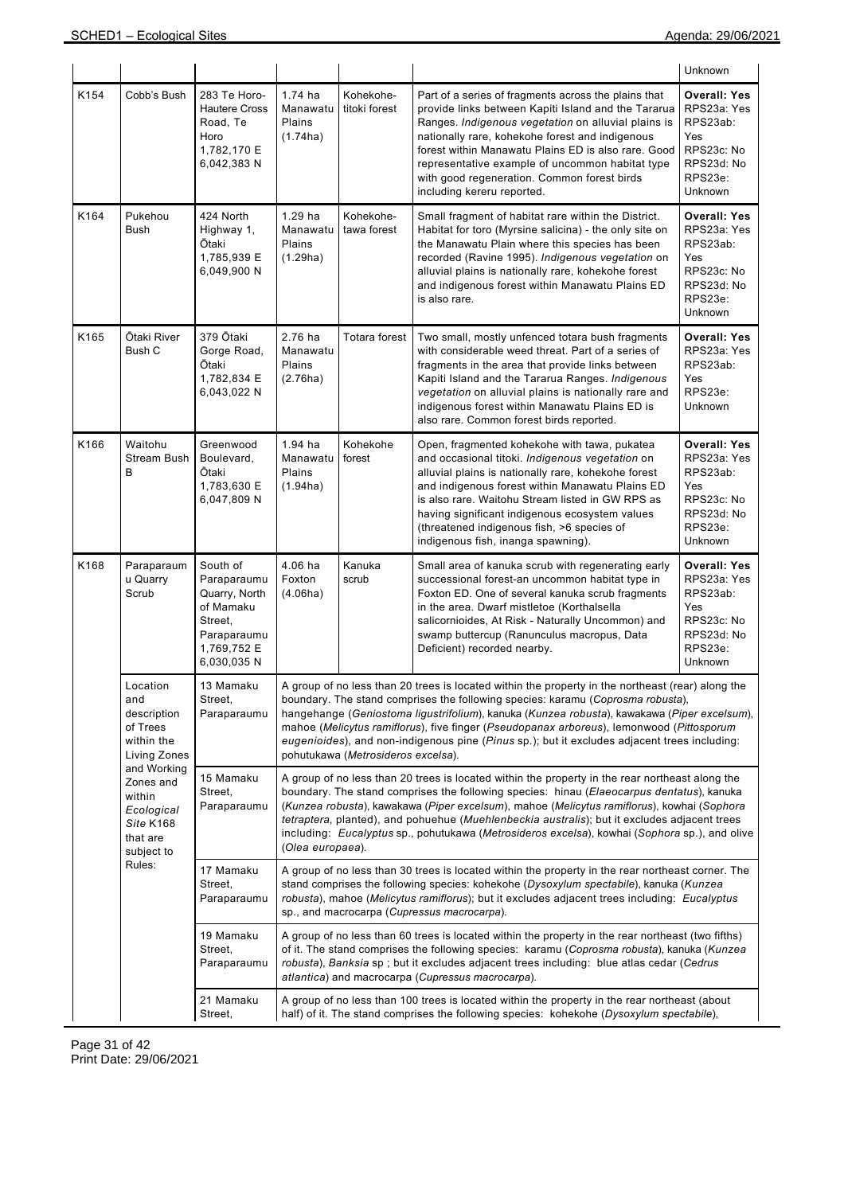| | | | | | | Unknown |
|---|---|---|---|---|---|---|
| K154 | Cobb's Bush | 283 Te Horo-Hautere Cross Road, Te Horo 1,782,170 E 6,042,383 N | 1.74 ha Manawatu Plains (1.74ha) | Kohekohe-titoki forest | Part of a series of fragments across the plains that provide links between Kapiti Island and the Tararua Ranges. *Indigenous vegetation* on alluvial plains is nationally rare, kohekohe forest and indigenous forest within Manawatu Plains ED is also rare. Good representative example of uncommon habitat type with good regeneration. Common forest birds including kereru reported. | **Overall: Yes** RPS23a: Yes RPS23ab: Yes RPS23c: No RPS23d: No RPS23e: Unknown |
| K164 | Pukehou Bush | 424 North Highway 1, Ōtaki 1,785,939 E 6,049,900 N | 1.29 ha Manawatu Plains (1.29ha) | Kohekohe-tawa forest | Small fragment of habitat rare within the District. Habitat for toro (Myrsine salicina) - the only site on the Manawatu Plain where this species has been recorded (Ravine 1995). *Indigenous vegetation* on alluvial plains is nationally rare, kohekohe forest and indigenous forest within Manawatu Plains ED is also rare. | **Overall: Yes** RPS23a: Yes RPS23ab: Yes RPS23c: No RPS23d: No RPS23e: Unknown |
| K165 | Ōtaki River Bush C | 379 Ōtaki Gorge Road, Ōtaki 1,782,834 E 6,043,022 N | 2.76 ha Manawatu Plains (2.76ha) | Totara forest | Two small, mostly unfenced totara bush fragments with considerable weed threat. Part of a series of fragments in the area that provide links between Kapiti Island and the Tararua Ranges. *Indigenous vegetation* on alluvial plains is nationally rare and indigenous forest within Manawatu Plains ED is also rare. Common forest birds reported. | **Overall: Yes** RPS23a: Yes RPS23ab: Yes RPS23e: Unknown |
| K166 | Waitohu Stream Bush B | Greenwood Boulevard, Ōtaki 1,783,630 E 6,047,809 N | 1.94 ha Manawatu Plains (1.94ha) | Kohekohe forest | Open, fragmented kohekohe with tawa, pukatea and occasional titoki. *Indigenous vegetation* on alluvial plains is nationally rare, kohekohe forest and indigenous forest within Manawatu Plains ED is also rare. Waitohu Stream listed in GW RPS as having significant indigenous ecosystem values (threatened indigenous fish, >6 species of indigenous fish, inanga spawning). | **Overall: Yes** RPS23a: Yes RPS23ab: Yes RPS23c: No RPS23d: No RPS23e: Unknown |
| K168 | Paraparaumu Quarry Scrub | South of Paraparaumu Quarry, North of Mamaku Street, Paraparaumu 1,769,752 E 6,030,035 N | 4.06 ha Foxton (4.06ha) | Kanuka scrub | Small area of kanuka scrub with regenerating early successional forest-an uncommon habitat type in Foxton ED. One of several kanuka scrub fragments in the area. Dwarf mistletoe (Korthalsella salicornioides, At Risk - Naturally Uncommon) and swamp buttercup (Ranunculus macropus, Data Deficient) recorded nearby. | **Overall: Yes** RPS23a: Yes RPS23ab: Yes RPS23c: No RPS23d: No RPS23e: Unknown |
| | Location and description of Trees within the Living Zones and Working Zones and within *Ecological Site* K168 that are subject to Rules: | 13 Mamaku Street, Paraparaumu | A group of no less than 20 trees is located within the property in the northeast (rear) along the boundary. The stand comprises the following species: karamu (*Coprosma robusta*), hangehange (*Geniostoma ligustrifolium*), kanuka (*Kunzea robusta*), kawakawa (*Piper excelsum*), mahoe (*Melicytus ramiflorus*), five finger (*Pseudopanax arboreus*), lemonwood (*Pittosporum eugenioides*), and non-indigenous pine (*Pinus* sp.); but it excludes adjacent trees including: pohutukawa (*Metrosideros excelsa*). | | | |
| | | 15 Mamaku Street, Paraparaumu | A group of no less than 20 trees is located within the property in the rear northeast along the boundary. The stand comprises the following species: hinau (*Elaeocarpus dentatus*), kanuka (*Kunzea robusta*), kawakawa (*Piper excelsum*), mahoe (*Melicytus ramiflorus*), kowhai (*Sophora tetraptera*, planted), and pohuehue (*Muehlenbeckia australis*); but it excludes adjacent trees including: *Eucalyptus* sp., pohutukawa (*Metrosideros excelsa*), kowhai (*Sophora* sp.), and olive (*Olea europaea*). | | | |
| | | 17 Mamaku Street, Paraparaumu | A group of no less than 30 trees is located within the property in the rear northeast corner. The stand comprises the following species: kohekohe (*Dysoxylum spectabile*), kanuka (*Kunzea robusta*), mahoe (*Melicytus ramiflorus*); but it excludes adjacent trees including: *Eucalyptus* sp., and macrocarpa (*Cupressus macrocarpa*). | | | |
| | | 19 Mamaku Street, Paraparaumu | A group of no less than 60 trees is located within the property in the rear northeast (two fifths) of it. The stand comprises the following species: karamu (*Coprosma robusta*), kanuka (*Kunzea robusta*), *Banksia* sp ; but it excludes adjacent trees including: blue atlas cedar (*Cedrus atlantica*) and macrocarpa (*Cupressus macrocarpa*). | | | |
| | | 21 Mamaku Street, | A group of no less than 100 trees is located within the property in the rear northeast (about half) of it. The stand comprises the following species: kohekohe (*Dysoxylum spectabile*), | | | |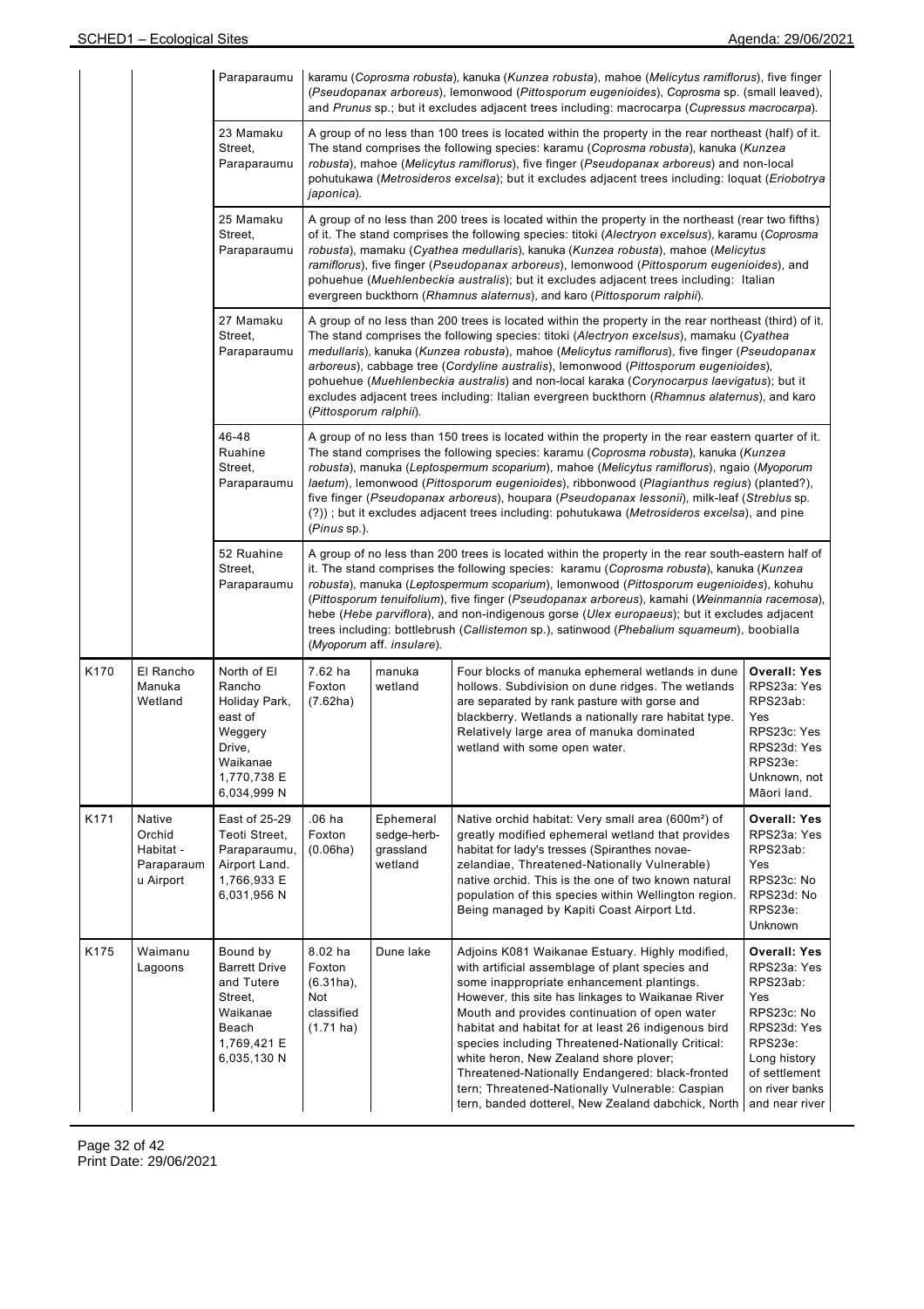| | | | | | | |
|---|---|---|---|---|---|---|
| | | Paraparaumu | karamu (*Coprosma robusta*), kanuka (*Kunzea robusta*), mahoe (*Melicytus ramiflorus*), five finger (*Pseudopanax arboreus*), lemonwood (*Pittosporum eugenioides*), *Coprosma* sp. (small leaved), and *Prunus* sp.; but it excludes adjacent trees including: macrocarpa (*Cupressus macrocarpa*). | | | |
| | | 23 Mamaku Street, Paraparaumu | A group of no less than 100 trees is located within the property in the rear northeast (half) of it. The stand comprises the following species: karamu (*Coprosma robusta*), kanuka (*Kunzea robusta*), mahoe (*Melicytus ramiflorus*), five finger (*Pseudopanax arboreus*) and non-local pohutukawa (*Metrosideros excelsa*); but it excludes adjacent trees including: loquat (*Eriobotrya japonica*). | | | |
| | | 25 Mamaku Street, Paraparaumu | A group of no less than 200 trees is located within the property in the northeast (rear two fifths) of it. The stand comprises the following species: titoki (*Alectryon excelsus*), karamu (*Coprosma robusta*), mamaku (*Cyathea medullaris*), kanuka (*Kunzea robusta*), mahoe (*Melicytus ramiflorus*), five finger (*Pseudopanax arboreus*), lemonwood (*Pittosporum eugenioides*), and pohuehue (*Muehlenbeckia australis*); but it excludes adjacent trees including: Italian evergreen buckthorn (*Rhamnus alaternus*), and karo (*Pittosporum ralphii*). | | | |
| | | 27 Mamaku Street, Paraparaumu | A group of no less than 200 trees is located within the property in the rear northeast (third) of it. The stand comprises the following species: titoki (*Alectryon excelsus*), mamaku (*Cyathea medullaris*), kanuka (*Kunzea robusta*), mahoe (*Melicytus ramiflorus*), five finger (*Pseudopanax arboreus*), cabbage tree (*Cordyline australis*), lemonwood (*Pittosporum eugenioides*), pohuehue (*Muehlenbeckia australis*) and non-local karaka (*Corynocarpus laevigatus*); but it excludes adjacent trees including: Italian evergreen buckthorn (*Rhamnus alaternus*), and karo (*Pittosporum ralphii*). | | | |
| | | 46-48 Ruahine Street, Paraparaumu | A group of no less than 150 trees is located within the property in the rear eastern quarter of it. The stand comprises the following species: karamu (*Coprosma robusta*), kanuka (*Kunzea robusta*), manuka (*Leptospermum scoparium*), mahoe (*Melicytus ramiflorus*), ngaio (*Myoporum laetum*), lemonwood (*Pittosporum eugenioides*), ribbonwood (*Plagianthus regius*) (planted?), five finger (*Pseudopanax arboreus*), houpara (*Pseudopanax lessonii*), milk-leaf (*Streblus* sp. (?)) ; but it excludes adjacent trees including: pohutukawa (*Metrosideros excelsa*), and pine (*Pinus* sp.). | | | |
| | | 52 Ruahine Street, Paraparaumu | A group of no less than 200 trees is located within the property in the rear south-eastern half of it. The stand comprises the following species: karamu (*Coprosma robusta*), kanuka (*Kunzea robusta*), manuka (*Leptospermum scoparium*), lemonwood (*Pittosporum eugenioides*), kohuhu (*Pittosporum tenuifolium*), five finger (*Pseudopanax arboreus*), kamahi (*Weinmannia racemosa*), hebe (*Hebe parviflora*), and non-indigenous gorse (*Ulex europaeus*); but it excludes adjacent trees including: bottlebrush (*Callistemon* sp.), satinwood (*Phebalium squameum*), boobialla (*Myoporum* aff. *insulare*). | | | |
| K170 | El Rancho Manuka Wetland | North of El Rancho Holiday Park, east of Weggery Drive, Waikanae 1,770,738 E 6,034,999 N | 7.62 ha Foxton (7.62ha) | manuka wetland | Four blocks of manuka ephemeral wetlands in dune hollows. Subdivision on dune ridges. The wetlands are separated by rank pasture with gorse and blackberry. Wetlands a nationally rare habitat type. Relatively large area of manuka dominated wetland with some open water. | **Overall: Yes** RPS23a: Yes RPS23ab: Yes RPS23c: Yes RPS23d: Yes RPS23e: Unknown, not Māori land. |
| K171 | Native Orchid Habitat - Paraparaumu Airport | East of 25-29 Teoti Street, Paraparaumu, Airport Land. 1,766,933 E 6,031,956 N | .06 ha Foxton (0.06ha) | Ephemeral sedge-herb-grassland wetland | Native orchid habitat: Very small area (600m²) of greatly modified ephemeral wetland that provides habitat for lady's tresses (Spiranthes novae-zelandiae, Threatened-Nationally Vulnerable) native orchid. This is the one of two known natural population of this species within Wellington region. Being managed by Kapiti Coast Airport Ltd. | **Overall: Yes** RPS23a: Yes RPS23ab: Yes RPS23c: No RPS23d: No RPS23e: Unknown |
| K175 | Waimanu Lagoons | Bound by Barrett Drive and Tutere Street, Waikanae Beach 1,769,421 E 6,035,130 N | 8.02 ha Foxton (6.31ha), Not classified (1.71 ha) | Dune lake | Adjoins K081 Waikanae Estuary. Highly modified, with artificial assemblage of plant species and some inappropriate enhancement plantings. However, this site has linkages to Waikanae River Mouth and provides continuation of open water habitat and habitat for at least 26 indigenous bird species including Threatened-Nationally Critical: white heron, New Zealand shore plover; Threatened-Nationally Endangered: black-fronted tern; Threatened-Nationally Vulnerable: Caspian tern, banded dotterel, New Zealand dabchick, North | **Overall: Yes** RPS23a: Yes RPS23ab: Yes RPS23c: No RPS23d: Yes RPS23e: Long history of settlement on river banks and near river |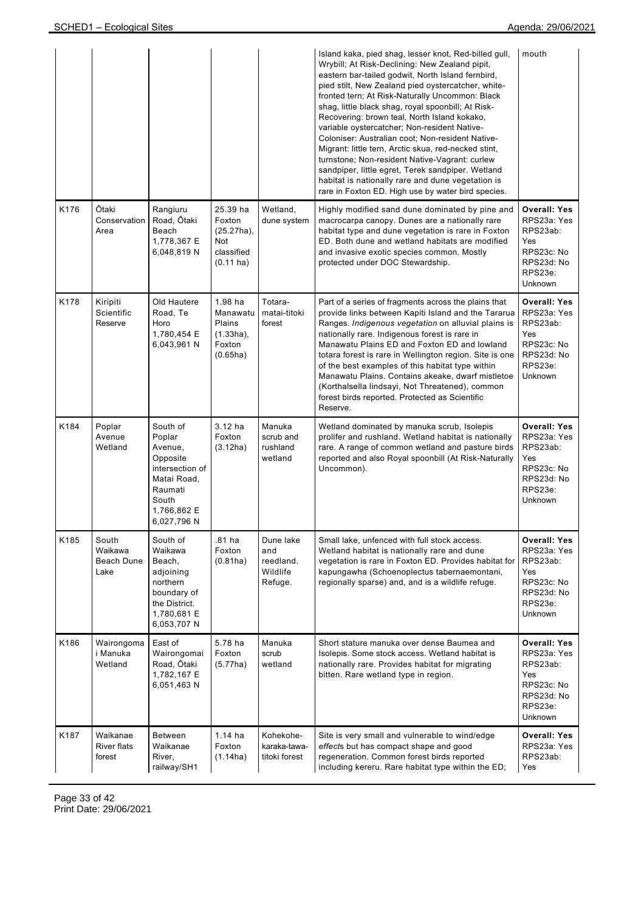| | | | | | Island kaka, pied shag, lesser knot, Red-billed gull, Wrybill; At Risk-Declining: New Zealand pipit, eastern bar-tailed godwit, North Island fernbird, pied stilt, New Zealand pied oystercatcher, white-fronted tern; At Risk-Naturally Uncommon: Black shag, little black shag, royal spoonbill; At Risk-Recovering: brown teal, North Island kokako, variable oystercatcher; Non-resident Native-Coloniser: Australian coot; Non-resident Native-Migrant: little tern, Arctic skua, red-necked stint, turnstone; Non-resident Native-Vagrant: curlew sandpiper, little egret, Terek sandpiper. Wetland habitat is nationally rare and dune vegetation is rare in Foxton ED. High use by water bird species. | mouth |
|---|---|---|---|---|---|---|
| K176 | Ōtaki Conservation Area | Rangiuru Road, Ōtaki Beach 1,778,367 E 6,048,819 N | 25.39 ha Foxton (25.27ha), Not classified (0.11 ha) | Wetland, dune system | Highly modified sand dune dominated by pine and macrocarpa canopy. Dunes are a nationally rare habitat type and dune vegetation is rare in Foxton ED. Both dune and wetland habitats are modified and invasive exotic species common. Mostly protected under DOC Stewardship. | **Overall: Yes** RPS23a: Yes RPS23ab: Yes RPS23c: No RPS23d: No RPS23e: Unknown |
| K178 | Kiripiti Scientific Reserve | Old Hautere Road, Te Horo 1,780,454 E 6,043,961 N | 1.98 ha Manawatu Plains (1.33ha), Foxton (0.65ha) | Totara-matai-titoki forest | Part of a series of fragments across the plains that provide links between Kapiti Island and the Tararua Ranges. *Indigenous vegetation* on alluvial plains is nationally rare. Indigenous forest is rare in Manawatu Plains ED and Foxton ED and lowland totara forest is rare in Wellington region. Site is one of the best examples of this habitat type within Manawatu Plains. Contains akeake, dwarf mistletoe (Korthalsella lindsayi, Not Threatened), common forest birds reported. Protected as Scientific Reserve. | **Overall: Yes** RPS23a: Yes RPS23ab: Yes RPS23c: No RPS23d: No RPS23e: Unknown |
| K184 | Poplar Avenue Wetland | South of Poplar Avenue, Opposite intersection of Matai Road, Raumati South 1,766,862 E 6,027,796 N | 3.12 ha Foxton (3.12ha) | Manuka scrub and rushland wetland | Wetland dominated by manuka scrub, Isolepis prolifer and rushland. Wetland habitat is nationally rare. A range of common wetland and pasture birds reported and also Royal spoonbill (At Risk-Naturally Uncommon). | **Overall: Yes** RPS23a: Yes RPS23ab: Yes RPS23c: No RPS23d: No RPS23e: Unknown |
| K185 | South Waikawa Beach Dune Lake | South of Waikawa Beach, adjoining northern boundary of the District. 1,780,681 E 6,053,707 N | .81 ha Foxton (0.81ha) | Dune lake and reedland. Wildlife Refuge. | Small lake, unfenced with full stock access. Wetland habitat is nationally rare and dune vegetation is rare in Foxton ED. Provides habitat for kapungawha (Schoenoplectus tabernaemontani, regionally sparse) and, and is a wildlife refuge. | **Overall: Yes** RPS23a: Yes RPS23ab: Yes RPS23c: No RPS23d: No RPS23e: Unknown |
| K186 | Wairongomai Manuka Wetland | East of Wairongomai Road, Ōtaki 1,782,167 E 6,051,463 N | 5.78 ha Foxton (5.77ha) | Manuka scrub wetland | Short stature manuka over dense Baumea and Isolepis. Some stock access. Wetland habitat is nationally rare. Provides habitat for migrating bitten. Rare wetland type in region. | **Overall: Yes** RPS23a: Yes RPS23ab: Yes RPS23c: No RPS23d: No RPS23e: Unknown |
| K187 | Waikanae River flats forest | Between Waikanae River, railway/SH1 | 1.14 ha Foxton (1.14ha) | Kohekohe-karaka-tawa-titoki forest | Site is very small and vulnerable to wind/edge *effects* but has compact shape and good regeneration. Common forest birds reported including kereru. Rare habitat type within the ED; | **Overall: Yes** RPS23a: Yes RPS23ab: Yes |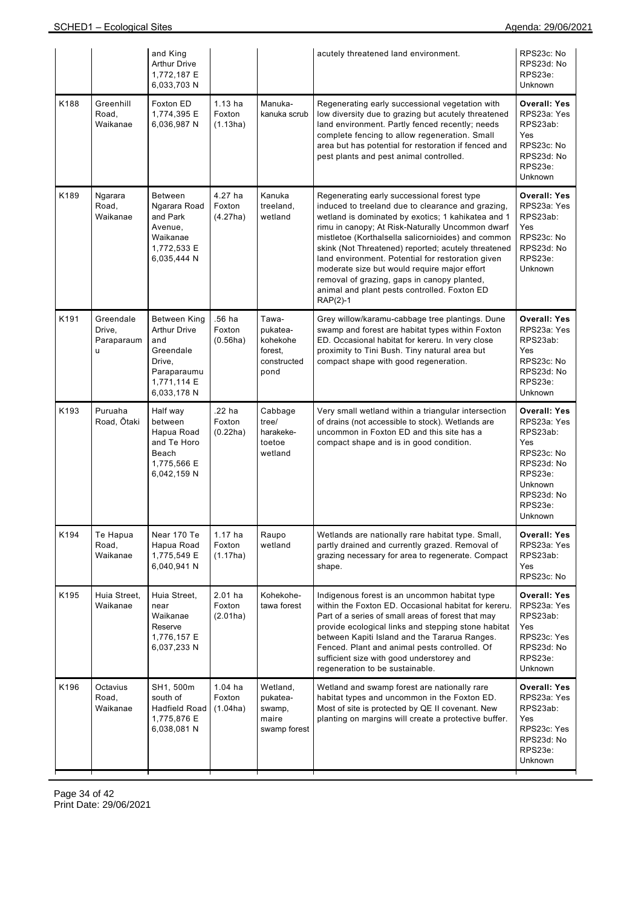| | | | | | | |
|---|---|---|---|---|---|---|
| | | and King Arthur Drive 1,772,187 E 6,033,703 N | | | acutely threatened land environment. | RPS23c: No RPS23d: No RPS23e: Unknown |
| K188 | Greenhill Road, Waikanae | Foxton ED 1,774,395 E 6,036,987 N | 1.13 ha Foxton (1.13ha) | Manuka-kanuka scrub | Regenerating early successional vegetation with low diversity due to grazing but acutely threatened land environment. Partly fenced recently; needs complete fencing to allow regeneration. Small area but has potential for restoration if fenced and pest plants and pest animal controlled. | **Overall: Yes** RPS23a: Yes RPS23ab: Yes RPS23c: No RPS23d: No RPS23e: Unknown |
| K189 | Ngarara Road, Waikanae | Between Ngarara Road and Park Avenue, Waikanae 1,772,533 E 6,035,444 N | 4.27 ha Foxton (4.27ha) | Kanuka treeland, wetland | Regenerating early successional forest type induced to treeland due to clearance and grazing, wetland is dominated by exotics; 1 kahikatea and 1 rimu in canopy; At Risk-Naturally Uncommon dwarf mistletoe (Korthalsella salicornioides) and common skink (Not Threatened) reported; acutely threatened land environment. Potential for restoration given moderate size but would require major effort removal of grazing, gaps in canopy planted, animal and plant pests controlled. Foxton ED RAP(2)-1 | **Overall: Yes** RPS23a: Yes RPS23ab: Yes RPS23c: No RPS23d: No RPS23e: Unknown |
| K191 | Greendale Drive, Paraparaumu | Between King Arthur Drive and Greendale Drive, Paraparaumu 1,771,114 E 6,033,178 N | .56 ha Foxton (0.56ha) | Tawa-pukatea-kohekohe forest, constructed pond | Grey willow/karamu-cabbage tree plantings. Dune swamp and forest are habitat types within Foxton ED. Occasional habitat for kereru. In very close proximity to Tini Bush. Tiny natural area but compact shape with good regeneration. | **Overall: Yes** RPS23a: Yes RPS23ab: Yes RPS23c: No RPS23d: No RPS23e: Unknown |
| K193 | Puruaha Road, Ōtaki | Half way between Hapua Road and Te Horo Beach 1,775,566 E 6,042,159 N | .22 ha Foxton (0.22ha) | Cabbage tree/ harakeke-toetoe wetland | Very small wetland within a triangular intersection of drains (not accessible to stock). Wetlands are uncommon in Foxton ED and this site has a compact shape and is in good condition. | **Overall: Yes** RPS23a: Yes RPS23ab: Yes RPS23c: No RPS23d: No RPS23e: Unknown RPS23d: No RPS23e: Unknown |
| K194 | Te Hapua Road, Waikanae | Near 170 Te Hapua Road 1,775,549 E 6,040,941 N | 1.17 ha Foxton (1.17ha) | Raupo wetland | Wetlands are nationally rare habitat type. Small, partly drained and currently grazed. Removal of grazing necessary for area to regenerate. Compact shape. | **Overall: Yes** RPS23a: Yes RPS23ab: Yes RPS23c: No |
| K195 | Huia Street, Waikanae | Huia Street, near Waikanae Reserve 1,776,157 E 6,037,233 N | 2.01 ha Foxton (2.01ha) | Kohekohe-tawa forest | Indigenous forest is an uncommon habitat type within the Foxton ED. Occasional habitat for kereru. Part of a series of small areas of forest that may provide ecological links and stepping stone habitat between Kapiti Island and the Tararua Ranges. Fenced. Plant and animal pests controlled. Of sufficient size with good understorey and regeneration to be sustainable. | **Overall: Yes** RPS23a: Yes RPS23ab: Yes RPS23c: Yes RPS23d: No RPS23e: Unknown |
| K196 | Octavius Road, Waikanae | SH1, 500m south of Hadfield Road 1,775,876 E 6,038,081 N | 1.04 ha Foxton (1.04ha) | Wetland, pukatea-swamp, maire swamp forest | Wetland and swamp forest are nationally rare habitat types and uncommon in the Foxton ED. Most of site is protected by QE II covenant. New planting on margins will create a protective buffer. | **Overall: Yes** RPS23a: Yes RPS23ab: Yes RPS23c: Yes RPS23d: No RPS23e: Unknown |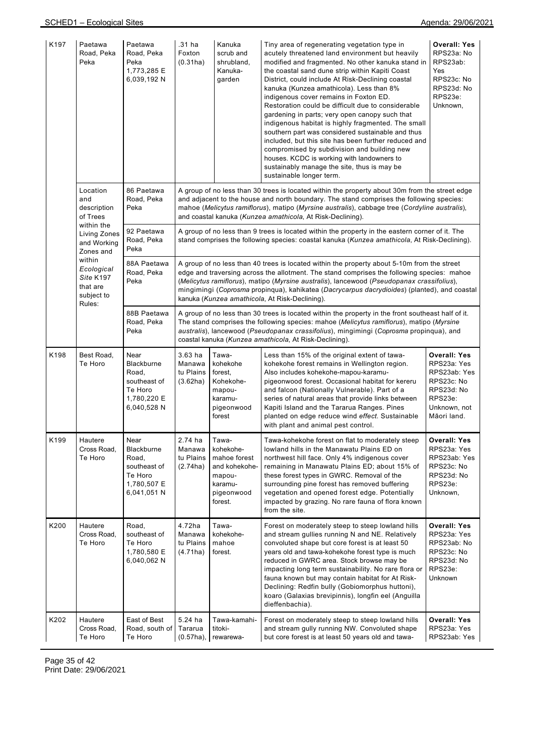| K197 | Paetawa Road, Peka Peka | Paetawa Road, Peka Peka 1,773,285 E 6,039,192 N | .31 ha Foxton (0.31ha) | Kanuka scrub and shrubland, Kanuka-garden | Tiny area of regenerating vegetation type in acutely threatened land environment but heavily modified and fragmented. No other kanuka stand in the coastal sand dune strip within Kapiti Coast District, could include At Risk-Declining coastal kanuka (Kunzea amathicola). Less than 8% indigenous cover remains in Foxton ED. Restoration could be difficult due to considerable gardening in parts; very open canopy such that indigenous habitat is highly fragmented. The small southern part was considered sustainable and thus included, but this site has been further reduced and compromised by subdivision and building new houses. KCDC is working with landowners to sustainably manage the site, thus is may be sustainable longer term. | **Overall: Yes** RPS23a: No RPS23ab: Yes RPS23c: No RPS23d: No RPS23e: Unknown, |
|---|---|---|---|---|---|---|
| | Location and description of Trees within the Living Zones and Working Zones and within *Ecological Site* K197 that are subject to Rules: | 86 Paetawa Road, Peka Peka | A group of no less than 30 trees is located within the property about 30m from the street edge and adjacent to the house and north boundary. The stand comprises the following species: mahoe (*Melicytus ramiflorus*), matipo (*Myrsine australis*), cabbage tree (*Cordyline australis*), and coastal kanuka (*Kunzea amathicola*, At Risk-Declining). | | | |
| | | 92 Paetawa Road, Peka Peka | A group of no less than 9 trees is located within the property in the eastern corner of it. The stand comprises the following species: coastal kanuka (*Kunzea amathicola*, At Risk-Declining). | | | |
| | | 88A Paetawa Road, Peka Peka | A group of no less than 40 trees is located within the property about 5-10m from the street edge and traversing across the allotment. The stand comprises the following species: mahoe (*Melicytus ramiflorus*), matipo (*Myrsine australis*), lancewood (*Pseudopanax crassifolius*), mingimingi (*Coprosma* propinqua), kahikatea (*Dacrycarpus dacrydioides*) (planted), and coastal kanuka (*Kunzea amathicola*, At Risk-Declining). | | | |
| | | 88B Paetawa Road, Peka Peka | A group of no less than 30 trees is located within the property in the front southeast half of it. The stand comprises the following species: mahoe (*Melicytus ramiflorus*), matipo (*Myrsine australis*), lancewood (*Pseudopanax crassifolius*), mingimingi (*Coprosma* propinqua), and coastal kanuka (*Kunzea amathicola*, At Risk-Declining). | | | |
| K198 | Best Road, Te Horo | Near Blackburne Road, southeast of Te Horo 1,780,220 E 6,040,528 N | 3.63 ha Manawa tu Plains (3.62ha) | Tawa-kohekohe forest, Kohekohe-mapou-karamu-pigeonwood forest | Less than 15% of the original extent of tawa-kohekohe forest remains in Wellington region. Also includes kohekohe-mapou-karamu-pigeonwood forest. Occasional habitat for kereru and falcon (Nationally Vulnerable). Part of a series of natural areas that provide links between Kapiti Island and the Tararua Ranges. Pines planted on edge reduce wind *effect*. Sustainable with plant and animal pest control. | **Overall: Yes** RPS23a: Yes RPS23ab: Yes RPS23c: No RPS23d: No RPS23e: Unknown, not Māori land. |
| K199 | Hautere Cross Road, Te Horo | Near Blackburne Road, southeast of Te Horo 1,780,507 E 6,041,051 N | 2.74 ha Manawa tu Plains (2.74ha) | Tawa-kohekohe-mahoe forest and kohekohe-mapou-karamu-pigeonwood forest. | Tawa-kohekohe forest on flat to moderately steep lowland hills in the Manawatu Plains ED on northwest hill face. Only 4% indigenous cover remaining in Manawatu Plains ED; about 15% of these forest types in GWRC. Removal of the surrounding pine forest has removed buffering vegetation and opened forest edge. Potentially impacted by grazing. No rare fauna of flora known from the site. | **Overall: Yes** RPS23a: Yes RPS23ab: Yes RPS23c: No RPS23d: No RPS23e: Unknown, |
| K200 | Hautere Cross Road, Te Horo | Road, southeast of Te Horo 1,780,580 E 6,040,062 N | 4.72ha Manawa tu Plains (4.71ha) | Tawa-kohekohe-mahoe forest. | Forest on moderately steep to steep lowland hills and stream gullies running N and NE. Relatively convoluted shape but core forest is at least 50 years old and tawa-kohekohe forest type is much reduced in GWRC area. Stock browse may be impacting long term sustainability. No rare flora or fauna known but may contain habitat for At Risk-Declining: Redfin bully (Gobiomorphus huttoni), koaro (Galaxias brevipinnis), longfin eel (Anguilla dieffenbachia). | **Overall: Yes** RPS23a: Yes RPS23ab: No RPS23c: No RPS23d: No RPS23e: Unknown |
| K202 | Hautere Cross Road, Te Horo | East of Best Road, south of Te Horo | 5.24 ha Tararua (0.57ha), | Tawa-kamahi-titoki-rewarewa- | Forest on moderately steep to steep lowland hills and stream gully running NW. Convoluted shape but core forest is at least 50 years old and tawa- | **Overall: Yes** RPS23a: Yes RPS23ab: Yes |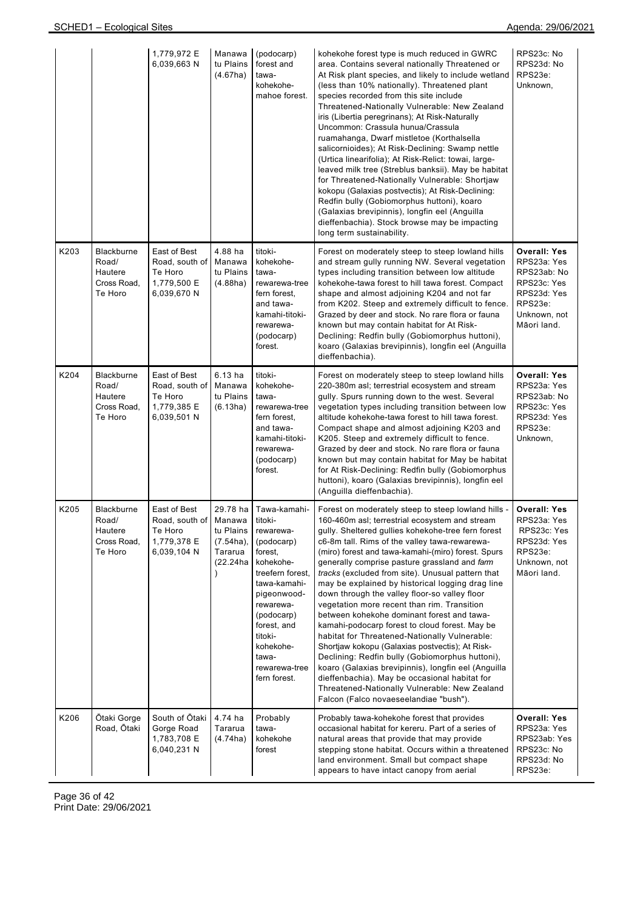| | | 1,779,972 E 6,039,663 N | Manawatu Plains (4.67ha) | (podocarp) forest and tawa-kohekohe-mahoe forest. | kohekohe forest type is much reduced in GWRC area. Contains several nationally Threatened or At Risk plant species, and likely to include wetland (less than 10% nationally). Threatened plant species recorded from this site include Threatened-Nationally Vulnerable: New Zealand iris (Libertia peregrinans); At Risk-Naturally Uncommon: Crassula hunua/Crassula ruamahanga, Dwarf mistletoe (Korthalsella salicornioides); At Risk-Declining: Swamp nettle (Urtica linearifolia); At Risk-Relict: towai, large-leaved milk tree (Streblus banksii). May be habitat for Threatened-Nationally Vulnerable: Shortjaw kokopu (Galaxias postvectis); At Risk-Declining: Redfin bully (Gobiomorphus huttoni), koaro (Galaxias brevipinnis), longfin eel (Anguilla dieffenbachia). Stock browse may be impacting long term sustainability. | RPS23c: No RPS23d: No RPS23e: Unknown, |
|---|---|---|---|---|---|---|
| K203 | Blackburne Road/ Hautere Cross Road, Te Horo | East of Best Road, south of Te Horo 1,779,500 E 6,039,670 N | 4.88 ha Manawatu Plains (4.88ha) | titoki-kohekohe-tawa-rewarewa-tree fern forest, and tawa-kamahi-titoki-rewarewa-(podocarp) forest. | Forest on moderately steep to steep lowland hills and stream gully running NW. Several vegetation types including transition between low altitude kohekohe-tawa forest to hill tawa forest. Compact shape and almost adjoining K204 and not far from K202. Steep and extremely difficult to fence. Grazed by deer and stock. No rare flora or fauna known but may contain habitat for At Risk-Declining: Redfin bully (Gobiomorphus huttoni), koaro (Galaxias brevipinnis), longfin eel (Anguilla dieffenbachia). | **Overall: Yes** RPS23a: Yes RPS23ab: No RPS23c: Yes RPS23d: Yes RPS23e: Unknown, not Māori land. |
| K204 | Blackburne Road/ Hautere Cross Road, Te Horo | East of Best Road, south of Te Horo 1,779,385 E 6,039,501 N | 6.13 ha Manawatu Plains (6.13ha) | titoki-kohekohe-tawa-rewarewa-tree fern forest, and tawa-kamahi-titoki-rewarewa-(podocarp) forest. | Forest on moderately steep to steep lowland hills 220-380m asl; terrestrial ecosystem and stream gully. Spurs running down to the west. Several vegetation types including transition between low altitude kohekohe-tawa forest to hill tawa forest. Compact shape and almost adjoining K203 and K205. Steep and extremely difficult to fence. Grazed by deer and stock. No rare flora or fauna known but may contain habitat for May be habitat for At Risk-Declining: Redfin bully (Gobiomorphus huttoni), koaro (Galaxias brevipinnis), longfin eel (Anguilla dieffenbachia). | **Overall: Yes** RPS23a: Yes RPS23ab: No RPS23c: Yes RPS23d: Yes RPS23e: Unknown, |
| K205 | Blackburne Road/ Hautere Cross Road, Te Horo | East of Best Road, south of Te Horo 1,779,378 E 6,039,104 N | 29.78 ha Manawatu Plains (7.54ha), Tararua (22.24ha) | Tawa-kamahi-titoki-rewarewa-(podocarp) forest, kohekohe-treefern forest, tawa-kamahi-pigeonwood-rewarewa-(podocarp) forest, and titoki-kohekohe-tawa-rewarewa-tree fern forest. | Forest on moderately steep to steep lowland hills - 160-460m asl; terrestrial ecosystem and stream gully. Sheltered gullies kohekohe-tree fern forest c6-8m tall. Rims of the valley tawa-rewarewa-(miro) forest and tawa-kamahi-(miro) forest. Spurs generally comprise pasture grassland and *farm tracks* (excluded from site). Unusual pattern that may be explained by historical logging drag line down through the valley floor-so valley floor vegetation more recent than rim. Transition between kohekohe dominant forest and tawa-kamahi-podocarp forest to cloud forest. May be habitat for Threatened-Nationally Vulnerable: Shortjaw kokopu (Galaxias postvectis); At Risk-Declining: Redfin bully (Gobiomorphus huttoni), koaro (Galaxias brevipinnis), longfin eel (Anguilla dieffenbachia). May be occasional habitat for Threatened-Nationally Vulnerable: New Zealand Falcon (Falco novaeseelandiae "bush"). | **Overall: Yes** RPS23a: Yes RPS23c: Yes RPS23d: Yes RPS23e: Unknown, not Māori land. |
| K206 | Ōtaki Gorge Road, Ōtaki | South of Ōtaki Gorge Road 1,783,708 E 6,040,231 N | 4.74 ha Tararua (4.74ha) | Probably tawa-kohekohe forest | Probably tawa-kohekohe forest that provides occasional habitat for kereru. Part of a series of natural areas that provide that may provide stepping stone habitat. Occurs within a threatened land environment. Small but compact shape appears to have intact canopy from aerial | **Overall: Yes** RPS23a: Yes RPS23ab: Yes RPS23c: No RPS23d: No RPS23e: |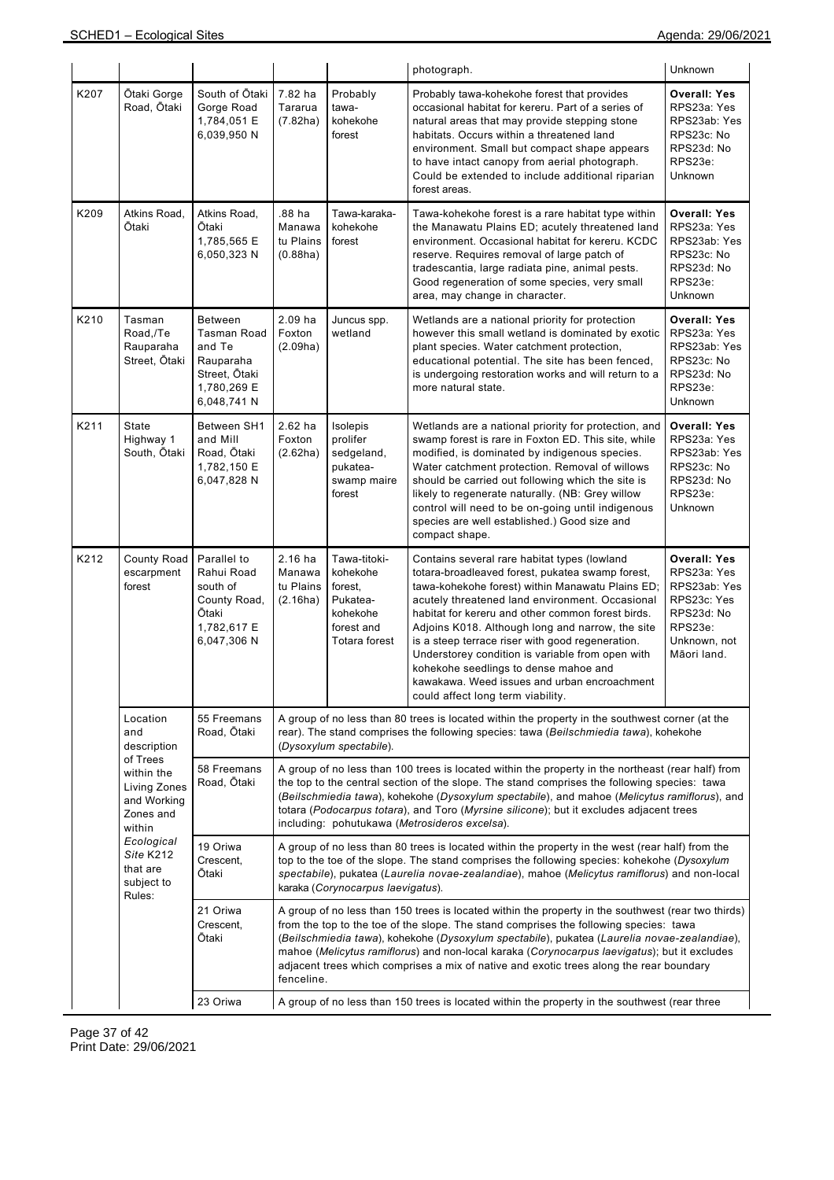| | | | | | photograph. | Unknown |
|---|---|---|---|---|---|---|
| K207 | Ōtaki Gorge Road, Ōtaki | South of Ōtaki Gorge Road 1,784,051 E 6,039,950 N | 7.82 ha Tararua (7.82ha) | Probably tawa-kohekohe forest | Probably tawa-kohekohe forest that provides occasional habitat for kereru. Part of a series of natural areas that may provide stepping stone habitats. Occurs within a threatened land environment. Small but compact shape appears to have intact canopy from aerial photograph. Could be extended to include additional riparian forest areas. | **Overall: Yes** RPS23a: Yes RPS23ab: Yes RPS23c: No RPS23d: No RPS23e: Unknown |
| K209 | Atkins Road, Ōtaki | Atkins Road, Ōtaki 1,785,565 E 6,050,323 N | .88 ha Manawatu Plains (0.88ha) | Tawa-karaka-kohekohe forest | Tawa-kohekohe forest is a rare habitat type within the Manawatu Plains ED; acutely threatened land environment. Occasional habitat for kereru. KCDC reserve. Requires removal of large patch of tradescantia, large radiata pine, animal pests. Good regeneration of some species, very small area, may change in character. | **Overall: Yes** RPS23a: Yes RPS23ab: Yes RPS23c: No RPS23d: No RPS23e: Unknown |
| K210 | Tasman Road,/Te Rauparaha Street, Ōtaki | Between Tasman Road and Te Rauparaha Street, Ōtaki 1,780,269 E 6,048,741 N | 2.09 ha Foxton (2.09ha) | Juncus spp. wetland | Wetlands are a national priority for protection however this small wetland is dominated by exotic plant species. Water catchment protection, educational potential. The site has been fenced, is undergoing restoration works and will return to a more natural state. | **Overall: Yes** RPS23a: Yes RPS23ab: Yes RPS23c: No RPS23d: No RPS23e: Unknown |
| K211 | State Highway 1 South, Ōtaki | Between SH1 and Mill Road, Ōtaki 1,782,150 E 6,047,828 N | 2.62 ha Foxton (2.62ha) | Isolepis prolifer sedgeland, pukatea-swamp maire forest | Wetlands are a national priority for protection, and swamp forest is rare in Foxton ED. This site, while modified, is dominated by indigenous species. Water catchment protection. Removal of willows should be carried out following which the site is likely to regenerate naturally. (NB: Grey willow control will need to be on-going until indigenous species are well established.) Good size and compact shape. | **Overall: Yes** RPS23a: Yes RPS23ab: Yes RPS23c: No RPS23d: No RPS23e: Unknown |
| K212 | County Road escarpment forest | Parallel to Rahui Road south of County Road, Ōtaki 1,782,617 E 6,047,306 N | 2.16 ha Manawatu Plains (2.16ha) | Tawa-titoki-kohekohe forest, Pukatea-kohekohe forest and Totara forest | Contains several rare habitat types (lowland totara-broadleaved forest, pukatea swamp forest, tawa-kohekohe forest) within Manawatu Plains ED; acutely threatened land environment. Occasional habitat for kereru and other common forest birds. Adjoins K018. Although long and narrow, the site is a steep terrace riser with good regeneration. Understorey condition is variable from open with kohekohe seedlings to dense mahoe and kawakawa. Weed issues and urban encroachment could affect long term viability. | **Overall: Yes** RPS23a: Yes RPS23ab: Yes RPS23c: Yes RPS23d: No RPS23e: Unknown, not Māori land. |
| | Location and description of Trees within the Living Zones and Working Zones and within *Ecological Site* K212 that are subject to Rules: | 55 Freemans Road, Ōtaki | A group of no less than 80 trees is located within the property in the southwest corner (at the rear). The stand comprises the following species: tawa (*Beilschmiedia tawa*), kohekohe (*Dysoxylum spectabile*). | | | |
| | | 58 Freemans Road, Ōtaki | A group of no less than 100 trees is located within the property in the northeast (rear half) from the top to the central section of the slope. The stand comprises the following species: tawa (*Beilschmiedia tawa*), kohekohe (*Dysoxylum spectabile*), and mahoe (*Melicytus ramiflorus*), and totara (*Podocarpus totara*), and Toro (*Myrsine silicone*); but it excludes adjacent trees including: pohutukawa (*Metrosideros excelsa*). | | | |
| | | 19 Oriwa Crescent, Ōtaki | A group of no less than 80 trees is located within the property in the west (rear half) from the top to the toe of the slope. The stand comprises the following species: kohekohe (*Dysoxylum spectabile*), pukatea (*Laurelia novae-zealandiae*), mahoe (*Melicytus ramiflorus*) and non-local karaka (*Corynocarpus laevigatus*). | | | |
| | | 21 Oriwa Crescent, Ōtaki | A group of no less than 150 trees is located within the property in the southwest (rear two thirds) from the top to the toe of the slope. The stand comprises the following species: tawa (*Beilschmiedia tawa*), kohekohe (*Dysoxylum spectabile*), pukatea (*Laurelia novae-zealandiae*), mahoe (*Melicytus ramiflorus*) and non-local karaka (*Corynocarpus laevigatus*); but it excludes adjacent trees which comprises a mix of native and exotic trees along the rear boundary fenceline. | | | |
| | | 23 Oriwa | A group of no less than 150 trees is located within the property in the southwest (rear three | | | |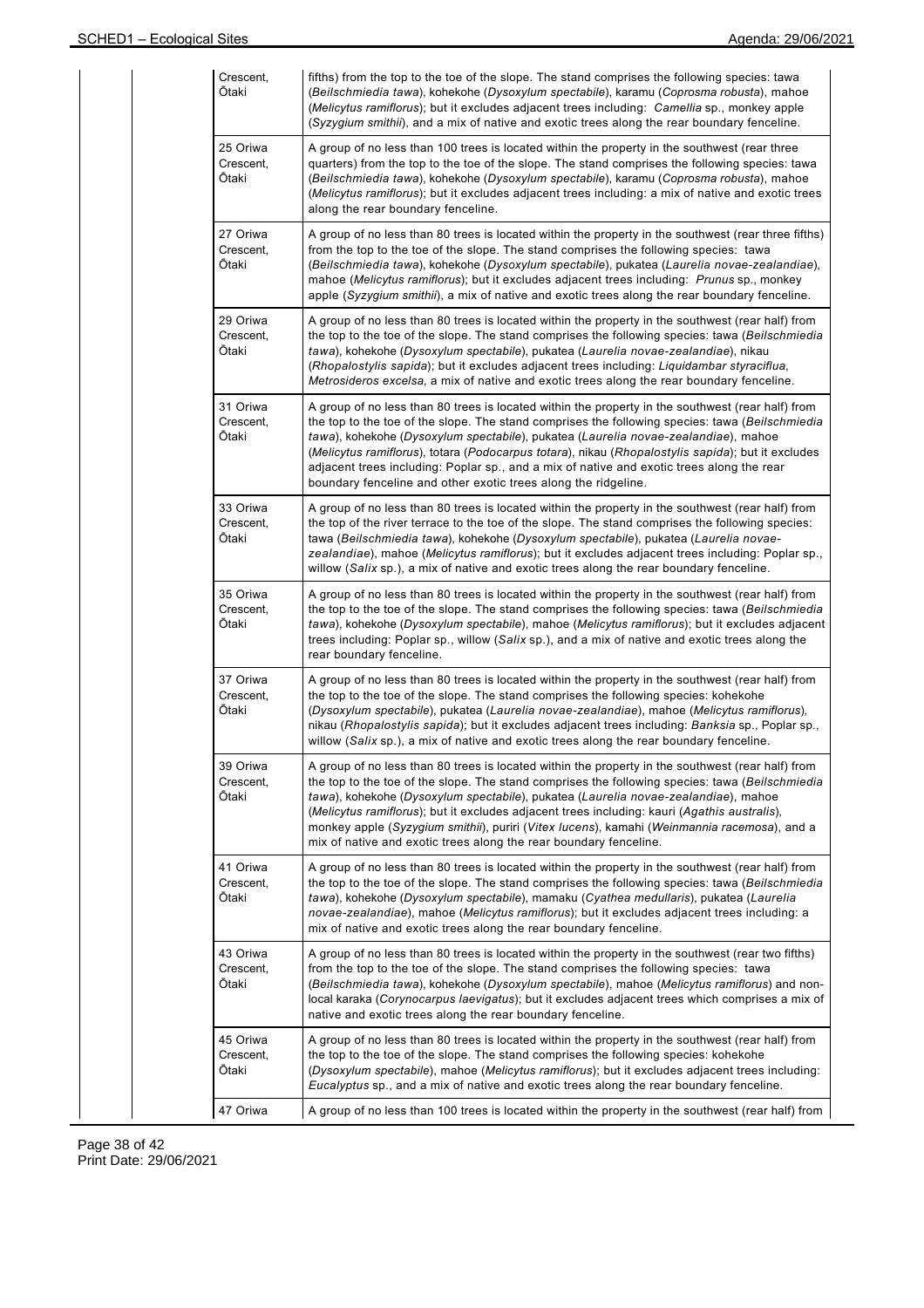| | |
|---|---|
| Crescent, Ōtaki | fifths) from the top to the toe of the slope. The stand comprises the following species: tawa (*Beilschmiedia tawa*), kohekohe (*Dysoxylum spectabile*), karamu (*Coprosma robusta*), mahoe (*Melicytus ramiflorus*); but it excludes adjacent trees including: *Camellia* sp., monkey apple (*Syzygium smithii*), and a mix of native and exotic trees along the rear boundary fenceline. |
| 25 Oriwa Crescent, Ōtaki | A group of no less than 100 trees is located within the property in the southwest (rear three quarters) from the top to the toe of the slope. The stand comprises the following species: tawa (*Beilschmiedia tawa*), kohekohe (*Dysoxylum spectabile*), karamu (*Coprosma robusta*), mahoe (*Melicytus ramiflorus*); but it excludes adjacent trees including: a mix of native and exotic trees along the rear boundary fenceline. |
| 27 Oriwa Crescent, Ōtaki | A group of no less than 80 trees is located within the property in the southwest (rear three fifths) from the top to the toe of the slope. The stand comprises the following species: tawa (*Beilschmiedia tawa*), kohekohe (*Dysoxylum spectabile*), pukatea (*Laurelia novae-zealandiae*), mahoe (*Melicytus ramiflorus*); but it excludes adjacent trees including: *Prunus* sp., monkey apple (*Syzygium smithii*), a mix of native and exotic trees along the rear boundary fenceline. |
| 29 Oriwa Crescent, Ōtaki | A group of no less than 80 trees is located within the property in the southwest (rear half) from the top to the toe of the slope. The stand comprises the following species: tawa (*Beilschmiedia tawa*), kohekohe (*Dysoxylum spectabile*), pukatea (*Laurelia novae-zealandiae*), nikau (*Rhopalostylis sapida*); but it excludes adjacent trees including: *Liquidambar styraciflua*, *Metrosideros excelsa*, a mix of native and exotic trees along the rear boundary fenceline. |
| 31 Oriwa Crescent, Ōtaki | A group of no less than 80 trees is located within the property in the southwest (rear half) from the top to the toe of the slope. The stand comprises the following species: tawa (*Beilschmiedia tawa*), kohekohe (*Dysoxylum spectabile*), pukatea (*Laurelia novae-zealandiae*), mahoe (*Melicytus ramiflorus*), totara (*Podocarpus totara*), nikau (*Rhopalostylis sapida*); but it excludes adjacent trees including: Poplar sp., and a mix of native and exotic trees along the rear boundary fenceline and other exotic trees along the ridgeline. |
| 33 Oriwa Crescent, Ōtaki | A group of no less than 80 trees is located within the property in the southwest (rear half) from the top of the river terrace to the toe of the slope. The stand comprises the following species: tawa (*Beilschmiedia tawa*), kohekohe (*Dysoxylum spectabile*), pukatea (*Laurelia novae-zealandiae*), mahoe (*Melicytus ramiflorus*); but it excludes adjacent trees including: Poplar sp., willow (*Salix* sp.), a mix of native and exotic trees along the rear boundary fenceline. |
| 35 Oriwa Crescent, Ōtaki | A group of no less than 80 trees is located within the property in the southwest (rear half) from the top to the toe of the slope. The stand comprises the following species: tawa (*Beilschmiedia tawa*), kohekohe (*Dysoxylum spectabile*), mahoe (*Melicytus ramiflorus*); but it excludes adjacent trees including: Poplar sp., willow (*Salix* sp.), and a mix of native and exotic trees along the rear boundary fenceline. |
| 37 Oriwa Crescent, Ōtaki | A group of no less than 80 trees is located within the property in the southwest (rear half) from the top to the toe of the slope. The stand comprises the following species: kohekohe (*Dysoxylum spectabile*), pukatea (*Laurelia novae-zealandiae*), mahoe (*Melicytus ramiflorus*), nikau (*Rhopalostylis sapida*); but it excludes adjacent trees including: *Banksia* sp., Poplar sp., willow (*Salix* sp.), a mix of native and exotic trees along the rear boundary fenceline. |
| 39 Oriwa Crescent, Ōtaki | A group of no less than 80 trees is located within the property in the southwest (rear half) from the top to the toe of the slope. The stand comprises the following species: tawa (*Beilschmiedia tawa*), kohekohe (*Dysoxylum spectabile*), pukatea (*Laurelia novae-zealandiae*), mahoe (*Melicytus ramiflorus*); but it excludes adjacent trees including: kauri (*Agathis australis*), monkey apple (*Syzygium smithii*), puriri (*Vitex lucens*), kamahi (*Weinmannia racemosa*), and a mix of native and exotic trees along the rear boundary fenceline. |
| 41 Oriwa Crescent, Ōtaki | A group of no less than 80 trees is located within the property in the southwest (rear half) from the top to the toe of the slope. The stand comprises the following species: tawa (*Beilschmiedia tawa*), kohekohe (*Dysoxylum spectabile*), mamaku (*Cyathea medullaris*), pukatea (*Laurelia novae-zealandiae*), mahoe (*Melicytus ramiflorus*); but it excludes adjacent trees including: a mix of native and exotic trees along the rear boundary fenceline. |
| 43 Oriwa Crescent, Ōtaki | A group of no less than 80 trees is located within the property in the southwest (rear two fifths) from the top to the toe of the slope. The stand comprises the following species: tawa (*Beilschmiedia tawa*), kohekohe (*Dysoxylum spectabile*), mahoe (*Melicytus ramiflorus*) and non-local karaka (*Corynocarpus laevigatus*); but it excludes adjacent trees which comprises a mix of native and exotic trees along the rear boundary fenceline. |
| 45 Oriwa Crescent, Ōtaki | A group of no less than 80 trees is located within the property in the southwest (rear half) from the top to the toe of the slope. The stand comprises the following species: kohekohe (*Dysoxylum spectabile*), mahoe (*Melicytus ramiflorus*); but it excludes adjacent trees including: *Eucalyptus* sp., and a mix of native and exotic trees along the rear boundary fenceline. |
| 47 Oriwa | A group of no less than 100 trees is located within the property in the southwest (rear half) from |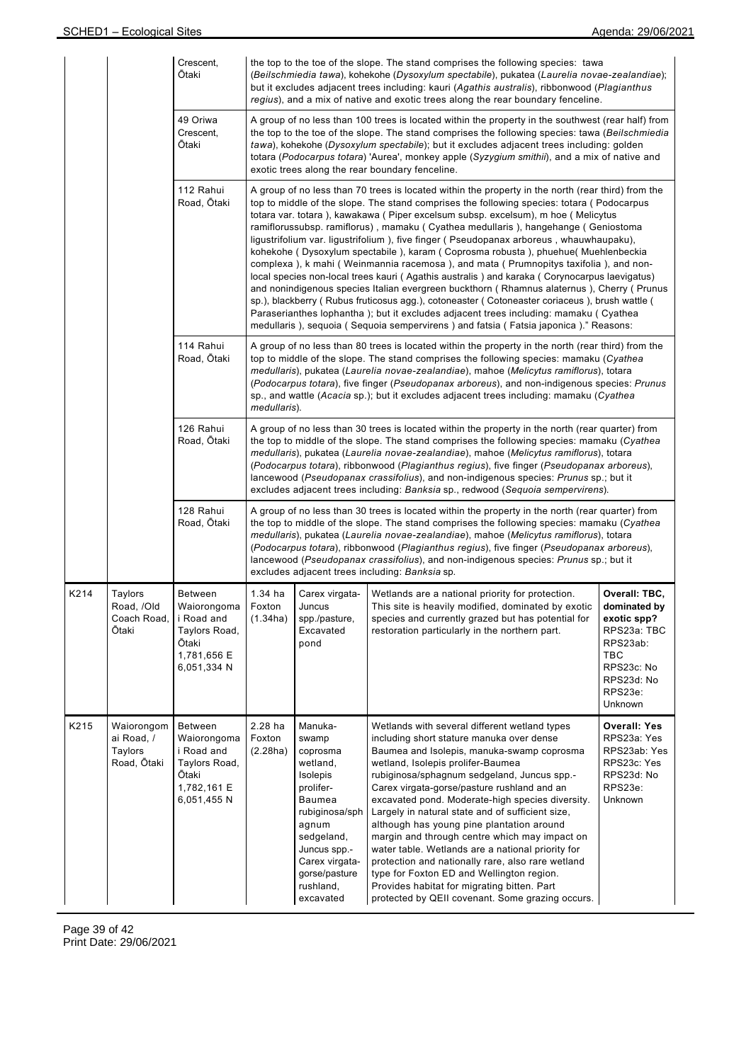|  |  | Crescent, Ōtaki | the top to the toe of the slope. The stand comprises the following species: tawa (*Beilschmiedia tawa*), kohekohe (*Dysoxylum spectabile*), pukatea (*Laurelia novae-zealandiae*); but it excludes adjacent trees including: kauri (*Agathis australis*), ribbonwood (*Plagianthus regius*), and a mix of native and exotic trees along the rear boundary fenceline. | | | |
|---|---|---|---|---|---|---|
|  |  | 49 Oriwa Crescent, Ōtaki | A group of no less than 100 trees is located within the property in the southwest (rear half) from the top to the toe of the slope. The stand comprises the following species: tawa (*Beilschmiedia tawa*), kohekohe (*Dysoxylum spectabile*); but it excludes adjacent trees including: golden totara (*Podocarpus totara*) 'Aurea', monkey apple (*Syzygium smithii*), and a mix of native and exotic trees along the rear boundary fenceline. | | | |
|  |  | 112 Rahui Road, Ōtaki | A group of no less than 70 trees is located within the property in the north (rear third) from the top to middle of the slope. The stand comprises the following species: totara ( Podocarpus totara var. totara ), kawakawa ( Piper excelsum subsp. excelsum), m hoe ( Melicytus ramiflorussubsp. ramiflorus) , mamaku ( Cyathea medullaris ), hangehange ( Geniostoma ligustrifolium var. ligustrifolium ), five finger ( Pseudopanax arboreus , whauwhaupaku), kohekohe ( Dysoxylum spectabile ), karam ( Coprosma robusta ), phuehue( Muehlenbeckia complexa ), k mahi ( Weinmannia racemosa ), and mata ( Prumnopitys taxifolia ), and non-local species non-local trees kauri ( Agathis australis ) and karaka ( Corynocarpus laevigatus) and nonindigenous species Italian evergreen buckthorn ( Rhamnus alaternus ), Cherry ( Prunus sp.), blackberry ( Rubus fruticosus agg.), cotoneaster ( Cotoneaster coriaceus ), brush wattle ( Paraserianthes lophantha ); but it excludes adjacent trees including: mamaku ( Cyathea medullaris ), sequoia ( Sequoia sempervirens ) and fatsia ( Fatsia japonica )." Reasons: | | | |
|  |  | 114 Rahui Road, Ōtaki | A group of no less than 80 trees is located within the property in the north (rear third) from the top to middle of the slope. The stand comprises the following species: mamaku (*Cyathea medullaris*), pukatea (*Laurelia novae-zealandiae*), mahoe (*Melicytus ramiflorus*), totara (*Podocarpus totara*), five finger (*Pseudopanax arboreus*), and non-indigenous species: *Prunus* sp., and wattle (*Acacia* sp.); but it excludes adjacent trees including: mamaku (*Cyathea medullaris*). | | | |
|  |  | 126 Rahui Road, Ōtaki | A group of no less than 30 trees is located within the property in the north (rear quarter) from the top to middle of the slope. The stand comprises the following species: mamaku (*Cyathea medullaris*), pukatea (*Laurelia novae-zealandiae*), mahoe (*Melicytus ramiflorus*), totara (*Podocarpus totara*), ribbonwood (*Plagianthus regius*), five finger (*Pseudopanax arboreus*), lancewood (*Pseudopanax crassifolius*), and non-indigenous species: *Prunus* sp.; but it excludes adjacent trees including: *Banksia* sp., redwood (*Sequoia sempervirens*). | | | |
|  |  | 128 Rahui Road, Ōtaki | A group of no less than 30 trees is located within the property in the north (rear quarter) from the top to middle of the slope. The stand comprises the following species: mamaku (*Cyathea medullaris*), pukatea (*Laurelia novae-zealandiae*), mahoe (*Melicytus ramiflorus*), totara (*Podocarpus totara*), ribbonwood (*Plagianthus regius*), five finger (*Pseudopanax arboreus*), lancewood (*Pseudopanax crassifolius*), and non-indigenous species: *Prunus* sp.; but it excludes adjacent trees including: *Banksia* sp. | | | |
| K214 | Taylors Road, /Old Coach Road, Ōtaki | Between Waiorongomai Road and Taylors Road, Ōtaki 1,781,656 E 6,051,334 N | 1.34 ha Foxton (1.34ha) | Carex virgata-Juncus spp./pasture, Excavated pond | Wetlands are a national priority for protection. This site is heavily modified, dominated by exotic species and currently grazed but has potential for restoration particularly in the northern part. | **Overall: TBC, dominated by exotic spp?** RPS23a: TBC RPS23ab: TBC RPS23c: No RPS23d: No RPS23e: Unknown |
| K215 | Waiorongomai Road, / Taylors Road, Ōtaki | Between Waiorongomai Road and Taylors Road, Ōtaki 1,782,161 E 6,051,455 N | 2.28 ha Foxton (2.28ha) | Manuka-swamp coprosma wetland, Isolepis prolifer-Baumea rubiginosa/sphagnum sedgeland, Juncus spp.-Carex virgata-gorse/pasture rushland, excavated | Wetlands with several different wetland types including short stature manuka over dense Baumea and Isolepis, manuka-swamp coprosma wetland, Isolepis prolifer-Baumea rubiginosa/sphagnum sedgeland, Juncus spp.-Carex virgata-gorse/pasture rushland and an excavated pond. Moderate-high species diversity. Largely in natural state and of sufficient size, although has young pine plantation around margin and through centre which may impact on water table. Wetlands are a national priority for protection and nationally rare, also rare wetland type for Foxton ED and Wellington region. Provides habitat for migrating bitten. Part protected by QEII covenant. Some grazing occurs. | **Overall: Yes** RPS23a: Yes RPS23ab: Yes RPS23c: Yes RPS23d: No RPS23e: Unknown |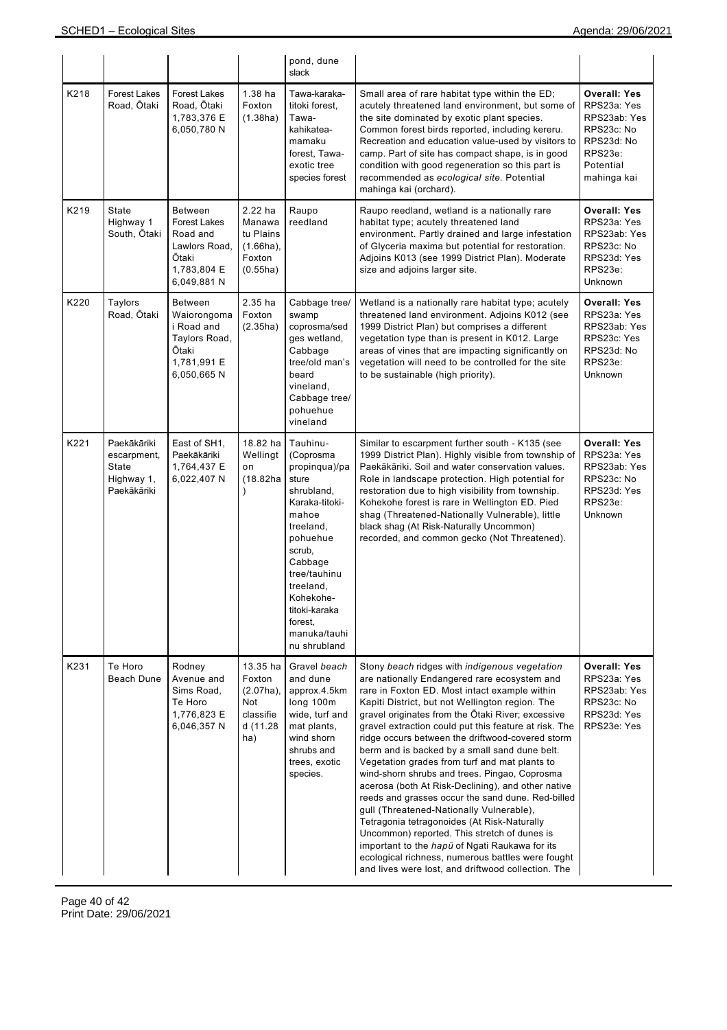| | | | | pond, dune slack | | |
|---|---|---|---|---|---|---|
| K218 | Forest Lakes Road, Ōtaki | Forest Lakes Road, Ōtaki 1,783,376 E 6,050,780 N | 1.38 ha Foxton (1.38ha) | Tawa-karaka-titoki forest, Tawa-kahikatea-mamaku forest, Tawa-exotic tree species forest | Small area of rare habitat type within the ED; acutely threatened land environment, but some of the site dominated by exotic plant species. Common forest birds reported, including kereru. Recreation and education value-used by visitors to camp. Part of site has compact shape, is in good condition with good regeneration so this part is recommended as *ecological site*. Potential mahinga kai (orchard). | **Overall: Yes** RPS23a: Yes RPS23ab: Yes RPS23c: No RPS23d: No RPS23e: Potential mahinga kai |
| K219 | State Highway 1 South, Ōtaki | Between Forest Lakes Road and Lawlors Road, Ōtaki 1,783,804 E 6,049,881 N | 2.22 ha Manawatu Plains (1.66ha), Foxton (0.55ha) | Raupo reedland | Raupo reedland, wetland is a nationally rare habitat type; acutely threatened land environment. Partly drained and large infestation of Glyceria maxima but potential for restoration. Adjoins K013 (see 1999 District Plan). Moderate size and adjoins larger site. | **Overall: Yes** RPS23a: Yes RPS23ab: Yes RPS23c: No RPS23d: Yes RPS23e: Unknown |
| K220 | Taylors Road, Ōtaki | Between Waiorongomai Road and Taylors Road, Ōtaki 1,781,991 E 6,050,665 N | 2.35 ha Foxton (2.35ha) | Cabbage tree/ swamp coprosma/sedges wetland, Cabbage tree/old man's beard vineland, Cabbage tree/ pohuehue vineland | Wetland is a nationally rare habitat type; acutely threatened land environment. Adjoins K012 (see 1999 District Plan) but comprises a different vegetation type than is present in K012. Large areas of vines that are impacting significantly on vegetation will need to be controlled for the site to be sustainable (high priority). | **Overall: Yes** RPS23a: Yes RPS23ab: Yes RPS23c: Yes RPS23d: No RPS23e: Unknown |
| K221 | Paekākāriki escarpment, State Highway 1, Paekākāriki | East of SH1, Paekākāriki 1,764,437 E 6,022,407 N | 18.82 ha Wellington (18.82ha) | Tauhinu-(Coprosma propinqua)/pasture shrubland, Karaka-titoki-mahoe treeland, pohuehue scrub, Cabbage tree/tauhinu treeland, Kohekohe-titoki-karaka forest, manuka/tauhinu shrubland | Similar to escarpment further south - K135 (see 1999 District Plan). Highly visible from township of Paekākāriki. Soil and water conservation values. Role in landscape protection. High potential for restoration due to high visibility from township. Kohekohe forest is rare in Wellington ED. Pied shag (Threatened-Nationally Vulnerable), little black shag (At Risk-Naturally Uncommon) recorded, and common gecko (Not Threatened). | **Overall: Yes** RPS23a: Yes RPS23ab: Yes RPS23c: No RPS23d: Yes RPS23e: Unknown |
| K231 | Te Horo Beach Dune | Rodney Avenue and Sims Road, Te Horo 1,776,823 E 6,046,357 N | 13.35 ha Foxton (2.07ha), Not classified (11.28 ha) | Gravel *beach* and dune approx.4.5km long 100m wide, turf and mat plants, wind shorn shrubs and trees, exotic species. | Stony *beach* ridges with *indigenous vegetation* are nationally Endangered rare ecosystem and rare in Foxton ED. Most intact example within Kapiti District, but not Wellington region. The gravel originates from the Ōtaki River; excessive gravel extraction could put this feature at risk. The ridge occurs between the driftwood-covered storm berm and is backed by a small sand dune belt. Vegetation grades from turf and mat plants to wind-shorn shrubs and trees. Pingao, Coprosma acerosa (both At Risk-Declining), and other native reeds and grasses occur the sand dune. Red-billed gull (Threatened-Nationally Vulnerable), Tetragonia tetragonoides (At Risk-Naturally Uncommon) reported. This stretch of dunes is important to the *hapū* of Ngati Raukawa for its ecological richness, numerous battles were fought and lives were lost, and driftwood collection. The | **Overall: Yes** RPS23a: Yes RPS23ab: Yes RPS23c: No RPS23d: Yes RPS23e: Yes |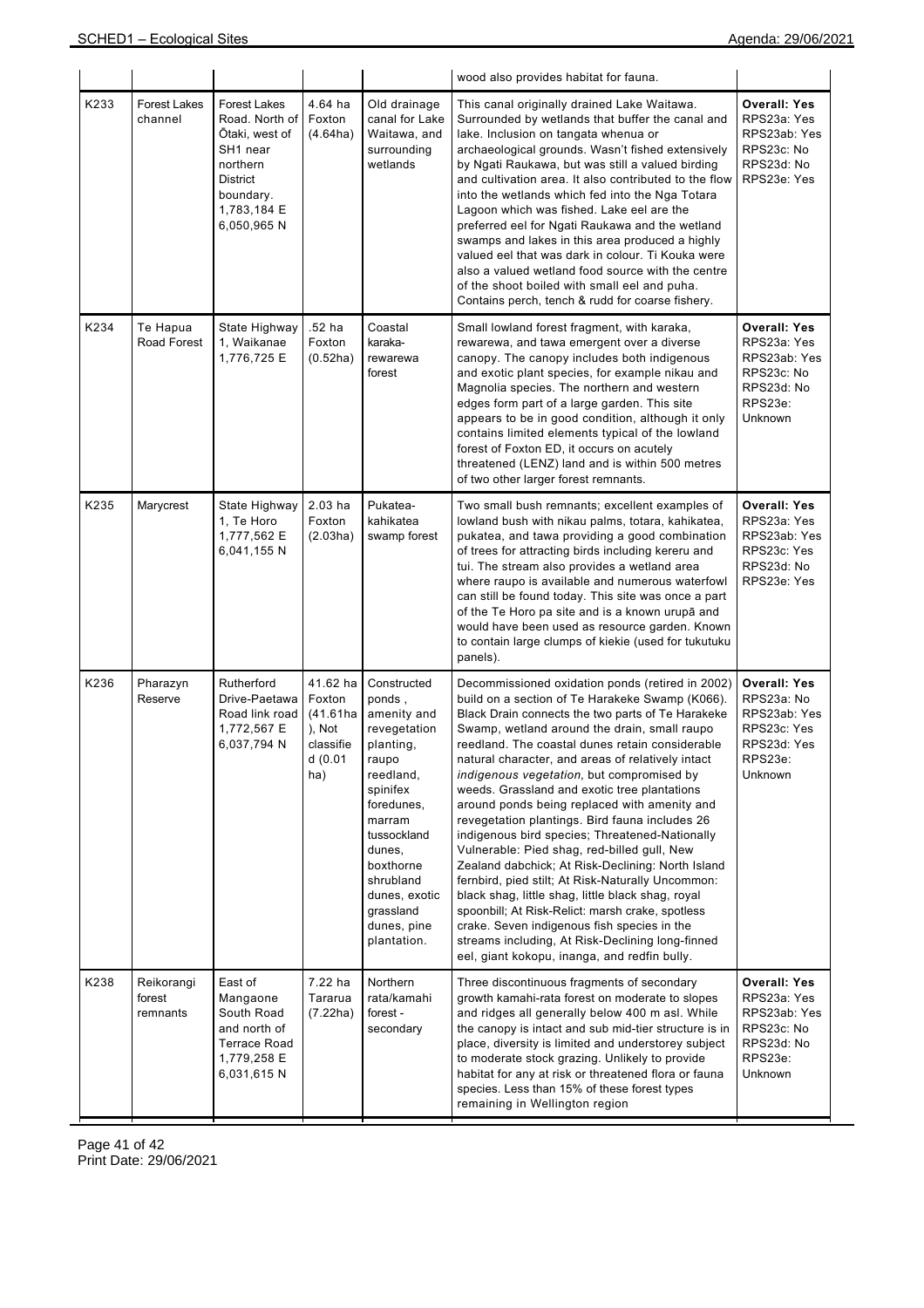| | | | | | wood also provides habitat for fauna. | |
|---|---|---|---|---|---|---|
| K233 | Forest Lakes channel | Forest Lakes Road. North of Ōtaki, west of SH1 near northern District boundary. 1,783,184 E 6,050,965 N | 4.64 ha Foxton (4.64ha) | Old drainage canal for Lake Waitawa, and surrounding wetlands | This canal originally drained Lake Waitawa. Surrounded by wetlands that buffer the canal and lake. Inclusion on tangata whenua or archaeological grounds. Wasn't fished extensively by Ngati Raukawa, but was still a valued birding and cultivation area. It also contributed to the flow into the wetlands which fed into the Nga Totara Lagoon which was fished. Lake eel are the preferred eel for Ngati Raukawa and the wetland swamps and lakes in this area produced a highly valued eel that was dark in colour. Ti Kouka were also a valued wetland food source with the centre of the shoot boiled with small eel and puha. Contains perch, tench & rudd for coarse fishery. | **Overall: Yes** RPS23a: Yes RPS23ab: Yes RPS23c: No RPS23d: No RPS23e: Yes |
| K234 | Te Hapua Road Forest | State Highway 1, Waikanae 1,776,725 E | .52 ha Foxton (0.52ha) | Coastal karaka-rewarewa forest | Small lowland forest fragment, with karaka, rewarewa, and tawa emergent over a diverse canopy. The canopy includes both indigenous and exotic plant species, for example nikau and Magnolia species. The northern and western edges form part of a large garden. This site appears to be in good condition, although it only contains limited elements typical of the lowland forest of Foxton ED, it occurs on acutely threatened (LENZ) land and is within 500 metres of two other larger forest remnants. | **Overall: Yes** RPS23a: Yes RPS23ab: Yes RPS23c: No RPS23d: No RPS23e: Unknown |
| K235 | Marycrest | State Highway 1, Te Horo 1,777,562 E 6,041,155 N | 2.03 ha Foxton (2.03ha) | Pukatea-kahikatea swamp forest | Two small bush remnants; excellent examples of lowland bush with nikau palms, totara, kahikatea, pukatea, and tawa providing a good combination of trees for attracting birds including kereru and tui. The stream also provides a wetland area where raupo is available and numerous waterfowl can still be found today. This site was once a part of the Te Horo pa site and is a known urupā and would have been used as resource garden. Known to contain large clumps of kiekie (used for tukutuku panels). | **Overall: Yes** RPS23a: Yes RPS23ab: Yes RPS23c: Yes RPS23d: No RPS23e: Yes |
| K236 | Pharazyn Reserve | Rutherford Drive-Paetawa Road link road 1,772,567 E 6,037,794 N | 41.62 ha Foxton (41.61ha ), Not classified (0.01 ha) | Constructed ponds , amenity and revegetation planting, raupo reedland, spinifex foredunes, marram tussockland dunes, boxthorne shrubland dunes, exotic grassland dunes, pine plantation. | Decommissioned oxidation ponds (retired in 2002) build on a section of Te Harakeke Swamp (K066). Black Drain connects the two parts of Te Harakeke Swamp, wetland around the drain, small raupo reedland. The coastal dunes retain considerable natural character, and areas of relatively intact *indigenous vegetation*, but compromised by weeds. Grassland and exotic tree plantations around ponds being replaced with amenity and revegetation plantings. Bird fauna includes 26 indigenous bird species; Threatened-Nationally Vulnerable: Pied shag, red-billed gull, New Zealand dabchick; At Risk-Declining: North Island fernbird, pied stilt; At Risk-Naturally Uncommon: black shag, little shag, little black shag, royal spoonbill; At Risk-Relict: marsh crake, spotless crake. Seven indigenous fish species in the streams including, At Risk-Declining long-finned eel, giant kokopu, inanga, and redfin bully. | **Overall: Yes** RPS23a: No RPS23ab: Yes RPS23c: Yes RPS23d: Yes RPS23e: Unknown |
| K238 | Reikorangi forest remnants | East of Mangaone South Road and north of Terrace Road 1,779,258 E 6,031,615 N | 7.22 ha Tararua (7.22ha) | Northern rata/kamahi forest - secondary | Three discontinuous fragments of secondary growth kamahi-rata forest on moderate to slopes and ridges all generally below 400 m asl. While the canopy is intact and sub mid-tier structure is in place, diversity is limited and understorey subject to moderate stock grazing. Unlikely to provide habitat for any at risk or threatened flora or fauna species. Less than 15% of these forest types remaining in Wellington region | **Overall: Yes** RPS23a: Yes RPS23ab: Yes RPS23c: No RPS23d: No RPS23e: Unknown |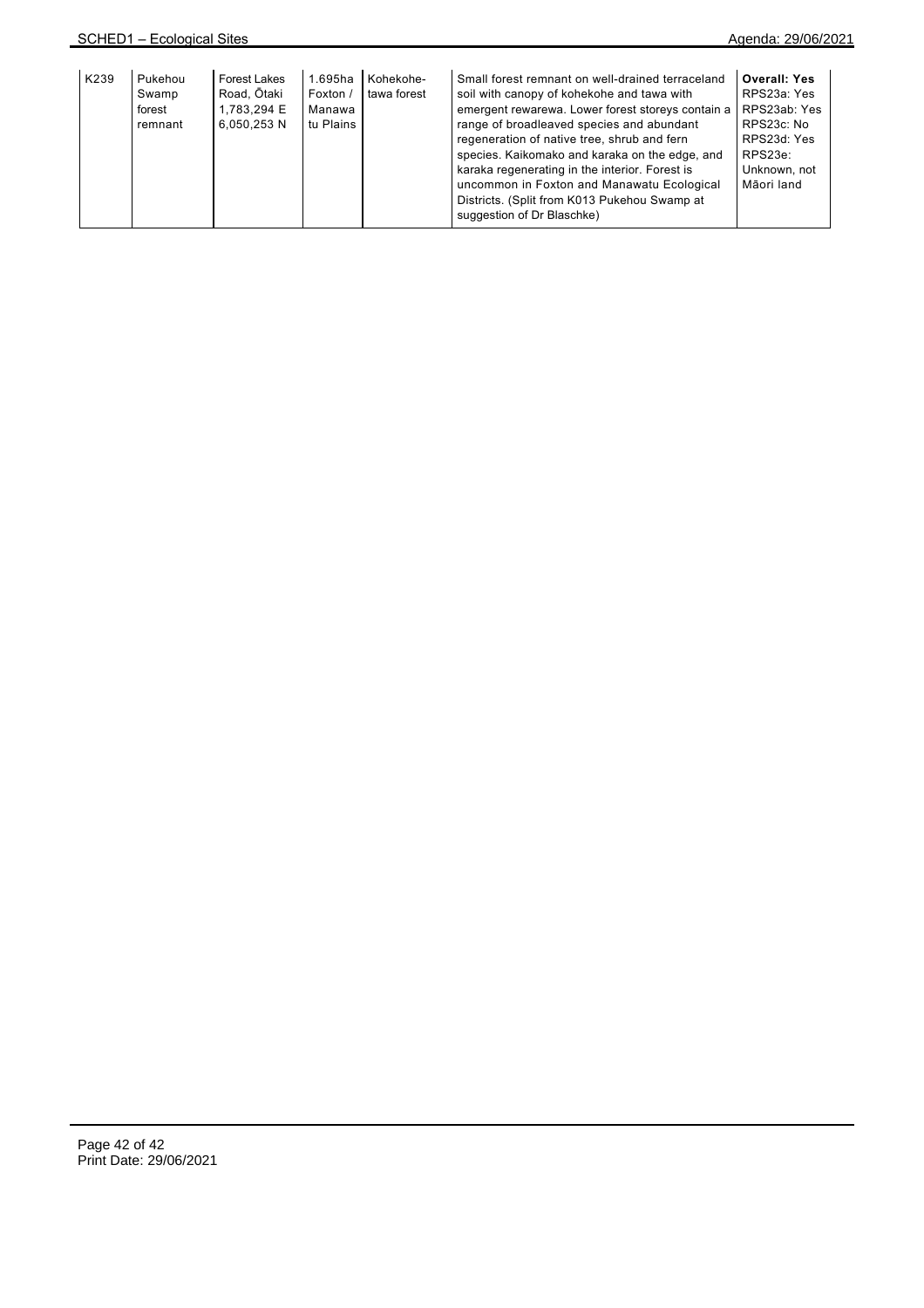| | | | | | | |
|---|---|---|---|---|---|---|
| K239 | Pukehou Swamp forest remnant | Forest Lakes Road, Ōtaki 1,783,294 E 6,050,253 N | 1.695ha Foxton / Manawatu Plains | Kohekohe-tawa forest | Small forest remnant on well-drained terraceland soil with canopy of kohekohe and tawa with emergent rewarewa. Lower forest storeys contain a range of broadleaved species and abundant regeneration of native tree, shrub and fern species. Kaikomako and karaka on the edge, and karaka regenerating in the interior. Forest is uncommon in Foxton and Manawatu Ecological Districts. (Split from K013 Pukehou Swamp at suggestion of Dr Blaschke) | **Overall: Yes** RPS23a: Yes RPS23ab: Yes RPS23c: No RPS23d: Yes RPS23e: Unknown, not Māori land |